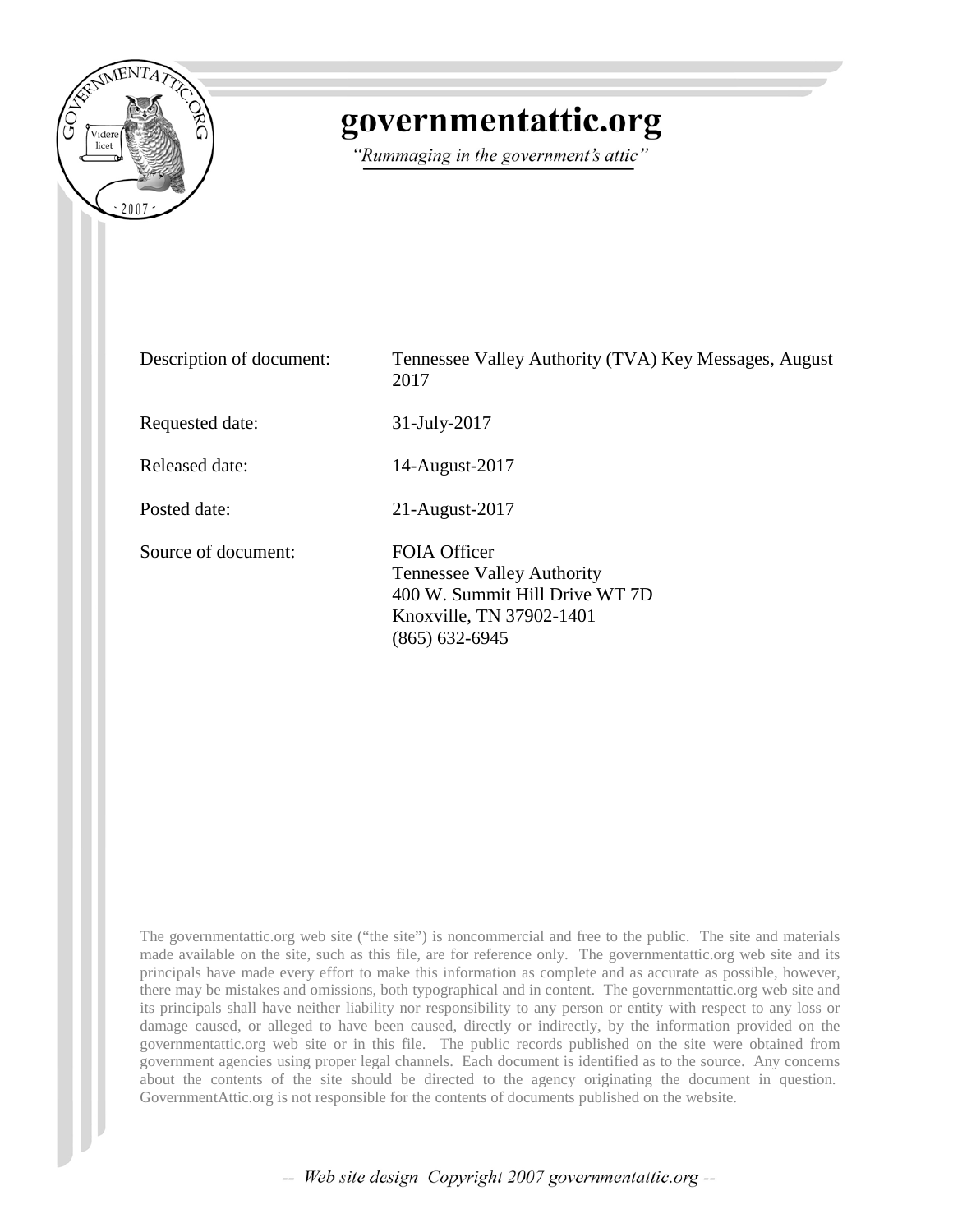# governmentattic.org

*"Rummaging in the government's attic"*

| | |
|---|---|
| Description of document: | Tennessee Valley Authority (TVA) Key Messages, August 2017 |
| Requested date: | 31-July-2017 |
| Released date: | 14-August-2017 |
| Posted date: | 21-August-2017 |
| Source of document: | FOIA Officer<br>Tennessee Valley Authority<br>400 W. Summit Hill Drive WT 7D<br>Knoxville, TN 37902-1401<br>(865) 632-6945 |

The governmentattic.org web site ("the site") is noncommercial and free to the public. The site and materials made available on the site, such as this file, are for reference only. The governmentattic.org web site and its principals have made every effort to make this information as complete and as accurate as possible, however, there may be mistakes and omissions, both typographical and in content. The governmentattic.org web site and its principals shall have neither liability nor responsibility to any person or entity with respect to any loss or damage caused, or alleged to have been caused, directly or indirectly, by the information provided on the governmentattic.org web site or in this file. The public records published on the site were obtained from government agencies using proper legal channels. Each document is identified as to the source. Any concerns about the contents of the site should be directed to the agency originating the document in question. GovernmentAttic.org is not responsible for the contents of documents published on the website.

-- *Web site design Copyright 2007 governmentattic.org* --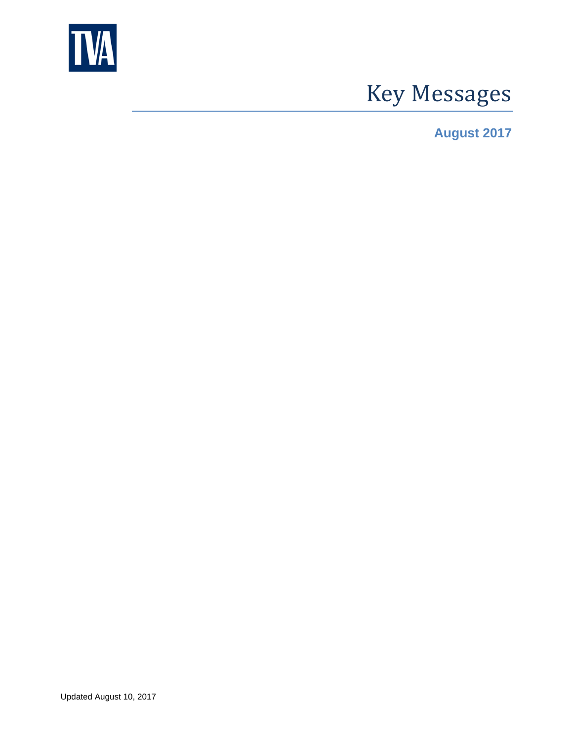TVA

# Key Messages

**August 2017**

Updated August 10, 2017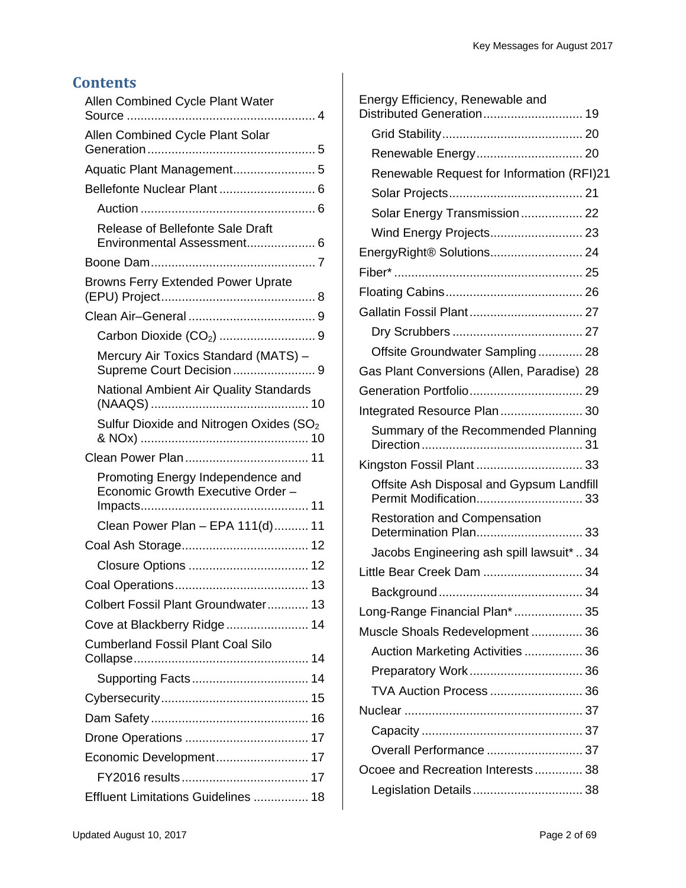# Contents

- Allen Combined Cycle Plant Water Source ........ 4
- Allen Combined Cycle Plant Solar Generation ........ 5
- Aquatic Plant Management........ 5
- Bellefonte Nuclear Plant ........ 6
  - Auction ........ 6
  - Release of Bellefonte Sale Draft Environmental Assessment........ 6
- Boone Dam........ 7
- Browns Ferry Extended Power Uprate (EPU) Project........ 8
- Clean Air–General ........ 9
  - Carbon Dioxide ($CO_2$) ........ 9
  - Mercury Air Toxics Standard (MATS) – Supreme Court Decision ........ 9
  - National Ambient Air Quality Standards (NAAQS) ........ 10
  - Sulfur Dioxide and Nitrogen Oxides ($SO_2$ & NOx) ........ 10
- Clean Power Plan........ 11
  - Promoting Energy Independence and Economic Growth Executive Order – Impacts........ 11
  - Clean Power Plan – EPA 111(d)........ 11
- Coal Ash Storage........ 12
  - Closure Options ........ 12
- Coal Operations........ 13
- Colbert Fossil Plant Groundwater........ 13
- Cove at Blackberry Ridge........ 14
- Cumberland Fossil Plant Coal Silo Collapse........ 14
  - Supporting Facts........ 14
- Cybersecurity........ 15
- Dam Safety........ 16
- Drone Operations ........ 17
- Economic Development........ 17
  - FY2016 results........ 17
- Effluent Limitations Guidelines ........ 18
- Energy Efficiency, Renewable and Distributed Generation........ 19
  - Grid Stability........ 20
  - Renewable Energy........ 20
  - Renewable Request for Information (RFI)21
  - Solar Projects........ 21
  - Solar Energy Transmission........ 22
  - Wind Energy Projects........ 23
- EnergyRight® Solutions........ 24
- Fiber* ........ 25
- Floating Cabins........ 26
- Gallatin Fossil Plant........ 27
  - Dry Scrubbers ........ 27
  - Offsite Groundwater Sampling........ 28
- Gas Plant Conversions (Allen, Paradise) 28
- Generation Portfolio........ 29
- Integrated Resource Plan........ 30
  - Summary of the Recommended Planning Direction........ 31
- Kingston Fossil Plant........ 33
  - Offsite Ash Disposal and Gypsum Landfill Permit Modification........ 33
  - Restoration and Compensation Determination Plan........ 33
  - Jacobs Engineering ash spill lawsuit* .. 34
- Little Bear Creek Dam ........ 34
  - Background........ 34
- Long-Range Financial Plan*........ 35
- Muscle Shoals Redevelopment........ 36
  - Auction Marketing Activities ........ 36
  - Preparatory Work........ 36
  - TVA Auction Process ........ 36
- Nuclear ........ 37
  - Capacity ........ 37
  - Overall Performance ........ 37
- Ocoee and Recreation Interests........ 38
  - Legislation Details........ 38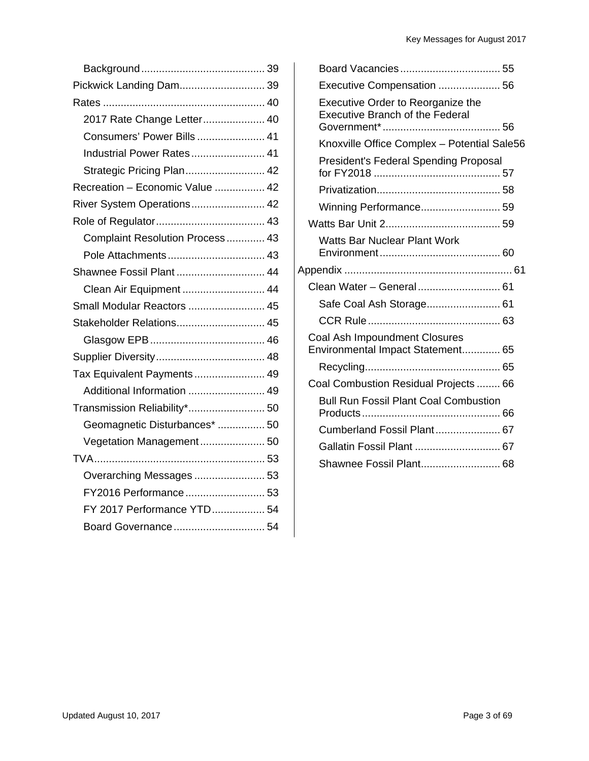- Background ... 39
- Pickwick Landing Dam ... 39
- Rates ... 40
  - 2017 Rate Change Letter ... 40
  - Consumers' Power Bills ... 41
  - Industrial Power Rates ... 41
  - Strategic Pricing Plan ... 42
- Recreation – Economic Value ... 42
- River System Operations ... 42
- Role of Regulator ... 43
  - Complaint Resolution Process ... 43
  - Pole Attachments ... 43
- Shawnee Fossil Plant ... 44
  - Clean Air Equipment ... 44
- Small Modular Reactors ... 45
- Stakeholder Relations ... 45
  - Glasgow EPB ... 46
- Supplier Diversity ... 48
- Tax Equivalent Payments ... 49
  - Additional Information ... 49
- Transmission Reliability* ... 50
  - Geomagnetic Disturbances* ... 50
  - Vegetation Management ... 50
- TVA ... 53
  - Overarching Messages ... 53
  - FY2016 Performance ... 53
  - FY 2017 Performance YTD ... 54
  - Board Governance ... 54
  - Board Vacancies ... 55
  - Executive Compensation ... 56
  - Executive Order to Reorganize the Executive Branch of the Federal Government* ... 56
  - Knoxville Office Complex – Potential Sale 56
  - President's Federal Spending Proposal for FY2018 ... 57
  - Privatization ... 58
  - Winning Performance ... 59
- Watts Bar Unit 2 ... 59
  - Watts Bar Nuclear Plant Work Environment ... 60

Appendix ... 61

- Clean Water – General ... 61
  - Safe Coal Ash Storage ... 61
  - CCR Rule ... 63
- Coal Ash Impoundment Closures Environmental Impact Statement ... 65
  - Recycling ... 65
- Coal Combustion Residual Projects ... 66
  - Bull Run Fossil Plant Coal Combustion Products ... 66
  - Cumberland Fossil Plant ... 67
  - Gallatin Fossil Plant ... 67
  - Shawnee Fossil Plant ... 68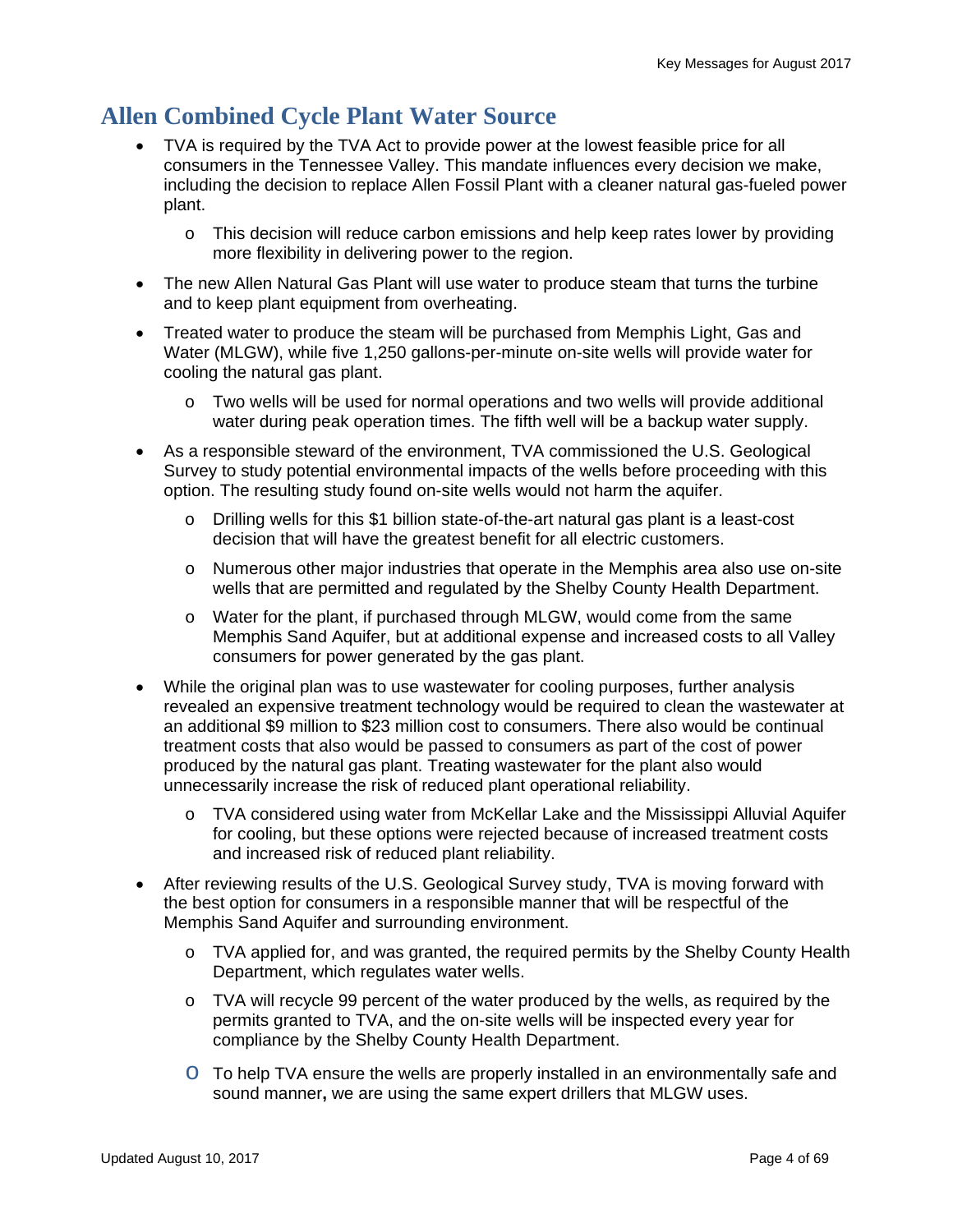# Allen Combined Cycle Plant Water Source

- TVA is required by the TVA Act to provide power at the lowest feasible price for all consumers in the Tennessee Valley. This mandate influences every decision we make, including the decision to replace Allen Fossil Plant with a cleaner natural gas-fueled power plant.
  - This decision will reduce carbon emissions and help keep rates lower by providing more flexibility in delivering power to the region.
- The new Allen Natural Gas Plant will use water to produce steam that turns the turbine and to keep plant equipment from overheating.
- Treated water to produce the steam will be purchased from Memphis Light, Gas and Water (MLGW), while five 1,250 gallons-per-minute on-site wells will provide water for cooling the natural gas plant.
  - Two wells will be used for normal operations and two wells will provide additional water during peak operation times. The fifth well will be a backup water supply.
- As a responsible steward of the environment, TVA commissioned the U.S. Geological Survey to study potential environmental impacts of the wells before proceeding with this option. The resulting study found on-site wells would not harm the aquifer.
  - Drilling wells for this $1 billion state-of-the-art natural gas plant is a least-cost decision that will have the greatest benefit for all electric customers.
  - Numerous other major industries that operate in the Memphis area also use on-site wells that are permitted and regulated by the Shelby County Health Department.
  - Water for the plant, if purchased through MLGW, would come from the same Memphis Sand Aquifer, but at additional expense and increased costs to all Valley consumers for power generated by the gas plant.
- While the original plan was to use wastewater for cooling purposes, further analysis revealed an expensive treatment technology would be required to clean the wastewater at an additional $9 million to $23 million cost to consumers. There also would be continual treatment costs that also would be passed to consumers as part of the cost of power produced by the natural gas plant. Treating wastewater for the plant also would unnecessarily increase the risk of reduced plant operational reliability.
  - TVA considered using water from McKellar Lake and the Mississippi Alluvial Aquifer for cooling, but these options were rejected because of increased treatment costs and increased risk of reduced plant reliability.
- After reviewing results of the U.S. Geological Survey study, TVA is moving forward with the best option for consumers in a responsible manner that will be respectful of the Memphis Sand Aquifer and surrounding environment.
  - TVA applied for, and was granted, the required permits by the Shelby County Health Department, which regulates water wells.
  - TVA will recycle 99 percent of the water produced by the wells, as required by the permits granted to TVA, and the on-site wells will be inspected every year for compliance by the Shelby County Health Department.
  - To help TVA ensure the wells are properly installed in an environmentally safe and sound manner**,** we are using the same expert drillers that MLGW uses.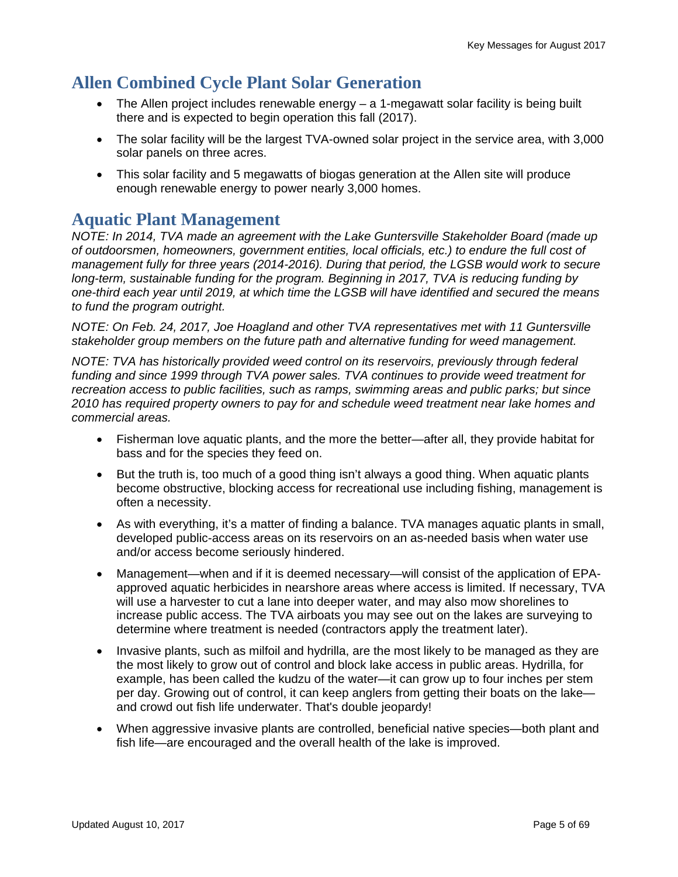## Allen Combined Cycle Plant Solar Generation

- The Allen project includes renewable energy – a 1-megawatt solar facility is being built there and is expected to begin operation this fall (2017).
- The solar facility will be the largest TVA-owned solar project in the service area, with 3,000 solar panels on three acres.
- This solar facility and 5 megawatts of biogas generation at the Allen site will produce enough renewable energy to power nearly 3,000 homes.

## Aquatic Plant Management

*NOTE: In 2014, TVA made an agreement with the Lake Guntersville Stakeholder Board (made up of outdoorsmen, homeowners, government entities, local officials, etc.) to endure the full cost of management fully for three years (2014-2016). During that period, the LGSB would work to secure long-term, sustainable funding for the program. Beginning in 2017, TVA is reducing funding by one-third each year until 2019, at which time the LGSB will have identified and secured the means to fund the program outright.*

*NOTE: On Feb. 24, 2017, Joe Hoagland and other TVA representatives met with 11 Guntersville stakeholder group members on the future path and alternative funding for weed management.*

*NOTE: TVA has historically provided weed control on its reservoirs, previously through federal funding and since 1999 through TVA power sales. TVA continues to provide weed treatment for recreation access to public facilities, such as ramps, swimming areas and public parks; but since 2010 has required property owners to pay for and schedule weed treatment near lake homes and commercial areas.*

- Fisherman love aquatic plants, and the more the better—after all, they provide habitat for bass and for the species they feed on.
- But the truth is, too much of a good thing isn't always a good thing. When aquatic plants become obstructive, blocking access for recreational use including fishing, management is often a necessity.
- As with everything, it's a matter of finding a balance. TVA manages aquatic plants in small, developed public-access areas on its reservoirs on an as-needed basis when water use and/or access become seriously hindered.
- Management—when and if it is deemed necessary—will consist of the application of EPA-approved aquatic herbicides in nearshore areas where access is limited. If necessary, TVA will use a harvester to cut a lane into deeper water, and may also mow shorelines to increase public access. The TVA airboats you may see out on the lakes are surveying to determine where treatment is needed (contractors apply the treatment later).
- Invasive plants, such as milfoil and hydrilla, are the most likely to be managed as they are the most likely to grow out of control and block lake access in public areas. Hydrilla, for example, has been called the kudzu of the water—it can grow up to four inches per stem per day. Growing out of control, it can keep anglers from getting their boats on the lake—and crowd out fish life underwater. That's double jeopardy!
- When aggressive invasive plants are controlled, beneficial native species—both plant and fish life—are encouraged and the overall health of the lake is improved.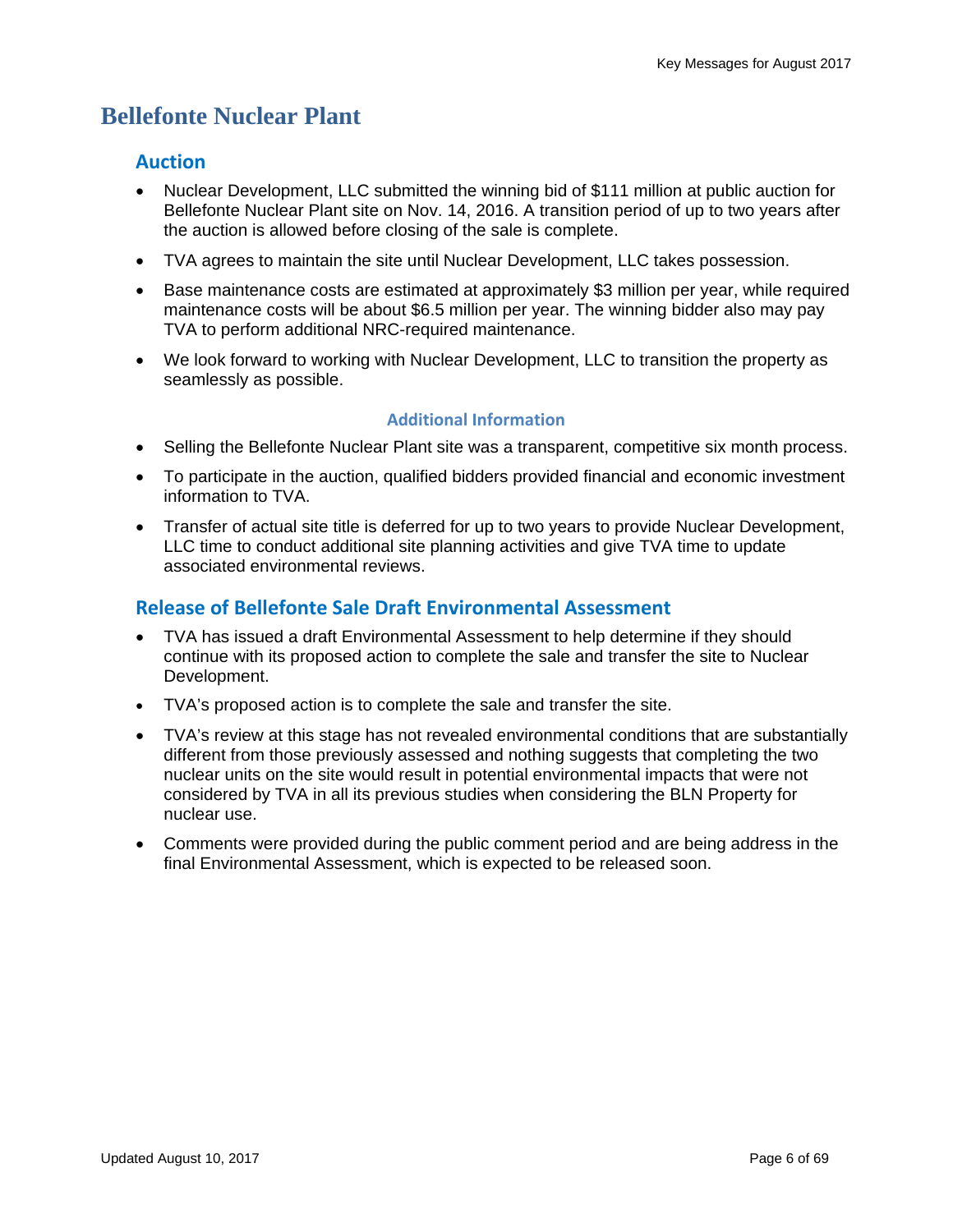# Bellefonte Nuclear Plant

## Auction

- Nuclear Development, LLC submitted the winning bid of $111 million at public auction for Bellefonte Nuclear Plant site on Nov. 14, 2016. A transition period of up to two years after the auction is allowed before closing of the sale is complete.
- TVA agrees to maintain the site until Nuclear Development, LLC takes possession.
- Base maintenance costs are estimated at approximately $3 million per year, while required maintenance costs will be about $6.5 million per year. The winning bidder also may pay TVA to perform additional NRC-required maintenance.
- We look forward to working with Nuclear Development, LLC to transition the property as seamlessly as possible.

### Additional Information

- Selling the Bellefonte Nuclear Plant site was a transparent, competitive six month process.
- To participate in the auction, qualified bidders provided financial and economic investment information to TVA.
- Transfer of actual site title is deferred for up to two years to provide Nuclear Development, LLC time to conduct additional site planning activities and give TVA time to update associated environmental reviews.

## Release of Bellefonte Sale Draft Environmental Assessment

- TVA has issued a draft Environmental Assessment to help determine if they should continue with its proposed action to complete the sale and transfer the site to Nuclear Development.
- TVA's proposed action is to complete the sale and transfer the site.
- TVA's review at this stage has not revealed environmental conditions that are substantially different from those previously assessed and nothing suggests that completing the two nuclear units on the site would result in potential environmental impacts that were not considered by TVA in all its previous studies when considering the BLN Property for nuclear use.
- Comments were provided during the public comment period and are being address in the final Environmental Assessment, which is expected to be released soon.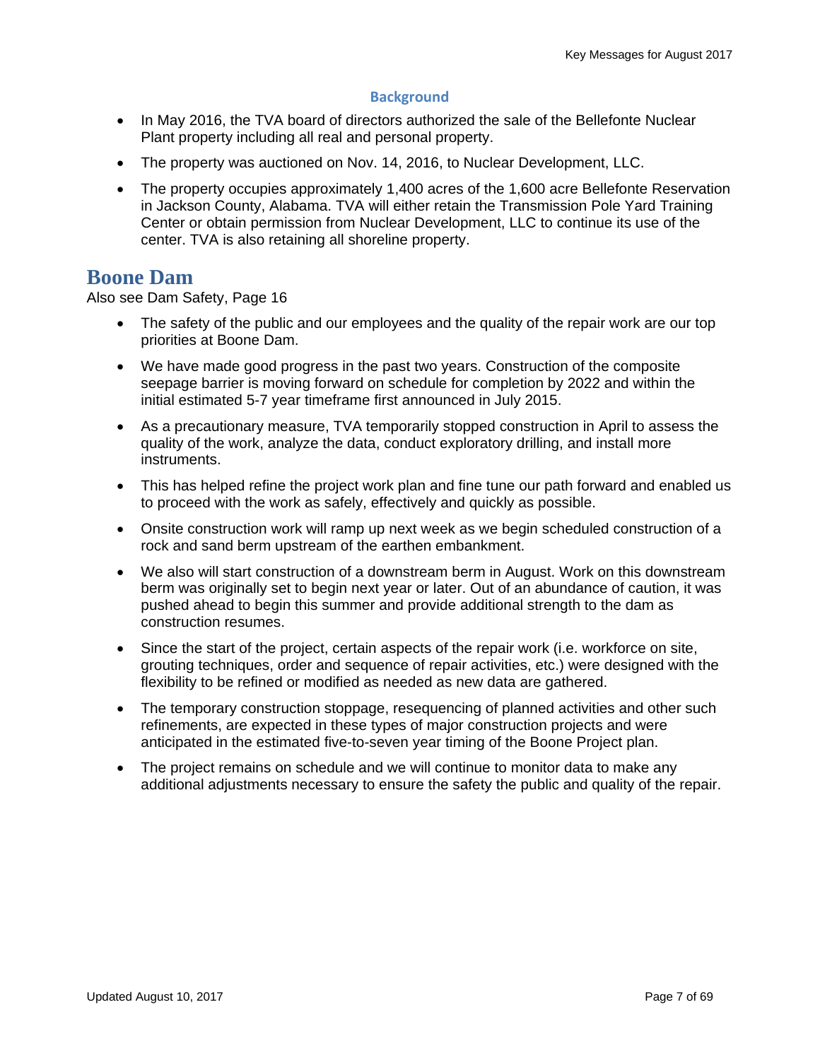### Background

- In May 2016, the TVA board of directors authorized the sale of the Bellefonte Nuclear Plant property including all real and personal property.
- The property was auctioned on Nov. 14, 2016, to Nuclear Development, LLC.
- The property occupies approximately 1,400 acres of the 1,600 acre Bellefonte Reservation in Jackson County, Alabama. TVA will either retain the Transmission Pole Yard Training Center or obtain permission from Nuclear Development, LLC to continue its use of the center. TVA is also retaining all shoreline property.

## Boone Dam

Also see Dam Safety, Page 16

- The safety of the public and our employees and the quality of the repair work are our top priorities at Boone Dam.
- We have made good progress in the past two years. Construction of the composite seepage barrier is moving forward on schedule for completion by 2022 and within the initial estimated 5-7 year timeframe first announced in July 2015.
- As a precautionary measure, TVA temporarily stopped construction in April to assess the quality of the work, analyze the data, conduct exploratory drilling, and install more instruments.
- This has helped refine the project work plan and fine tune our path forward and enabled us to proceed with the work as safely, effectively and quickly as possible.
- Onsite construction work will ramp up next week as we begin scheduled construction of a rock and sand berm upstream of the earthen embankment.
- We also will start construction of a downstream berm in August. Work on this downstream berm was originally set to begin next year or later. Out of an abundance of caution, it was pushed ahead to begin this summer and provide additional strength to the dam as construction resumes.
- Since the start of the project, certain aspects of the repair work (i.e. workforce on site, grouting techniques, order and sequence of repair activities, etc.) were designed with the flexibility to be refined or modified as needed as new data are gathered.
- The temporary construction stoppage, resequencing of planned activities and other such refinements, are expected in these types of major construction projects and were anticipated in the estimated five-to-seven year timing of the Boone Project plan.
- The project remains on schedule and we will continue to monitor data to make any additional adjustments necessary to ensure the safety the public and quality of the repair.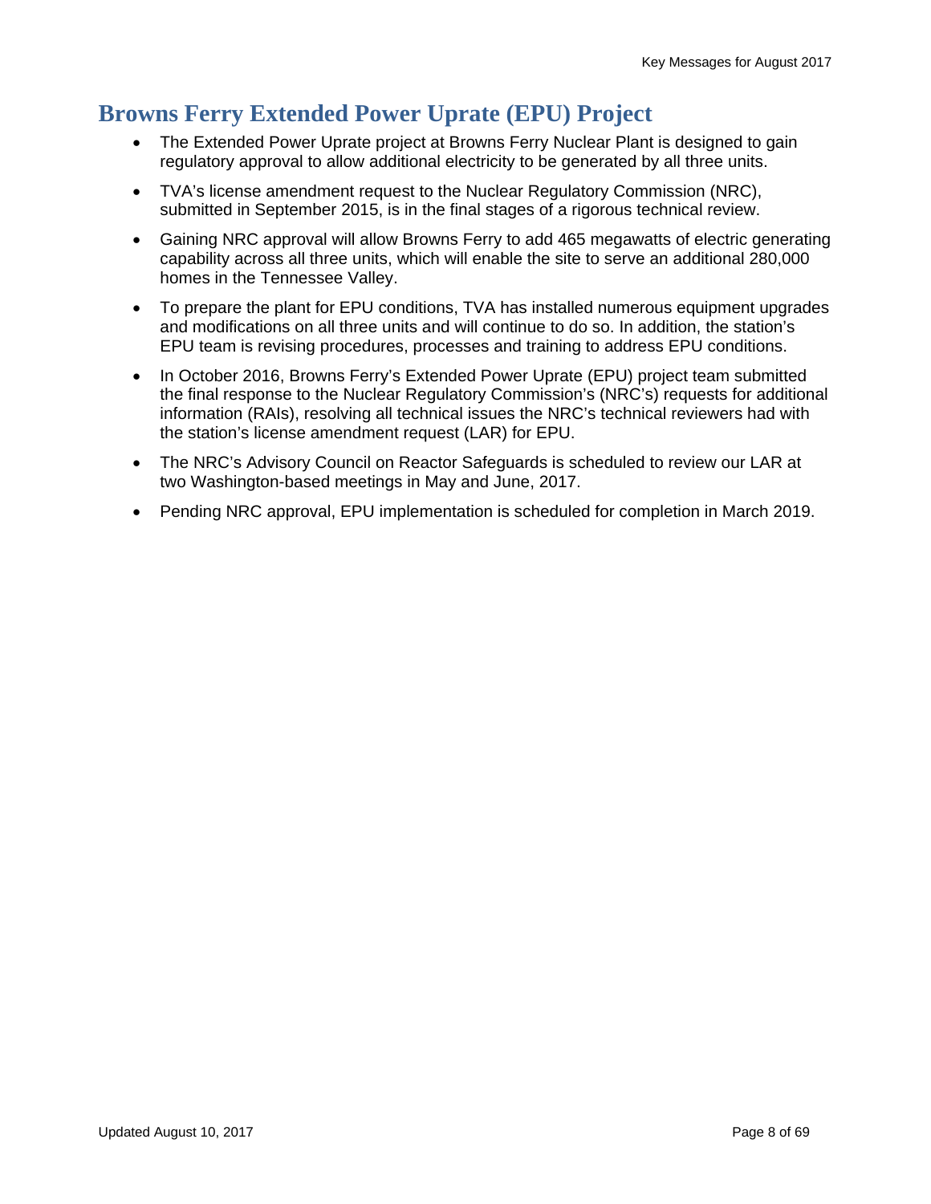# Browns Ferry Extended Power Uprate (EPU) Project

- The Extended Power Uprate project at Browns Ferry Nuclear Plant is designed to gain regulatory approval to allow additional electricity to be generated by all three units.
- TVA's license amendment request to the Nuclear Regulatory Commission (NRC), submitted in September 2015, is in the final stages of a rigorous technical review.
- Gaining NRC approval will allow Browns Ferry to add 465 megawatts of electric generating capability across all three units, which will enable the site to serve an additional 280,000 homes in the Tennessee Valley.
- To prepare the plant for EPU conditions, TVA has installed numerous equipment upgrades and modifications on all three units and will continue to do so. In addition, the station's EPU team is revising procedures, processes and training to address EPU conditions.
- In October 2016, Browns Ferry's Extended Power Uprate (EPU) project team submitted the final response to the Nuclear Regulatory Commission's (NRC's) requests for additional information (RAIs), resolving all technical issues the NRC's technical reviewers had with the station's license amendment request (LAR) for EPU.
- The NRC's Advisory Council on Reactor Safeguards is scheduled to review our LAR at two Washington-based meetings in May and June, 2017.
- Pending NRC approval, EPU implementation is scheduled for completion in March 2019.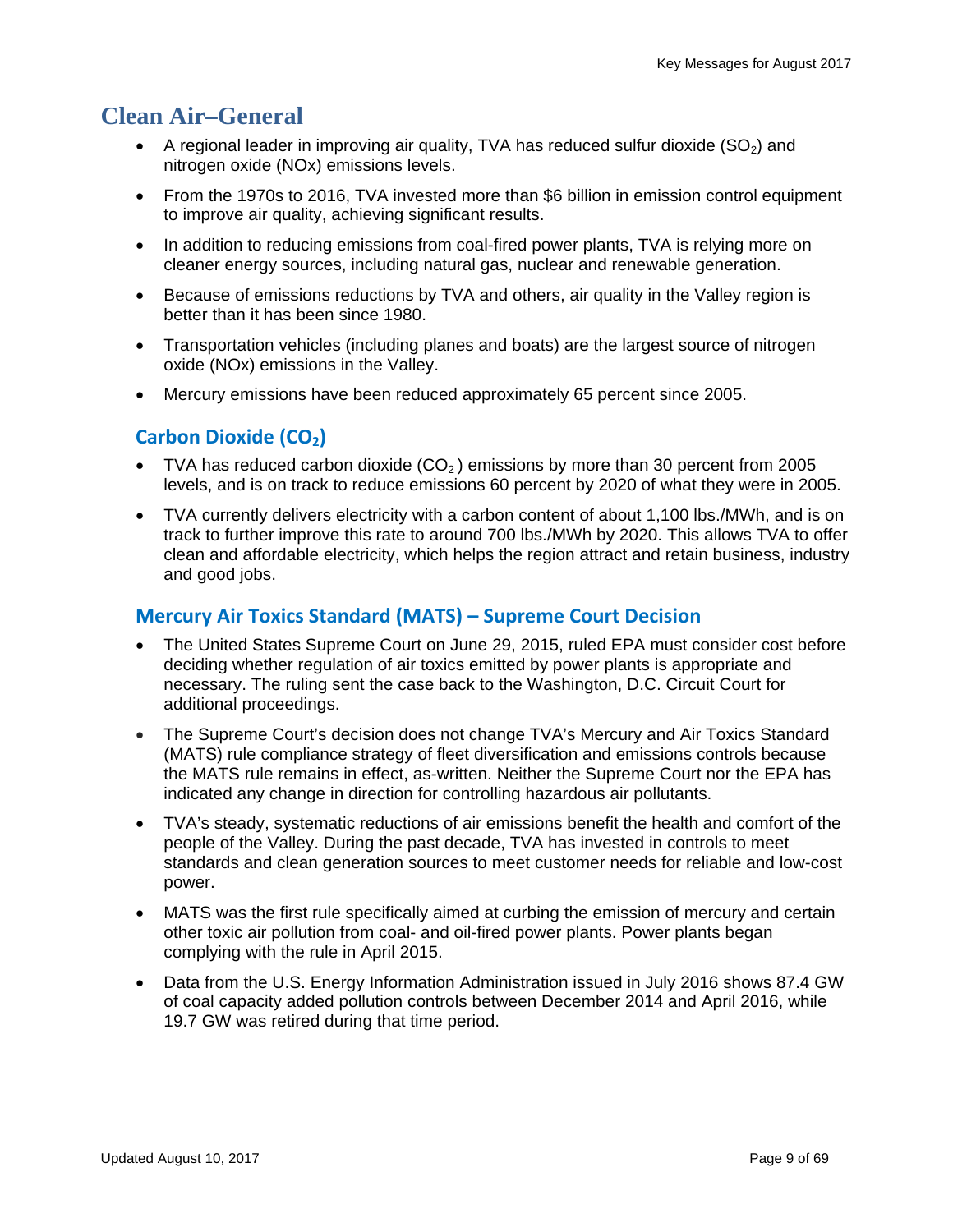# Clean Air–General

- A regional leader in improving air quality, TVA has reduced sulfur dioxide ($SO_2$) and nitrogen oxide (NOx) emissions levels.
- From the 1970s to 2016, TVA invested more than $6 billion in emission control equipment to improve air quality, achieving significant results.
- In addition to reducing emissions from coal-fired power plants, TVA is relying more on cleaner energy sources, including natural gas, nuclear and renewable generation.
- Because of emissions reductions by TVA and others, air quality in the Valley region is better than it has been since 1980.
- Transportation vehicles (including planes and boats) are the largest source of nitrogen oxide (NOx) emissions in the Valley.
- Mercury emissions have been reduced approximately 65 percent since 2005.

## Carbon Dioxide ($CO_2$)

- TVA has reduced carbon dioxide ($CO_2$) emissions by more than 30 percent from 2005 levels, and is on track to reduce emissions 60 percent by 2020 of what they were in 2005.
- TVA currently delivers electricity with a carbon content of about 1,100 lbs./MWh, and is on track to further improve this rate to around 700 lbs./MWh by 2020. This allows TVA to offer clean and affordable electricity, which helps the region attract and retain business, industry and good jobs.

## Mercury Air Toxics Standard (MATS) – Supreme Court Decision

- The United States Supreme Court on June 29, 2015, ruled EPA must consider cost before deciding whether regulation of air toxics emitted by power plants is appropriate and necessary. The ruling sent the case back to the Washington, D.C. Circuit Court for additional proceedings.
- The Supreme Court's decision does not change TVA's Mercury and Air Toxics Standard (MATS) rule compliance strategy of fleet diversification and emissions controls because the MATS rule remains in effect, as-written. Neither the Supreme Court nor the EPA has indicated any change in direction for controlling hazardous air pollutants.
- TVA's steady, systematic reductions of air emissions benefit the health and comfort of the people of the Valley. During the past decade, TVA has invested in controls to meet standards and clean generation sources to meet customer needs for reliable and low-cost power.
- MATS was the first rule specifically aimed at curbing the emission of mercury and certain other toxic air pollution from coal- and oil-fired power plants. Power plants began complying with the rule in April 2015.
- Data from the U.S. Energy Information Administration issued in July 2016 shows 87.4 GW of coal capacity added pollution controls between December 2014 and April 2016, while 19.7 GW was retired during that time period.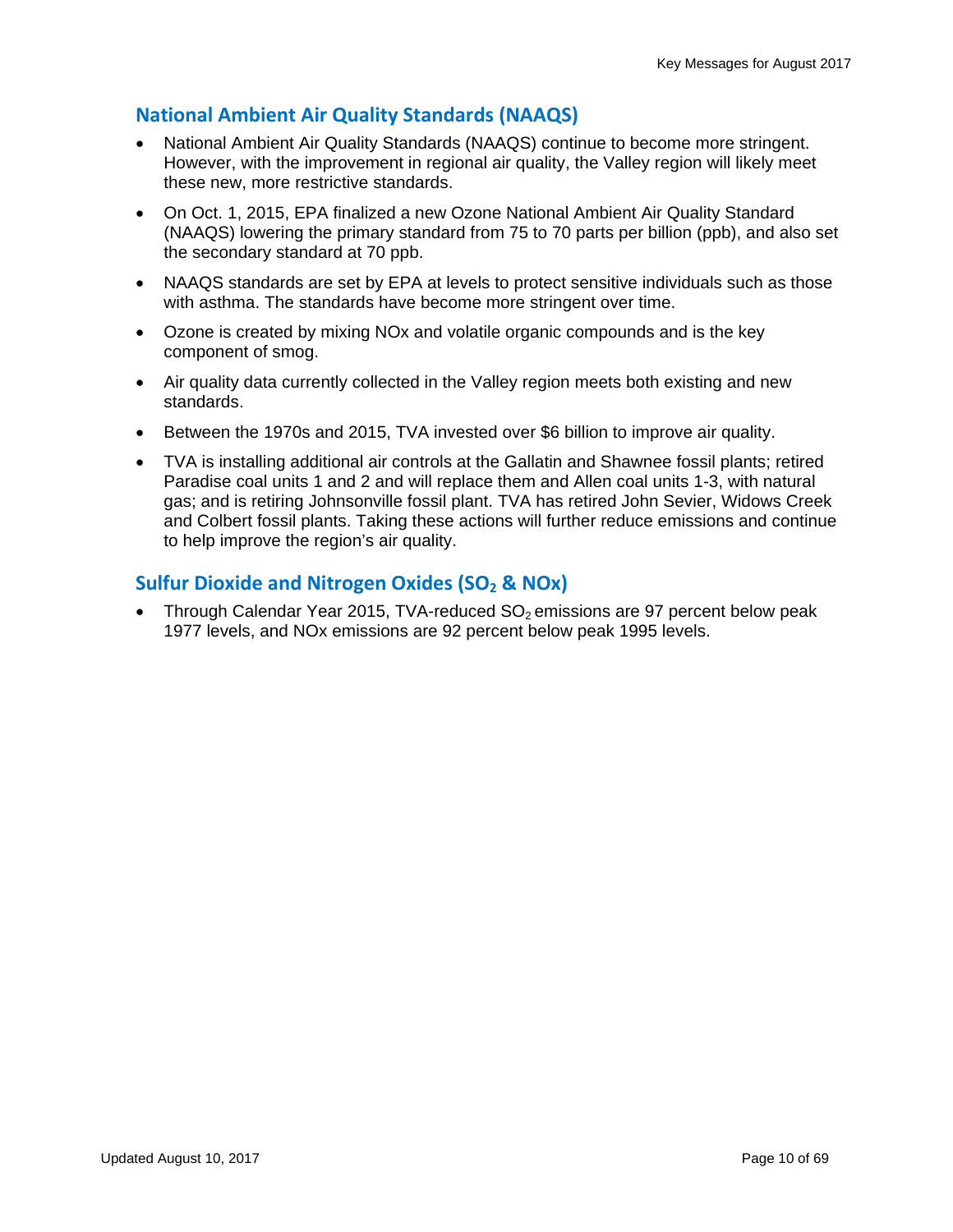## National Ambient Air Quality Standards (NAAQS)

- National Ambient Air Quality Standards (NAAQS) continue to become more stringent. However, with the improvement in regional air quality, the Valley region will likely meet these new, more restrictive standards.
- On Oct. 1, 2015, EPA finalized a new Ozone National Ambient Air Quality Standard (NAAQS) lowering the primary standard from 75 to 70 parts per billion (ppb), and also set the secondary standard at 70 ppb.
- NAAQS standards are set by EPA at levels to protect sensitive individuals such as those with asthma. The standards have become more stringent over time.
- Ozone is created by mixing NOx and volatile organic compounds and is the key component of smog.
- Air quality data currently collected in the Valley region meets both existing and new standards.
- Between the 1970s and 2015, TVA invested over $6 billion to improve air quality.
- TVA is installing additional air controls at the Gallatin and Shawnee fossil plants; retired Paradise coal units 1 and 2 and will replace them and Allen coal units 1-3, with natural gas; and is retiring Johnsonville fossil plant. TVA has retired John Sevier, Widows Creek and Colbert fossil plants. Taking these actions will further reduce emissions and continue to help improve the region's air quality.

## Sulfur Dioxide and Nitrogen Oxides ($SO_2$ & NOx)

- Through Calendar Year 2015, TVA-reduced $SO_2$ emissions are 97 percent below peak 1977 levels, and NOx emissions are 92 percent below peak 1995 levels.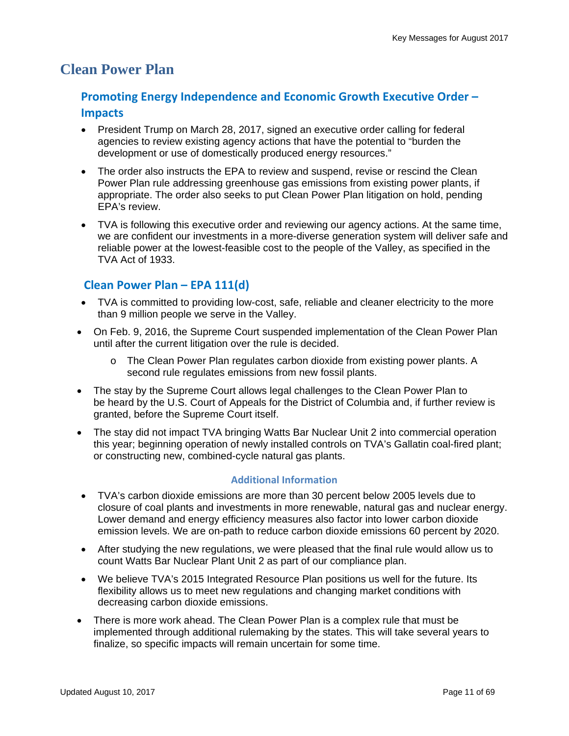# Clean Power Plan

## Promoting Energy Independence and Economic Growth Executive Order – Impacts

- President Trump on March 28, 2017, signed an executive order calling for federal agencies to review existing agency actions that have the potential to "burden the development or use of domestically produced energy resources."
- The order also instructs the EPA to review and suspend, revise or rescind the Clean Power Plan rule addressing greenhouse gas emissions from existing power plants, if appropriate. The order also seeks to put Clean Power Plan litigation on hold, pending EPA's review.
- TVA is following this executive order and reviewing our agency actions. At the same time, we are confident our investments in a more-diverse generation system will deliver safe and reliable power at the lowest-feasible cost to the people of the Valley, as specified in the TVA Act of 1933.

## Clean Power Plan – EPA 111(d)

- TVA is committed to providing low-cost, safe, reliable and cleaner electricity to the more than 9 million people we serve in the Valley.
- On Feb. 9, 2016, the Supreme Court suspended implementation of the Clean Power Plan until after the current litigation over the rule is decided.
  - The Clean Power Plan regulates carbon dioxide from existing power plants. A second rule regulates emissions from new fossil plants.
- The stay by the Supreme Court allows legal challenges to the Clean Power Plan to be heard by the U.S. Court of Appeals for the District of Columbia and, if further review is granted, before the Supreme Court itself.
- The stay did not impact TVA bringing Watts Bar Nuclear Unit 2 into commercial operation this year; beginning operation of newly installed controls on TVA's Gallatin coal-fired plant; or constructing new, combined-cycle natural gas plants.

### Additional Information

- TVA's carbon dioxide emissions are more than 30 percent below 2005 levels due to closure of coal plants and investments in more renewable, natural gas and nuclear energy. Lower demand and energy efficiency measures also factor into lower carbon dioxide emission levels. We are on-path to reduce carbon dioxide emissions 60 percent by 2020.
- After studying the new regulations, we were pleased that the final rule would allow us to count Watts Bar Nuclear Plant Unit 2 as part of our compliance plan.
- We believe TVA's 2015 Integrated Resource Plan positions us well for the future. Its flexibility allows us to meet new regulations and changing market conditions with decreasing carbon dioxide emissions.
- There is more work ahead. The Clean Power Plan is a complex rule that must be implemented through additional rulemaking by the states. This will take several years to finalize, so specific impacts will remain uncertain for some time.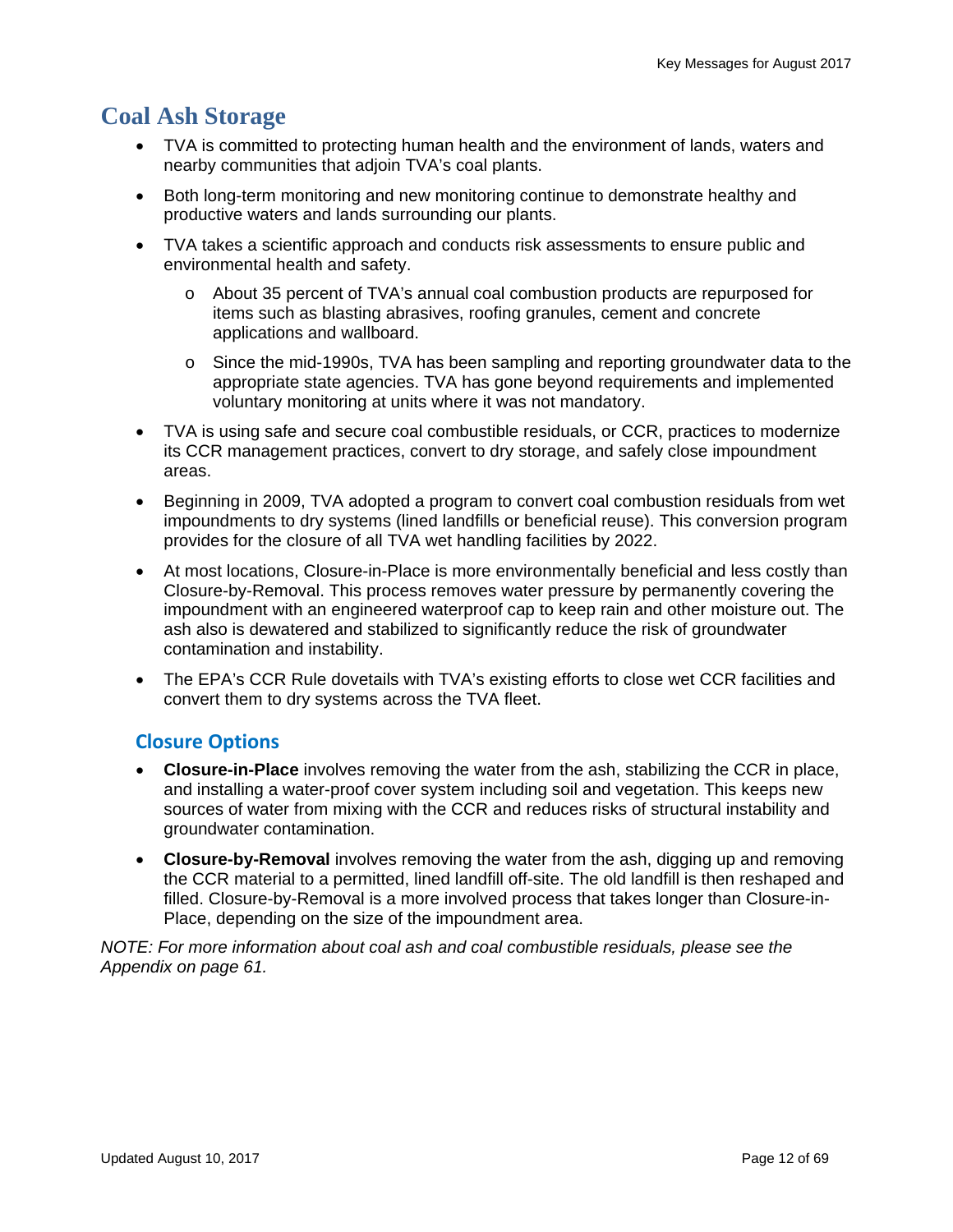## Coal Ash Storage

- TVA is committed to protecting human health and the environment of lands, waters and nearby communities that adjoin TVA's coal plants.
- Both long-term monitoring and new monitoring continue to demonstrate healthy and productive waters and lands surrounding our plants.
- TVA takes a scientific approach and conducts risk assessments to ensure public and environmental health and safety.
  - About 35 percent of TVA's annual coal combustion products are repurposed for items such as blasting abrasives, roofing granules, cement and concrete applications and wallboard.
  - Since the mid-1990s, TVA has been sampling and reporting groundwater data to the appropriate state agencies. TVA has gone beyond requirements and implemented voluntary monitoring at units where it was not mandatory.
- TVA is using safe and secure coal combustible residuals, or CCR, practices to modernize its CCR management practices, convert to dry storage, and safely close impoundment areas.
- Beginning in 2009, TVA adopted a program to convert coal combustion residuals from wet impoundments to dry systems (lined landfills or beneficial reuse). This conversion program provides for the closure of all TVA wet handling facilities by 2022.
- At most locations, Closure-in-Place is more environmentally beneficial and less costly than Closure-by-Removal. This process removes water pressure by permanently covering the impoundment with an engineered waterproof cap to keep rain and other moisture out. The ash also is dewatered and stabilized to significantly reduce the risk of groundwater contamination and instability.
- The EPA's CCR Rule dovetails with TVA's existing efforts to close wet CCR facilities and convert them to dry systems across the TVA fleet.

### Closure Options

- **Closure-in-Place** involves removing the water from the ash, stabilizing the CCR in place, and installing a water-proof cover system including soil and vegetation. This keeps new sources of water from mixing with the CCR and reduces risks of structural instability and groundwater contamination.
- **Closure-by-Removal** involves removing the water from the ash, digging up and removing the CCR material to a permitted, lined landfill off-site. The old landfill is then reshaped and filled. Closure-by-Removal is a more involved process that takes longer than Closure-in-Place, depending on the size of the impoundment area.

*NOTE: For more information about coal ash and coal combustible residuals, please see the Appendix on page 61.*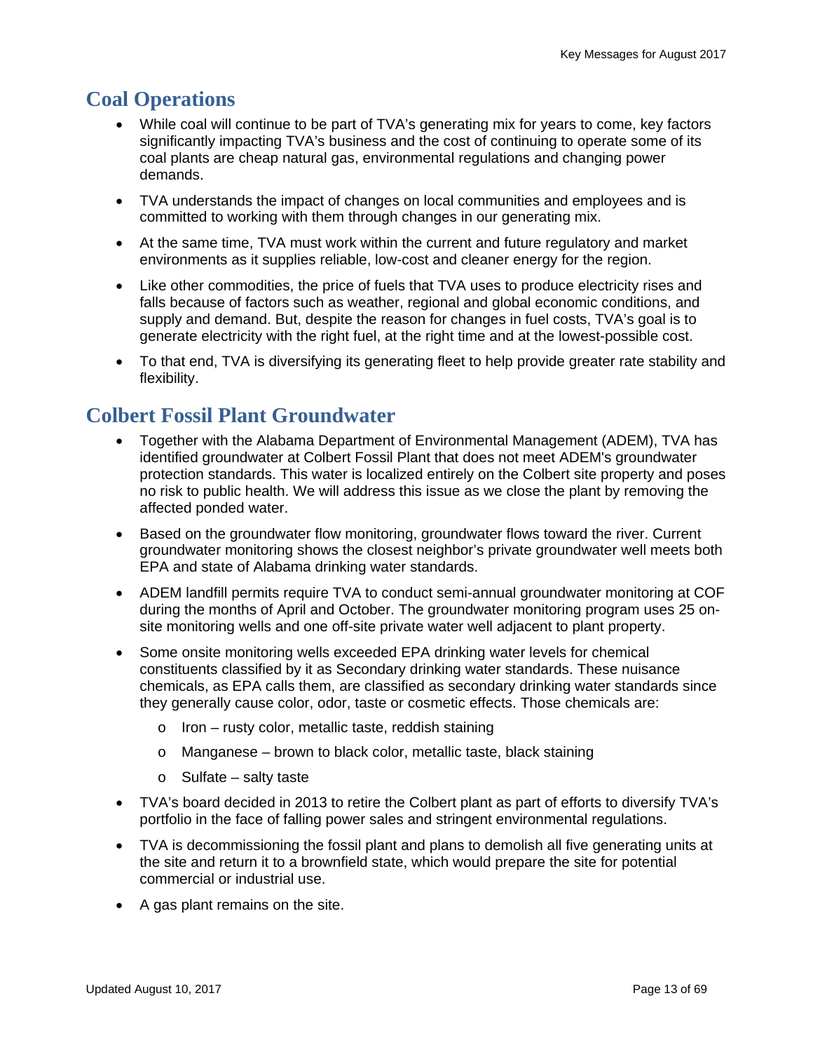## Coal Operations

- While coal will continue to be part of TVA's generating mix for years to come, key factors significantly impacting TVA's business and the cost of continuing to operate some of its coal plants are cheap natural gas, environmental regulations and changing power demands.
- TVA understands the impact of changes on local communities and employees and is committed to working with them through changes in our generating mix.
- At the same time, TVA must work within the current and future regulatory and market environments as it supplies reliable, low-cost and cleaner energy for the region.
- Like other commodities, the price of fuels that TVA uses to produce electricity rises and falls because of factors such as weather, regional and global economic conditions, and supply and demand. But, despite the reason for changes in fuel costs, TVA's goal is to generate electricity with the right fuel, at the right time and at the lowest-possible cost.
- To that end, TVA is diversifying its generating fleet to help provide greater rate stability and flexibility.

## Colbert Fossil Plant Groundwater

- Together with the Alabama Department of Environmental Management (ADEM), TVA has identified groundwater at Colbert Fossil Plant that does not meet ADEM's groundwater protection standards. This water is localized entirely on the Colbert site property and poses no risk to public health. We will address this issue as we close the plant by removing the affected ponded water.
- Based on the groundwater flow monitoring, groundwater flows toward the river. Current groundwater monitoring shows the closest neighbor's private groundwater well meets both EPA and state of Alabama drinking water standards.
- ADEM landfill permits require TVA to conduct semi-annual groundwater monitoring at COF during the months of April and October. The groundwater monitoring program uses 25 on-site monitoring wells and one off-site private water well adjacent to plant property.
- Some onsite monitoring wells exceeded EPA drinking water levels for chemical constituents classified by it as Secondary drinking water standards. These nuisance chemicals, as EPA calls them, are classified as secondary drinking water standards since they generally cause color, odor, taste or cosmetic effects. Those chemicals are:
  - Iron – rusty color, metallic taste, reddish staining
  - Manganese – brown to black color, metallic taste, black staining
  - Sulfate – salty taste
- TVA's board decided in 2013 to retire the Colbert plant as part of efforts to diversify TVA's portfolio in the face of falling power sales and stringent environmental regulations.
- TVA is decommissioning the fossil plant and plans to demolish all five generating units at the site and return it to a brownfield state, which would prepare the site for potential commercial or industrial use.
- A gas plant remains on the site.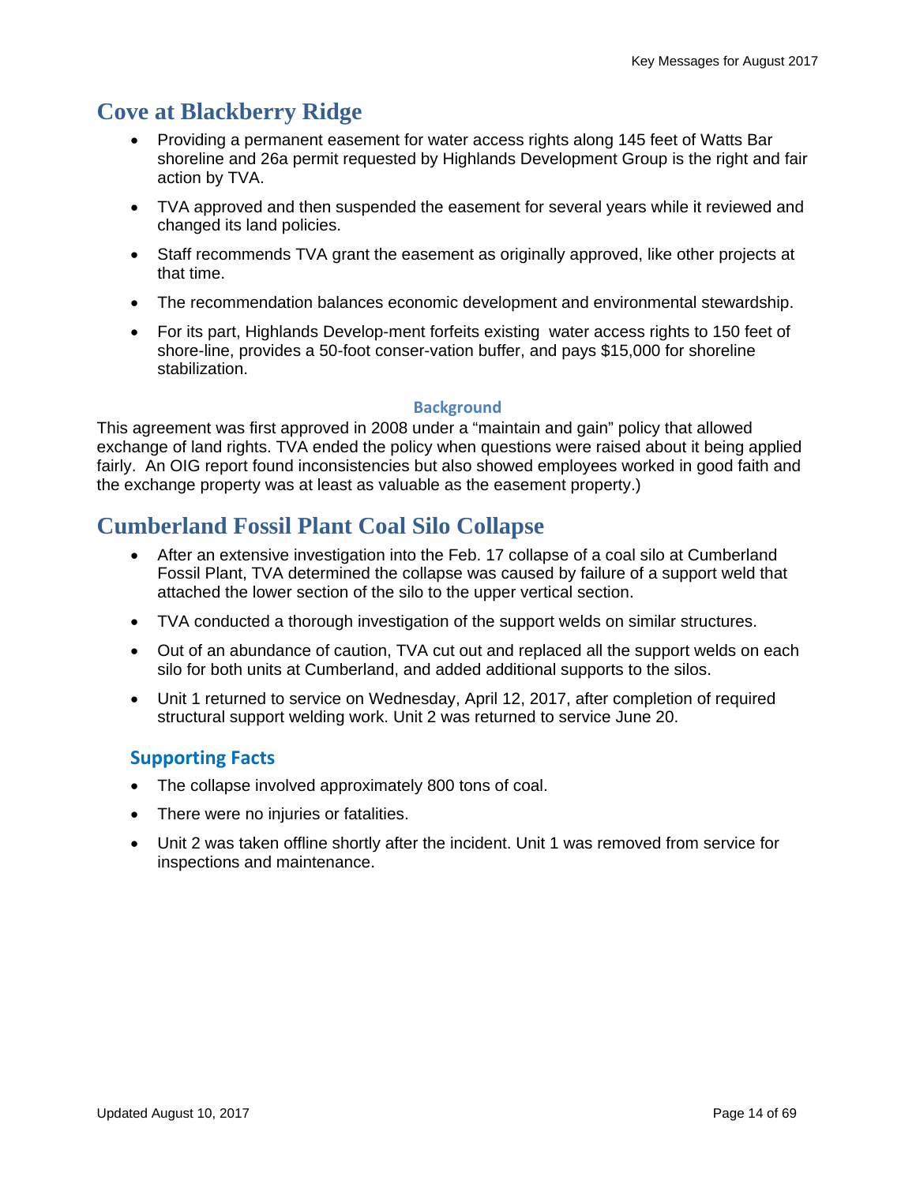## Cove at Blackberry Ridge

- Providing a permanent easement for water access rights along 145 feet of Watts Bar shoreline and 26a permit requested by Highlands Development Group is the right and fair action by TVA.
- TVA approved and then suspended the easement for several years while it reviewed and changed its land policies.
- Staff recommends TVA grant the easement as originally approved, like other projects at that time.
- The recommendation balances economic development and environmental stewardship.
- For its part, Highlands Develop-ment forfeits existing water access rights to 150 feet of shore-line, provides a 50-foot conser-vation buffer, and pays $15,000 for shoreline stabilization.

#### Background

This agreement was first approved in 2008 under a "maintain and gain" policy that allowed exchange of land rights. TVA ended the policy when questions were raised about it being applied fairly. An OIG report found inconsistencies but also showed employees worked in good faith and the exchange property was at least as valuable as the easement property.)

## Cumberland Fossil Plant Coal Silo Collapse

- After an extensive investigation into the Feb. 17 collapse of a coal silo at Cumberland Fossil Plant, TVA determined the collapse was caused by failure of a support weld that attached the lower section of the silo to the upper vertical section.
- TVA conducted a thorough investigation of the support welds on similar structures.
- Out of an abundance of caution, TVA cut out and replaced all the support welds on each silo for both units at Cumberland, and added additional supports to the silos.
- Unit 1 returned to service on Wednesday, April 12, 2017, after completion of required structural support welding work. Unit 2 was returned to service June 20.

### Supporting Facts

- The collapse involved approximately 800 tons of coal.
- There were no injuries or fatalities.
- Unit 2 was taken offline shortly after the incident. Unit 1 was removed from service for inspections and maintenance.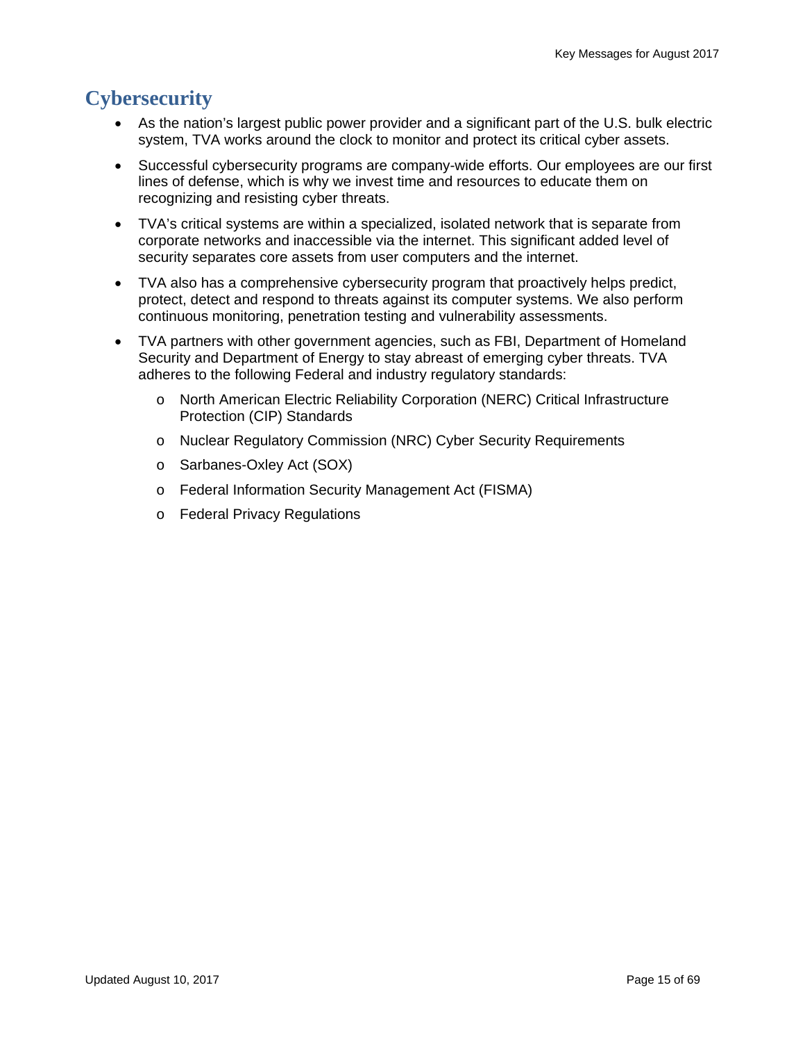# Cybersecurity

- As the nation's largest public power provider and a significant part of the U.S. bulk electric system, TVA works around the clock to monitor and protect its critical cyber assets.
- Successful cybersecurity programs are company-wide efforts. Our employees are our first lines of defense, which is why we invest time and resources to educate them on recognizing and resisting cyber threats.
- TVA's critical systems are within a specialized, isolated network that is separate from corporate networks and inaccessible via the internet. This significant added level of security separates core assets from user computers and the internet.
- TVA also has a comprehensive cybersecurity program that proactively helps predict, protect, detect and respond to threats against its computer systems. We also perform continuous monitoring, penetration testing and vulnerability assessments.
- TVA partners with other government agencies, such as FBI, Department of Homeland Security and Department of Energy to stay abreast of emerging cyber threats. TVA adheres to the following Federal and industry regulatory standards:
  - North American Electric Reliability Corporation (NERC) Critical Infrastructure Protection (CIP) Standards
  - Nuclear Regulatory Commission (NRC) Cyber Security Requirements
  - Sarbanes-Oxley Act (SOX)
  - Federal Information Security Management Act (FISMA)
  - Federal Privacy Regulations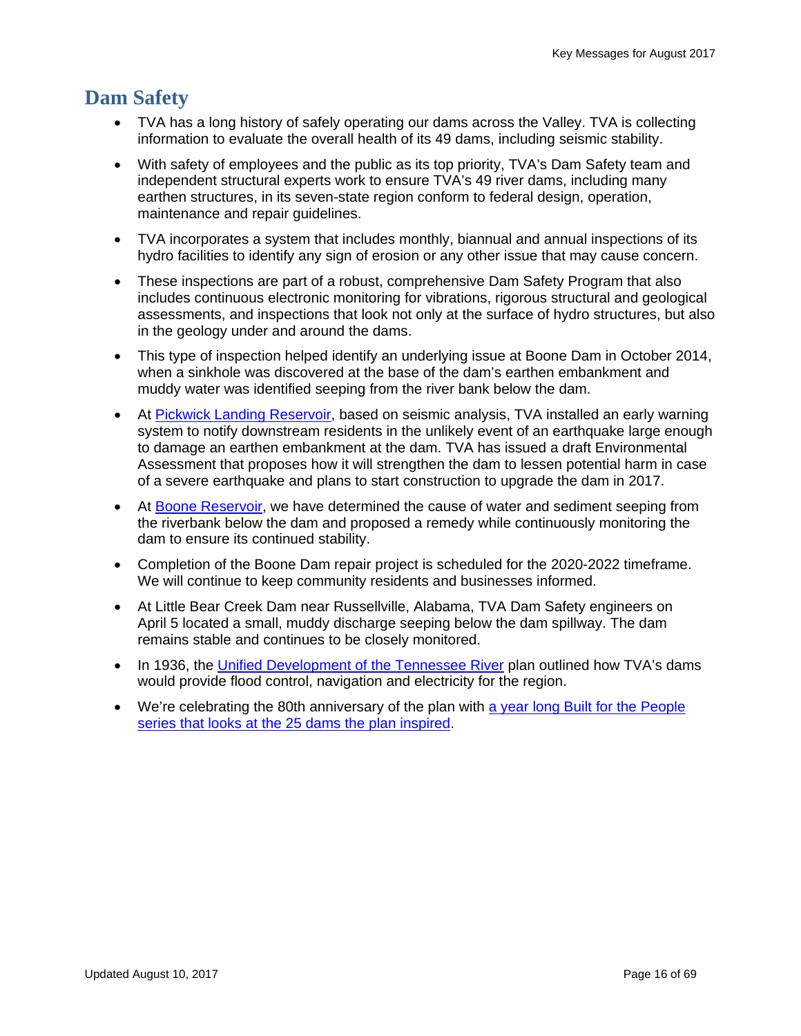## Dam Safety

- TVA has a long history of safely operating our dams across the Valley. TVA is collecting information to evaluate the overall health of its 49 dams, including seismic stability.
- With safety of employees and the public as its top priority, TVA's Dam Safety team and independent structural experts work to ensure TVA's 49 river dams, including many earthen structures, in its seven-state region conform to federal design, operation, maintenance and repair guidelines.
- TVA incorporates a system that includes monthly, biannual and annual inspections of its hydro facilities to identify any sign of erosion or any other issue that may cause concern.
- These inspections are part of a robust, comprehensive Dam Safety Program that also includes continuous electronic monitoring for vibrations, rigorous structural and geological assessments, and inspections that look not only at the surface of hydro structures, but also in the geology under and around the dams.
- This type of inspection helped identify an underlying issue at Boone Dam in October 2014, when a sinkhole was discovered at the base of the dam's earthen embankment and muddy water was identified seeping from the river bank below the dam.
- At Pickwick Landing Reservoir, based on seismic analysis, TVA installed an early warning system to notify downstream residents in the unlikely event of an earthquake large enough to damage an earthen embankment at the dam. TVA has issued a draft Environmental Assessment that proposes how it will strengthen the dam to lessen potential harm in case of a severe earthquake and plans to start construction to upgrade the dam in 2017.
- At Boone Reservoir, we have determined the cause of water and sediment seeping from the riverbank below the dam and proposed a remedy while continuously monitoring the dam to ensure its continued stability.
- Completion of the Boone Dam repair project is scheduled for the 2020-2022 timeframe. We will continue to keep community residents and businesses informed.
- At Little Bear Creek Dam near Russellville, Alabama, TVA Dam Safety engineers on April 5 located a small, muddy discharge seeping below the dam spillway. The dam remains stable and continues to be closely monitored.
- In 1936, the Unified Development of the Tennessee River plan outlined how TVA's dams would provide flood control, navigation and electricity for the region.
- We're celebrating the 80th anniversary of the plan with a year long Built for the People series that looks at the 25 dams the plan inspired.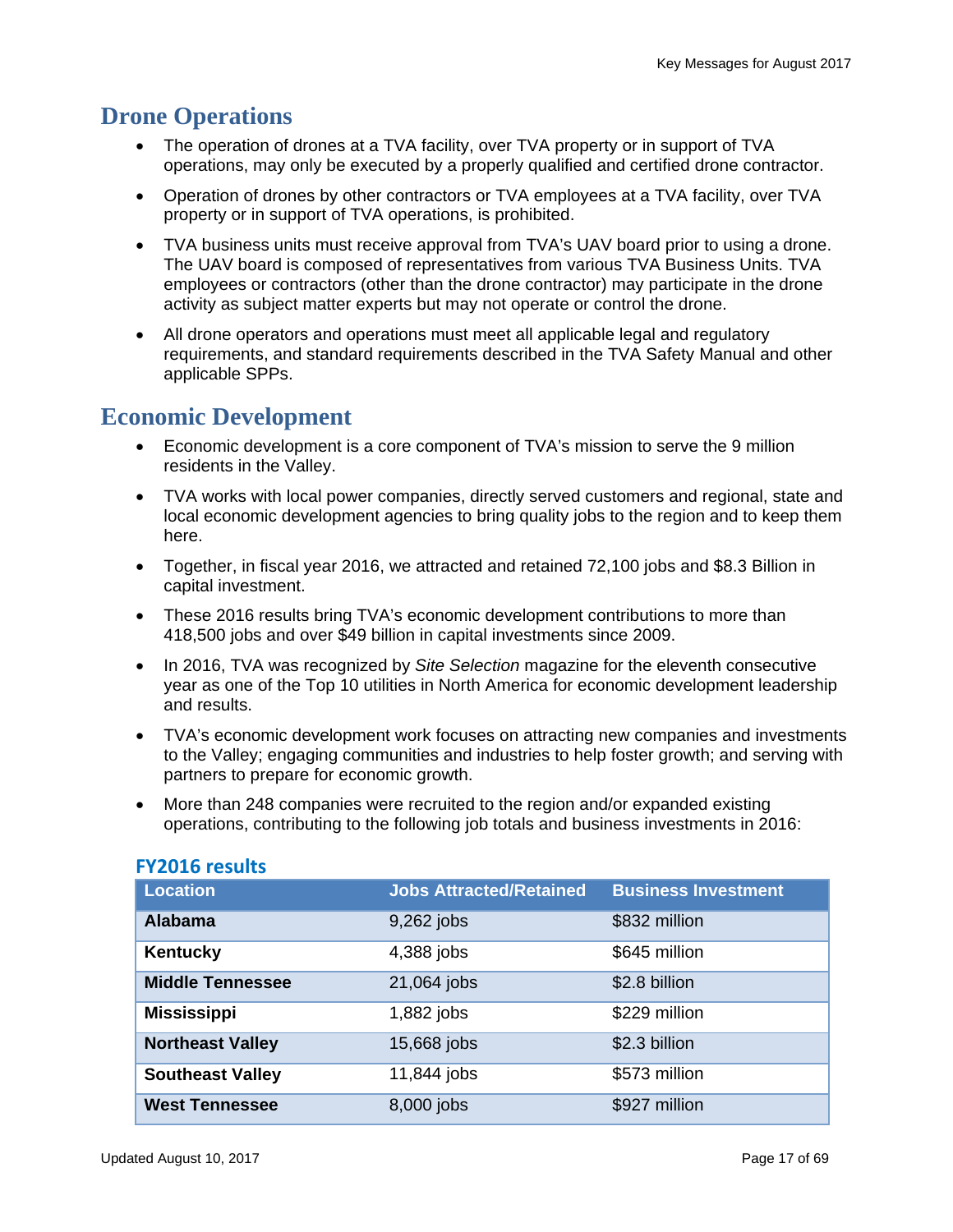## Drone Operations

- The operation of drones at a TVA facility, over TVA property or in support of TVA operations, may only be executed by a properly qualified and certified drone contractor.
- Operation of drones by other contractors or TVA employees at a TVA facility, over TVA property or in support of TVA operations, is prohibited.
- TVA business units must receive approval from TVA's UAV board prior to using a drone. The UAV board is composed of representatives from various TVA Business Units. TVA employees or contractors (other than the drone contractor) may participate in the drone activity as subject matter experts but may not operate or control the drone.
- All drone operators and operations must meet all applicable legal and regulatory requirements, and standard requirements described in the TVA Safety Manual and other applicable SPPs.

## Economic Development

- Economic development is a core component of TVA's mission to serve the 9 million residents in the Valley.
- TVA works with local power companies, directly served customers and regional, state and local economic development agencies to bring quality jobs to the region and to keep them here.
- Together, in fiscal year 2016, we attracted and retained 72,100 jobs and $8.3 Billion in capital investment.
- These 2016 results bring TVA's economic development contributions to more than 418,500 jobs and over $49 billion in capital investments since 2009.
- In 2016, TVA was recognized by *Site Selection* magazine for the eleventh consecutive year as one of the Top 10 utilities in North America for economic development leadership and results.
- TVA's economic development work focuses on attracting new companies and investments to the Valley; engaging communities and industries to help foster growth; and serving with partners to prepare for economic growth.
- More than 248 companies were recruited to the region and/or expanded existing operations, contributing to the following job totals and business investments in 2016:

### FY2016 results

| Location | Jobs Attracted/Retained | Business Investment |
|---|---|---|
| **Alabama** | 9,262 jobs | $832 million |
| **Kentucky** | 4,388 jobs | $645 million |
| **Middle Tennessee** | 21,064 jobs | $2.8 billion |
| **Mississippi** | 1,882 jobs | $229 million |
| **Northeast Valley** | 15,668 jobs | $2.3 billion |
| **Southeast Valley** | 11,844 jobs | $573 million |
| **West Tennessee** | 8,000 jobs | $927 million |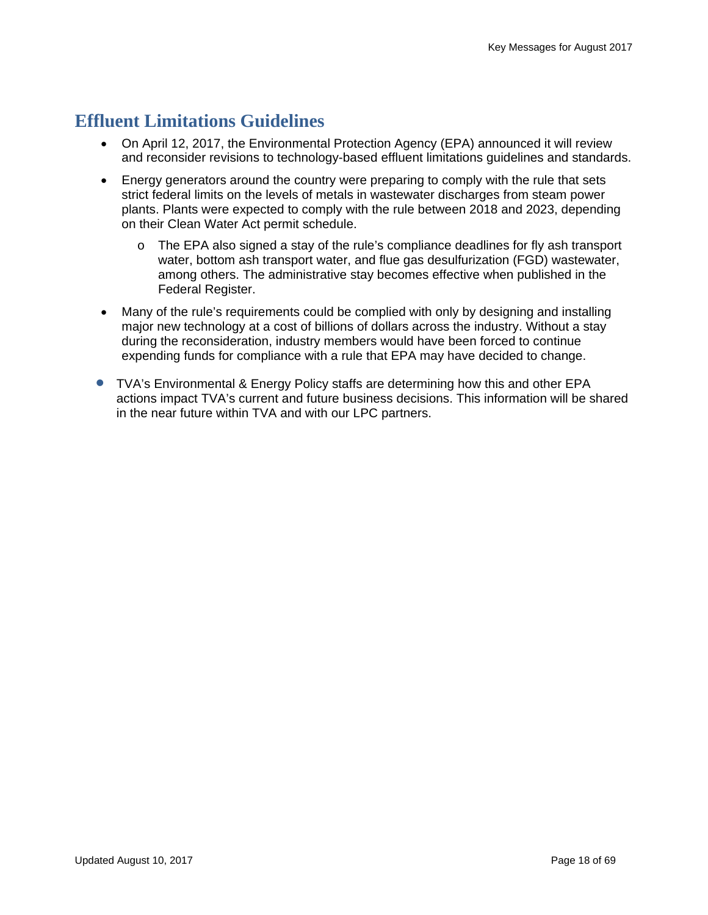## Effluent Limitations Guidelines

- On April 12, 2017, the Environmental Protection Agency (EPA) announced it will review and reconsider revisions to technology-based effluent limitations guidelines and standards.
- Energy generators around the country were preparing to comply with the rule that sets strict federal limits on the levels of metals in wastewater discharges from steam power plants. Plants were expected to comply with the rule between 2018 and 2023, depending on their Clean Water Act permit schedule.
  - The EPA also signed a stay of the rule's compliance deadlines for fly ash transport water, bottom ash transport water, and flue gas desulfurization (FGD) wastewater, among others. The administrative stay becomes effective when published in the Federal Register.
- Many of the rule's requirements could be complied with only by designing and installing major new technology at a cost of billions of dollars across the industry. Without a stay during the reconsideration, industry members would have been forced to continue expending funds for compliance with a rule that EPA may have decided to change.
- TVA's Environmental & Energy Policy staffs are determining how this and other EPA actions impact TVA's current and future business decisions. This information will be shared in the near future within TVA and with our LPC partners.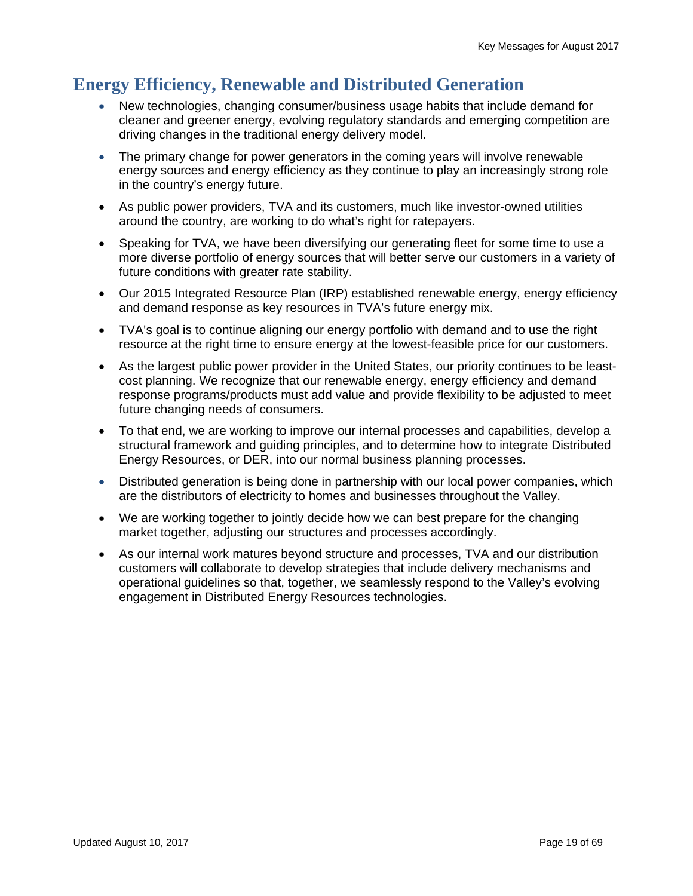## Energy Efficiency, Renewable and Distributed Generation

- New technologies, changing consumer/business usage habits that include demand for cleaner and greener energy, evolving regulatory standards and emerging competition are driving changes in the traditional energy delivery model.
- The primary change for power generators in the coming years will involve renewable energy sources and energy efficiency as they continue to play an increasingly strong role in the country's energy future.
- As public power providers, TVA and its customers, much like investor-owned utilities around the country, are working to do what's right for ratepayers.
- Speaking for TVA, we have been diversifying our generating fleet for some time to use a more diverse portfolio of energy sources that will better serve our customers in a variety of future conditions with greater rate stability.
- Our 2015 Integrated Resource Plan (IRP) established renewable energy, energy efficiency and demand response as key resources in TVA's future energy mix.
- TVA's goal is to continue aligning our energy portfolio with demand and to use the right resource at the right time to ensure energy at the lowest-feasible price for our customers.
- As the largest public power provider in the United States, our priority continues to be least-cost planning. We recognize that our renewable energy, energy efficiency and demand response programs/products must add value and provide flexibility to be adjusted to meet future changing needs of consumers.
- To that end, we are working to improve our internal processes and capabilities, develop a structural framework and guiding principles, and to determine how to integrate Distributed Energy Resources, or DER, into our normal business planning processes.
- Distributed generation is being done in partnership with our local power companies, which are the distributors of electricity to homes and businesses throughout the Valley.
- We are working together to jointly decide how we can best prepare for the changing market together, adjusting our structures and processes accordingly.
- As our internal work matures beyond structure and processes, TVA and our distribution customers will collaborate to develop strategies that include delivery mechanisms and operational guidelines so that, together, we seamlessly respond to the Valley's evolving engagement in Distributed Energy Resources technologies.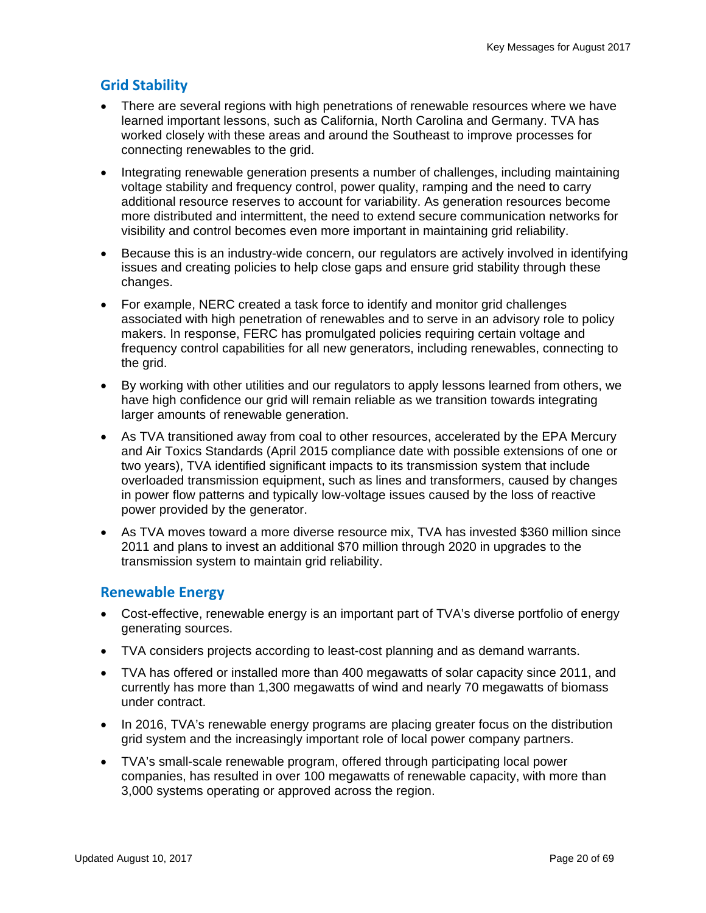## Grid Stability

- There are several regions with high penetrations of renewable resources where we have learned important lessons, such as California, North Carolina and Germany. TVA has worked closely with these areas and around the Southeast to improve processes for connecting renewables to the grid.
- Integrating renewable generation presents a number of challenges, including maintaining voltage stability and frequency control, power quality, ramping and the need to carry additional resource reserves to account for variability. As generation resources become more distributed and intermittent, the need to extend secure communication networks for visibility and control becomes even more important in maintaining grid reliability.
- Because this is an industry-wide concern, our regulators are actively involved in identifying issues and creating policies to help close gaps and ensure grid stability through these changes.
- For example, NERC created a task force to identify and monitor grid challenges associated with high penetration of renewables and to serve in an advisory role to policy makers. In response, FERC has promulgated policies requiring certain voltage and frequency control capabilities for all new generators, including renewables, connecting to the grid.
- By working with other utilities and our regulators to apply lessons learned from others, we have high confidence our grid will remain reliable as we transition towards integrating larger amounts of renewable generation.
- As TVA transitioned away from coal to other resources, accelerated by the EPA Mercury and Air Toxics Standards (April 2015 compliance date with possible extensions of one or two years), TVA identified significant impacts to its transmission system that include overloaded transmission equipment, such as lines and transformers, caused by changes in power flow patterns and typically low-voltage issues caused by the loss of reactive power provided by the generator.
- As TVA moves toward a more diverse resource mix, TVA has invested $360 million since 2011 and plans to invest an additional $70 million through 2020 in upgrades to the transmission system to maintain grid reliability.

## Renewable Energy

- Cost-effective, renewable energy is an important part of TVA's diverse portfolio of energy generating sources.
- TVA considers projects according to least-cost planning and as demand warrants.
- TVA has offered or installed more than 400 megawatts of solar capacity since 2011, and currently has more than 1,300 megawatts of wind and nearly 70 megawatts of biomass under contract.
- In 2016, TVA's renewable energy programs are placing greater focus on the distribution grid system and the increasingly important role of local power company partners.
- TVA's small-scale renewable program, offered through participating local power companies, has resulted in over 100 megawatts of renewable capacity, with more than 3,000 systems operating or approved across the region.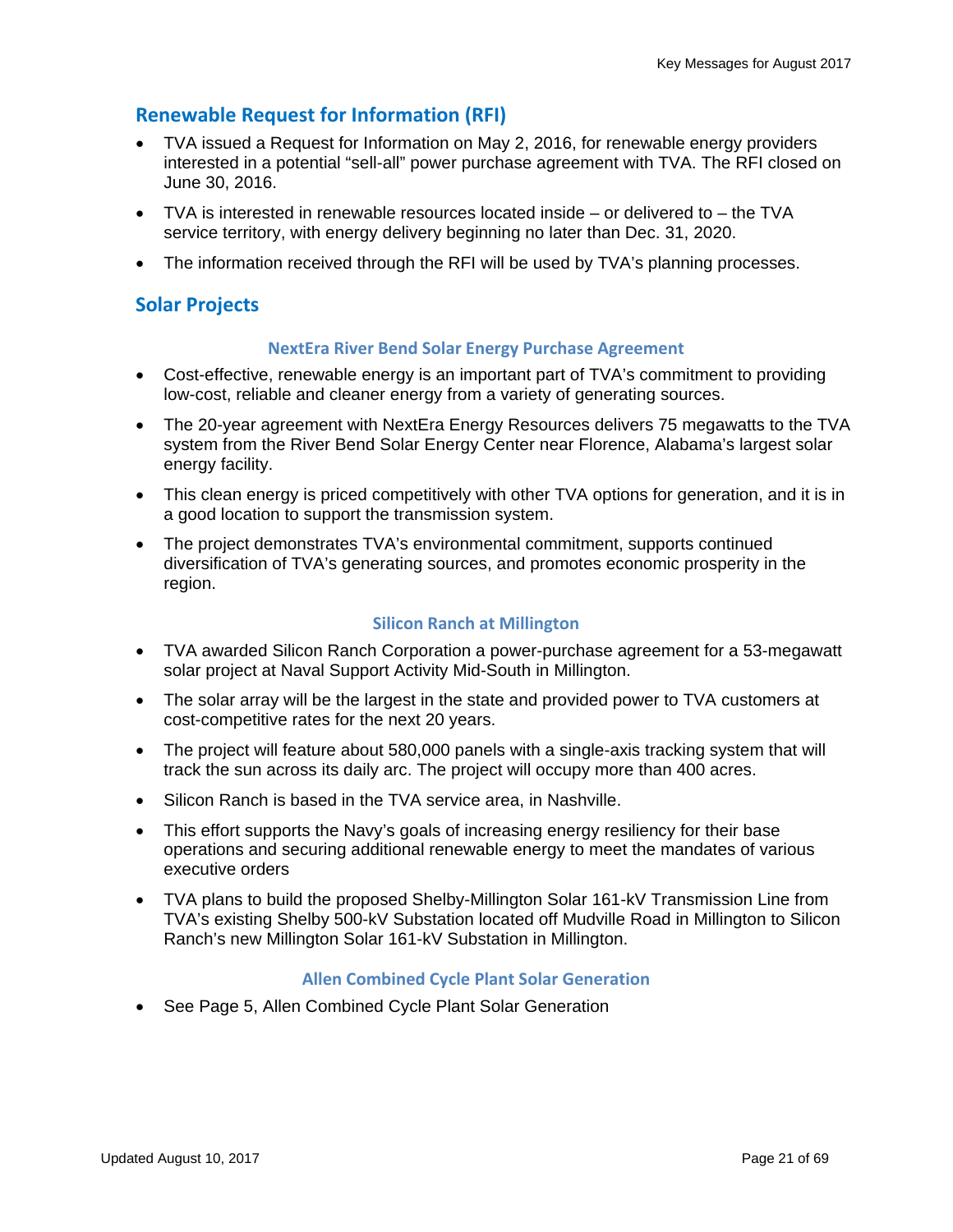## Renewable Request for Information (RFI)

- TVA issued a Request for Information on May 2, 2016, for renewable energy providers interested in a potential "sell-all" power purchase agreement with TVA. The RFI closed on June 30, 2016.
- TVA is interested in renewable resources located inside – or delivered to – the TVA service territory, with energy delivery beginning no later than Dec. 31, 2020.
- The information received through the RFI will be used by TVA's planning processes.

## Solar Projects

### NextEra River Bend Solar Energy Purchase Agreement

- Cost-effective, renewable energy is an important part of TVA's commitment to providing low-cost, reliable and cleaner energy from a variety of generating sources.
- The 20-year agreement with NextEra Energy Resources delivers 75 megawatts to the TVA system from the River Bend Solar Energy Center near Florence, Alabama's largest solar energy facility.
- This clean energy is priced competitively with other TVA options for generation, and it is in a good location to support the transmission system.
- The project demonstrates TVA's environmental commitment, supports continued diversification of TVA's generating sources, and promotes economic prosperity in the region.

### Silicon Ranch at Millington

- TVA awarded Silicon Ranch Corporation a power-purchase agreement for a 53-megawatt solar project at Naval Support Activity Mid-South in Millington.
- The solar array will be the largest in the state and provided power to TVA customers at cost-competitive rates for the next 20 years.
- The project will feature about 580,000 panels with a single-axis tracking system that will track the sun across its daily arc. The project will occupy more than 400 acres.
- Silicon Ranch is based in the TVA service area, in Nashville.
- This effort supports the Navy's goals of increasing energy resiliency for their base operations and securing additional renewable energy to meet the mandates of various executive orders
- TVA plans to build the proposed Shelby-Millington Solar 161-kV Transmission Line from TVA's existing Shelby 500-kV Substation located off Mudville Road in Millington to Silicon Ranch's new Millington Solar 161-kV Substation in Millington.

### Allen Combined Cycle Plant Solar Generation

- See Page 5, Allen Combined Cycle Plant Solar Generation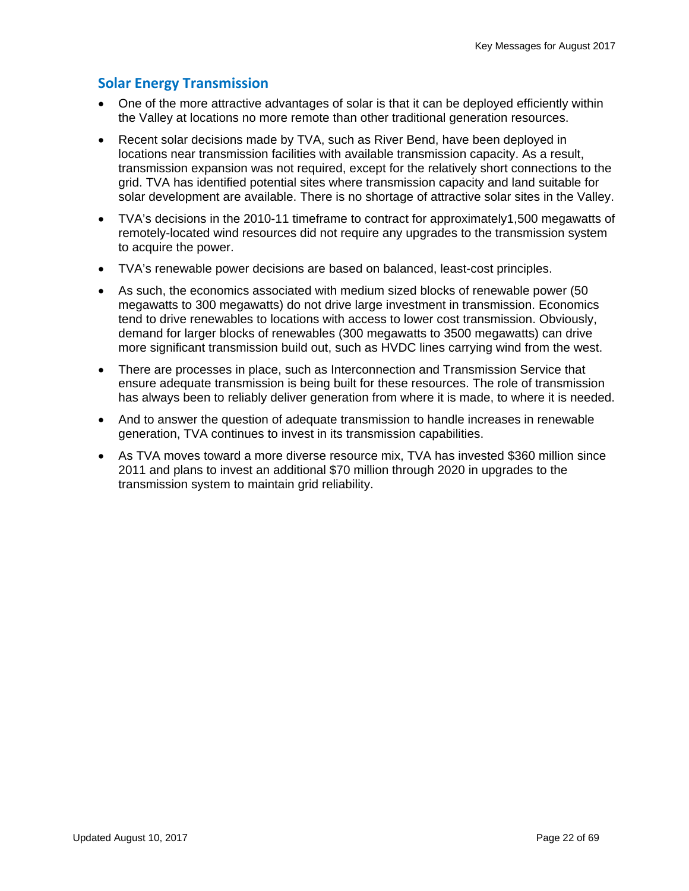## Solar Energy Transmission

- One of the more attractive advantages of solar is that it can be deployed efficiently within the Valley at locations no more remote than other traditional generation resources.
- Recent solar decisions made by TVA, such as River Bend, have been deployed in locations near transmission facilities with available transmission capacity. As a result, transmission expansion was not required, except for the relatively short connections to the grid. TVA has identified potential sites where transmission capacity and land suitable for solar development are available. There is no shortage of attractive solar sites in the Valley.
- TVA's decisions in the 2010-11 timeframe to contract for approximately1,500 megawatts of remotely-located wind resources did not require any upgrades to the transmission system to acquire the power.
- TVA's renewable power decisions are based on balanced, least-cost principles.
- As such, the economics associated with medium sized blocks of renewable power (50 megawatts to 300 megawatts) do not drive large investment in transmission. Economics tend to drive renewables to locations with access to lower cost transmission. Obviously, demand for larger blocks of renewables (300 megawatts to 3500 megawatts) can drive more significant transmission build out, such as HVDC lines carrying wind from the west.
- There are processes in place, such as Interconnection and Transmission Service that ensure adequate transmission is being built for these resources. The role of transmission has always been to reliably deliver generation from where it is made, to where it is needed.
- And to answer the question of adequate transmission to handle increases in renewable generation, TVA continues to invest in its transmission capabilities.
- As TVA moves toward a more diverse resource mix, TVA has invested $360 million since 2011 and plans to invest an additional $70 million through 2020 in upgrades to the transmission system to maintain grid reliability.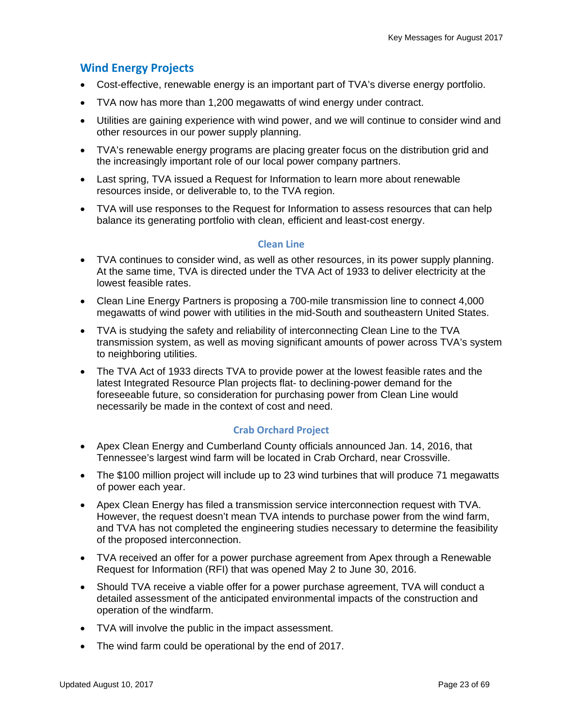## Wind Energy Projects

- Cost-effective, renewable energy is an important part of TVA's diverse energy portfolio.
- TVA now has more than 1,200 megawatts of wind energy under contract.
- Utilities are gaining experience with wind power, and we will continue to consider wind and other resources in our power supply planning.
- TVA's renewable energy programs are placing greater focus on the distribution grid and the increasingly important role of our local power company partners.
- Last spring, TVA issued a Request for Information to learn more about renewable resources inside, or deliverable to, to the TVA region.
- TVA will use responses to the Request for Information to assess resources that can help balance its generating portfolio with clean, efficient and least-cost energy.

### Clean Line

- TVA continues to consider wind, as well as other resources, in its power supply planning. At the same time, TVA is directed under the TVA Act of 1933 to deliver electricity at the lowest feasible rates.
- Clean Line Energy Partners is proposing a 700-mile transmission line to connect 4,000 megawatts of wind power with utilities in the mid-South and southeastern United States.
- TVA is studying the safety and reliability of interconnecting Clean Line to the TVA transmission system, as well as moving significant amounts of power across TVA's system to neighboring utilities.
- The TVA Act of 1933 directs TVA to provide power at the lowest feasible rates and the latest Integrated Resource Plan projects flat- to declining-power demand for the foreseeable future, so consideration for purchasing power from Clean Line would necessarily be made in the context of cost and need.

### Crab Orchard Project

- Apex Clean Energy and Cumberland County officials announced Jan. 14, 2016, that Tennessee's largest wind farm will be located in Crab Orchard, near Crossville.
- The $100 million project will include up to 23 wind turbines that will produce 71 megawatts of power each year.
- Apex Clean Energy has filed a transmission service interconnection request with TVA. However, the request doesn't mean TVA intends to purchase power from the wind farm, and TVA has not completed the engineering studies necessary to determine the feasibility of the proposed interconnection.
- TVA received an offer for a power purchase agreement from Apex through a Renewable Request for Information (RFI) that was opened May 2 to June 30, 2016.
- Should TVA receive a viable offer for a power purchase agreement, TVA will conduct a detailed assessment of the anticipated environmental impacts of the construction and operation of the windfarm.
- TVA will involve the public in the impact assessment.
- The wind farm could be operational by the end of 2017.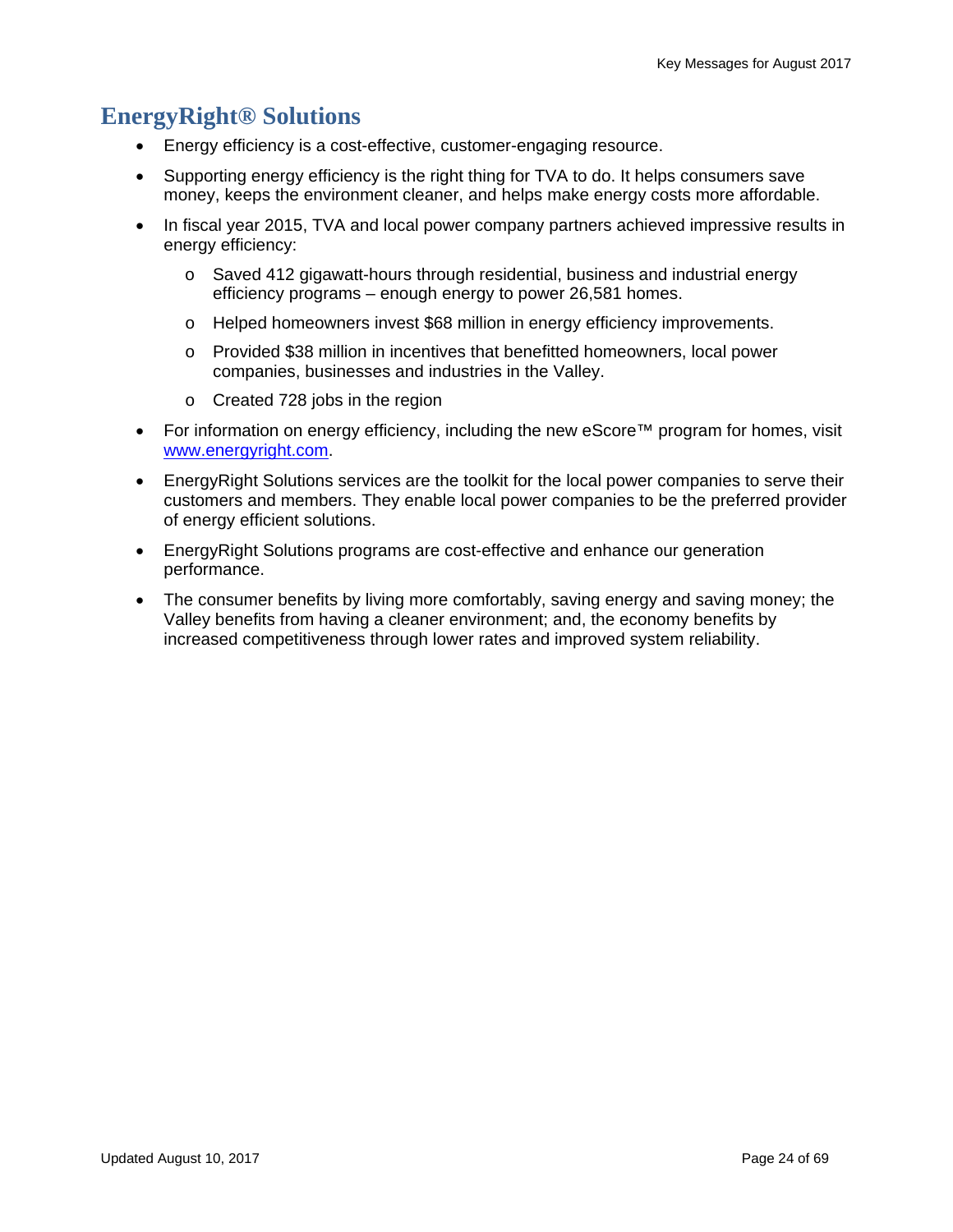# EnergyRight® Solutions

- Energy efficiency is a cost-effective, customer-engaging resource.
- Supporting energy efficiency is the right thing for TVA to do. It helps consumers save money, keeps the environment cleaner, and helps make energy costs more affordable.
- In fiscal year 2015, TVA and local power company partners achieved impressive results in energy efficiency:
  - Saved 412 gigawatt-hours through residential, business and industrial energy efficiency programs – enough energy to power 26,581 homes.
  - Helped homeowners invest $68 million in energy efficiency improvements.
  - Provided $38 million in incentives that benefitted homeowners, local power companies, businesses and industries in the Valley.
  - Created 728 jobs in the region
- For information on energy efficiency, including the new eScore™ program for homes, visit [www.energyright.com](www.energyright.com).
- EnergyRight Solutions services are the toolkit for the local power companies to serve their customers and members. They enable local power companies to be the preferred provider of energy efficient solutions.
- EnergyRight Solutions programs are cost-effective and enhance our generation performance.
- The consumer benefits by living more comfortably, saving energy and saving money; the Valley benefits from having a cleaner environment; and, the economy benefits by increased competitiveness through lower rates and improved system reliability.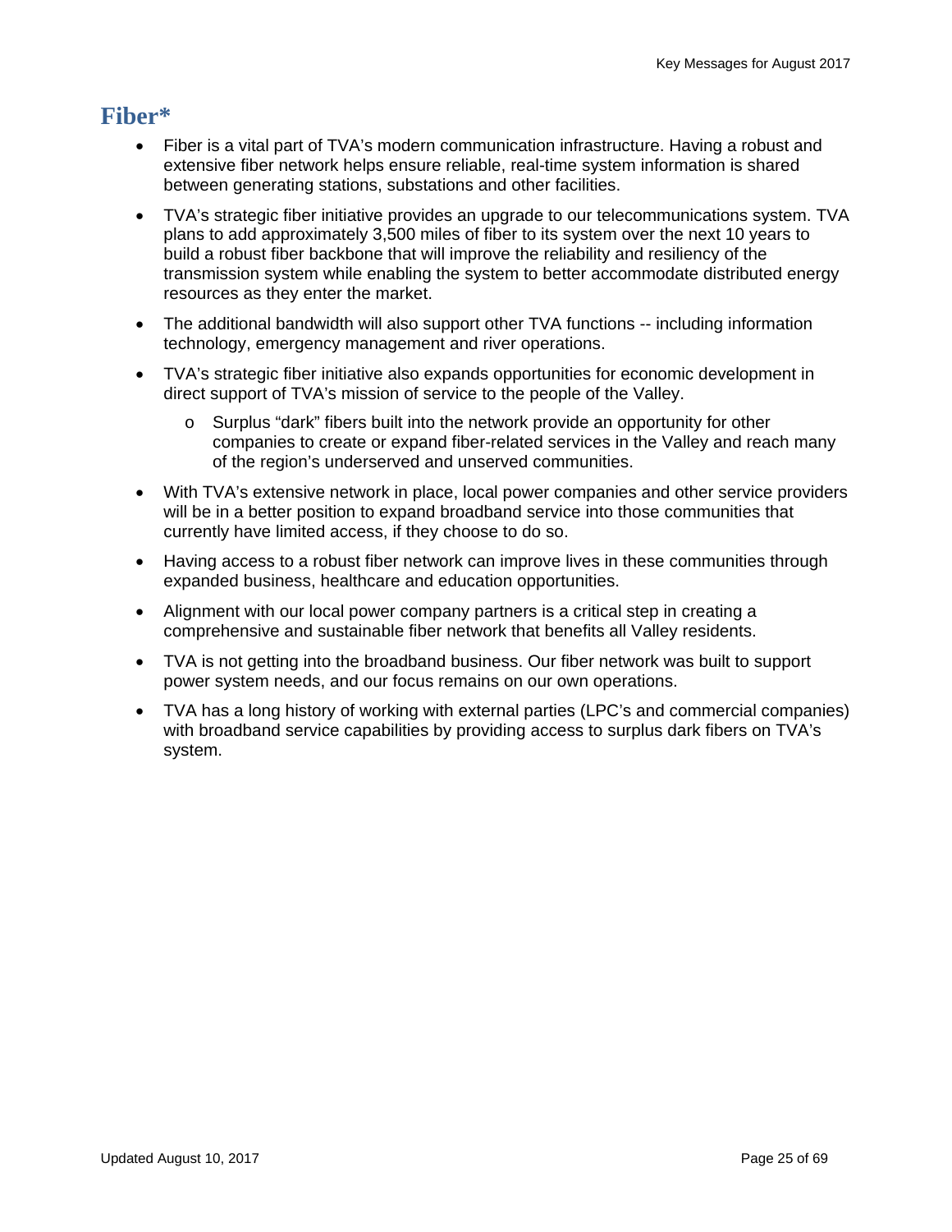## Fiber*

- Fiber is a vital part of TVA's modern communication infrastructure. Having a robust and extensive fiber network helps ensure reliable, real-time system information is shared between generating stations, substations and other facilities.
- TVA's strategic fiber initiative provides an upgrade to our telecommunications system. TVA plans to add approximately 3,500 miles of fiber to its system over the next 10 years to build a robust fiber backbone that will improve the reliability and resiliency of the transmission system while enabling the system to better accommodate distributed energy resources as they enter the market.
- The additional bandwidth will also support other TVA functions -- including information technology, emergency management and river operations.
- TVA's strategic fiber initiative also expands opportunities for economic development in direct support of TVA's mission of service to the people of the Valley.
  - Surplus "dark" fibers built into the network provide an opportunity for other companies to create or expand fiber-related services in the Valley and reach many of the region's underserved and unserved communities.
- With TVA's extensive network in place, local power companies and other service providers will be in a better position to expand broadband service into those communities that currently have limited access, if they choose to do so.
- Having access to a robust fiber network can improve lives in these communities through expanded business, healthcare and education opportunities.
- Alignment with our local power company partners is a critical step in creating a comprehensive and sustainable fiber network that benefits all Valley residents.
- TVA is not getting into the broadband business. Our fiber network was built to support power system needs, and our focus remains on our own operations.
- TVA has a long history of working with external parties (LPC's and commercial companies) with broadband service capabilities by providing access to surplus dark fibers on TVA's system.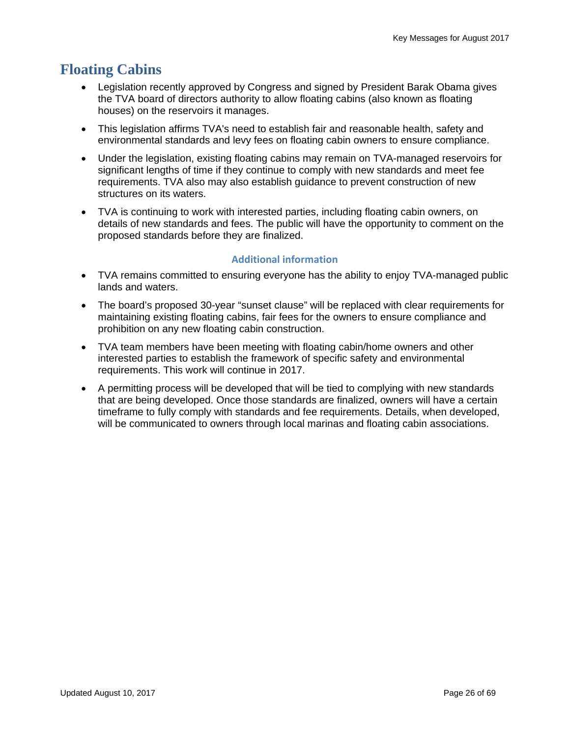# Floating Cabins

- Legislation recently approved by Congress and signed by President Barak Obama gives the TVA board of directors authority to allow floating cabins (also known as floating houses) on the reservoirs it manages.
- This legislation affirms TVA's need to establish fair and reasonable health, safety and environmental standards and levy fees on floating cabin owners to ensure compliance.
- Under the legislation, existing floating cabins may remain on TVA-managed reservoirs for significant lengths of time if they continue to comply with new standards and meet fee requirements. TVA also may also establish guidance to prevent construction of new structures on its waters.
- TVA is continuing to work with interested parties, including floating cabin owners, on details of new standards and fees. The public will have the opportunity to comment on the proposed standards before they are finalized.

### Additional information

- TVA remains committed to ensuring everyone has the ability to enjoy TVA-managed public lands and waters.
- The board's proposed 30-year "sunset clause" will be replaced with clear requirements for maintaining existing floating cabins, fair fees for the owners to ensure compliance and prohibition on any new floating cabin construction.
- TVA team members have been meeting with floating cabin/home owners and other interested parties to establish the framework of specific safety and environmental requirements. This work will continue in 2017.
- A permitting process will be developed that will be tied to complying with new standards that are being developed. Once those standards are finalized, owners will have a certain timeframe to fully comply with standards and fee requirements. Details, when developed, will be communicated to owners through local marinas and floating cabin associations.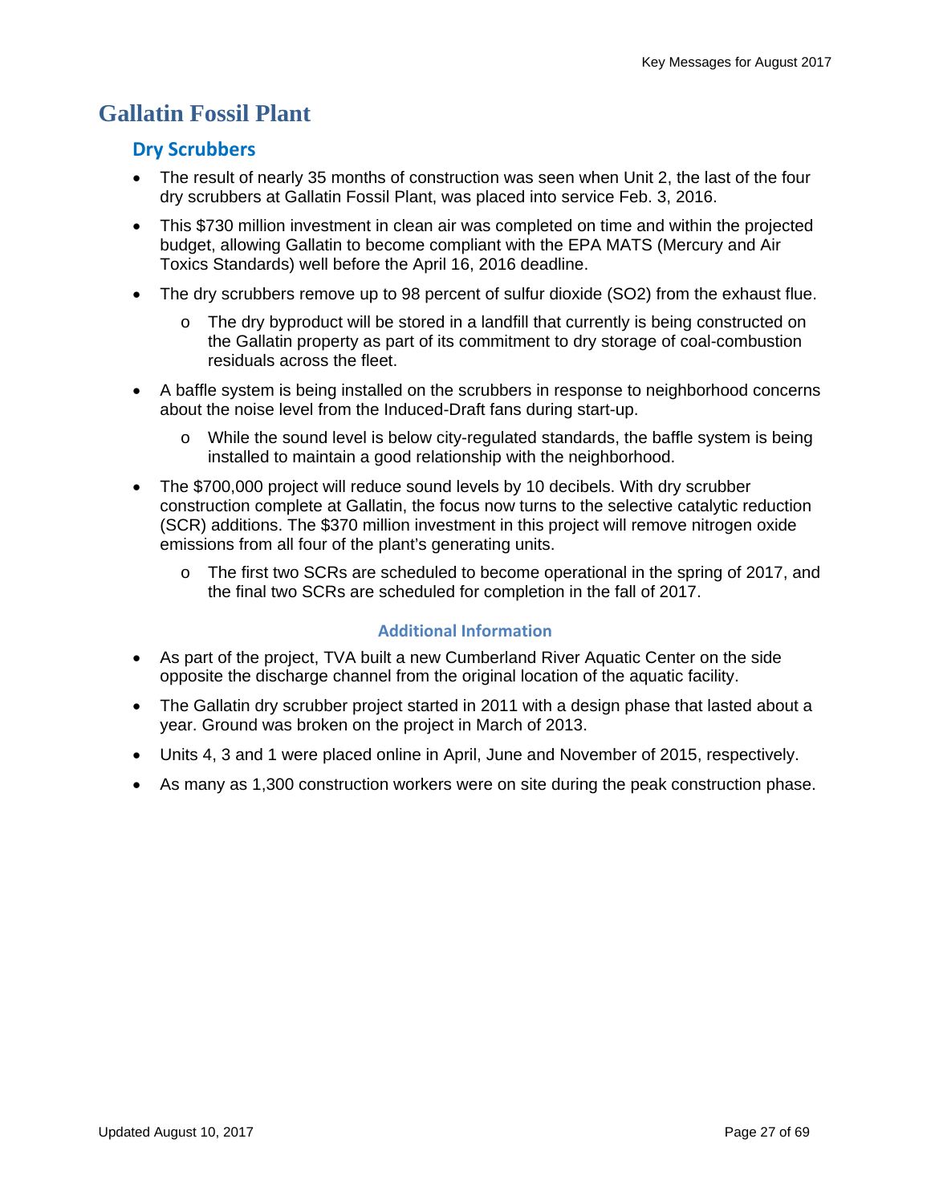# Gallatin Fossil Plant

## Dry Scrubbers

- The result of nearly 35 months of construction was seen when Unit 2, the last of the four dry scrubbers at Gallatin Fossil Plant, was placed into service Feb. 3, 2016.
- This $730 million investment in clean air was completed on time and within the projected budget, allowing Gallatin to become compliant with the EPA MATS (Mercury and Air Toxics Standards) well before the April 16, 2016 deadline.
- The dry scrubbers remove up to 98 percent of sulfur dioxide ($SO_2$) from the exhaust flue.
  - The dry byproduct will be stored in a landfill that currently is being constructed on the Gallatin property as part of its commitment to dry storage of coal-combustion residuals across the fleet.
- A baffle system is being installed on the scrubbers in response to neighborhood concerns about the noise level from the Induced-Draft fans during start-up.
  - While the sound level is below city-regulated standards, the baffle system is being installed to maintain a good relationship with the neighborhood.
- The $700,000 project will reduce sound levels by 10 decibels. With dry scrubber construction complete at Gallatin, the focus now turns to the selective catalytic reduction (SCR) additions. The $370 million investment in this project will remove nitrogen oxide emissions from all four of the plant's generating units.
  - The first two SCRs are scheduled to become operational in the spring of 2017, and the final two SCRs are scheduled for completion in the fall of 2017.

### Additional Information

- As part of the project, TVA built a new Cumberland River Aquatic Center on the side opposite the discharge channel from the original location of the aquatic facility.
- The Gallatin dry scrubber project started in 2011 with a design phase that lasted about a year. Ground was broken on the project in March of 2013.
- Units 4, 3 and 1 were placed online in April, June and November of 2015, respectively.
- As many as 1,300 construction workers were on site during the peak construction phase.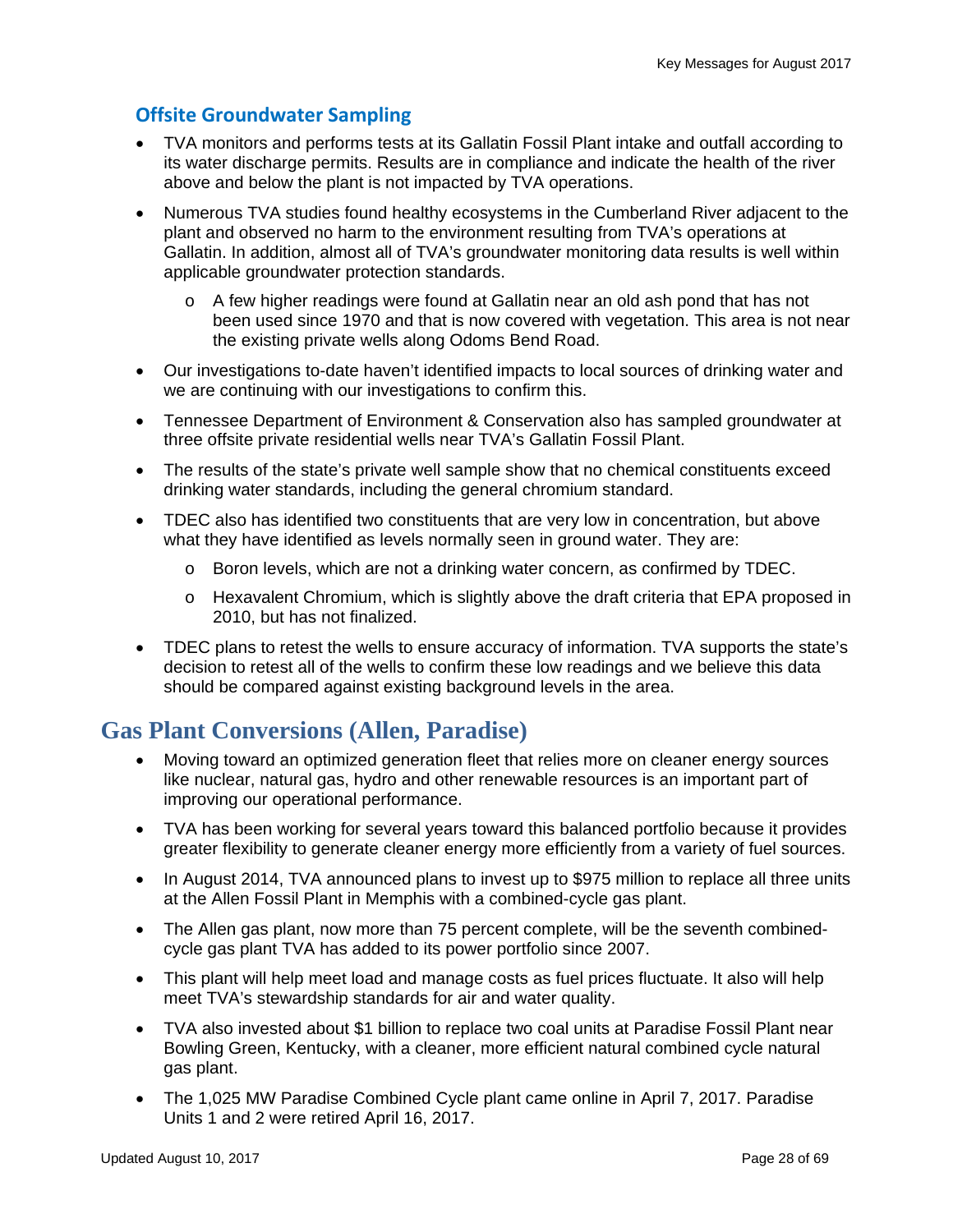### Offsite Groundwater Sampling

- TVA monitors and performs tests at its Gallatin Fossil Plant intake and outfall according to its water discharge permits. Results are in compliance and indicate the health of the river above and below the plant is not impacted by TVA operations.
- Numerous TVA studies found healthy ecosystems in the Cumberland River adjacent to the plant and observed no harm to the environment resulting from TVA's operations at Gallatin. In addition, almost all of TVA's groundwater monitoring data results is well within applicable groundwater protection standards.
  - A few higher readings were found at Gallatin near an old ash pond that has not been used since 1970 and that is now covered with vegetation. This area is not near the existing private wells along Odoms Bend Road.
- Our investigations to-date haven't identified impacts to local sources of drinking water and we are continuing with our investigations to confirm this.
- Tennessee Department of Environment & Conservation also has sampled groundwater at three offsite private residential wells near TVA's Gallatin Fossil Plant.
- The results of the state's private well sample show that no chemical constituents exceed drinking water standards, including the general chromium standard.
- TDEC also has identified two constituents that are very low in concentration, but above what they have identified as levels normally seen in ground water. They are:
  - Boron levels, which are not a drinking water concern, as confirmed by TDEC.
  - Hexavalent Chromium, which is slightly above the draft criteria that EPA proposed in 2010, but has not finalized.
- TDEC plans to retest the wells to ensure accuracy of information. TVA supports the state's decision to retest all of the wells to confirm these low readings and we believe this data should be compared against existing background levels in the area.

## Gas Plant Conversions (Allen, Paradise)

- Moving toward an optimized generation fleet that relies more on cleaner energy sources like nuclear, natural gas, hydro and other renewable resources is an important part of improving our operational performance.
- TVA has been working for several years toward this balanced portfolio because it provides greater flexibility to generate cleaner energy more efficiently from a variety of fuel sources.
- In August 2014, TVA announced plans to invest up to $975 million to replace all three units at the Allen Fossil Plant in Memphis with a combined-cycle gas plant.
- The Allen gas plant, now more than 75 percent complete, will be the seventh combined-cycle gas plant TVA has added to its power portfolio since 2007.
- This plant will help meet load and manage costs as fuel prices fluctuate. It also will help meet TVA's stewardship standards for air and water quality.
- TVA also invested about $1 billion to replace two coal units at Paradise Fossil Plant near Bowling Green, Kentucky, with a cleaner, more efficient natural combined cycle natural gas plant.
- The 1,025 MW Paradise Combined Cycle plant came online in April 7, 2017. Paradise Units 1 and 2 were retired April 16, 2017.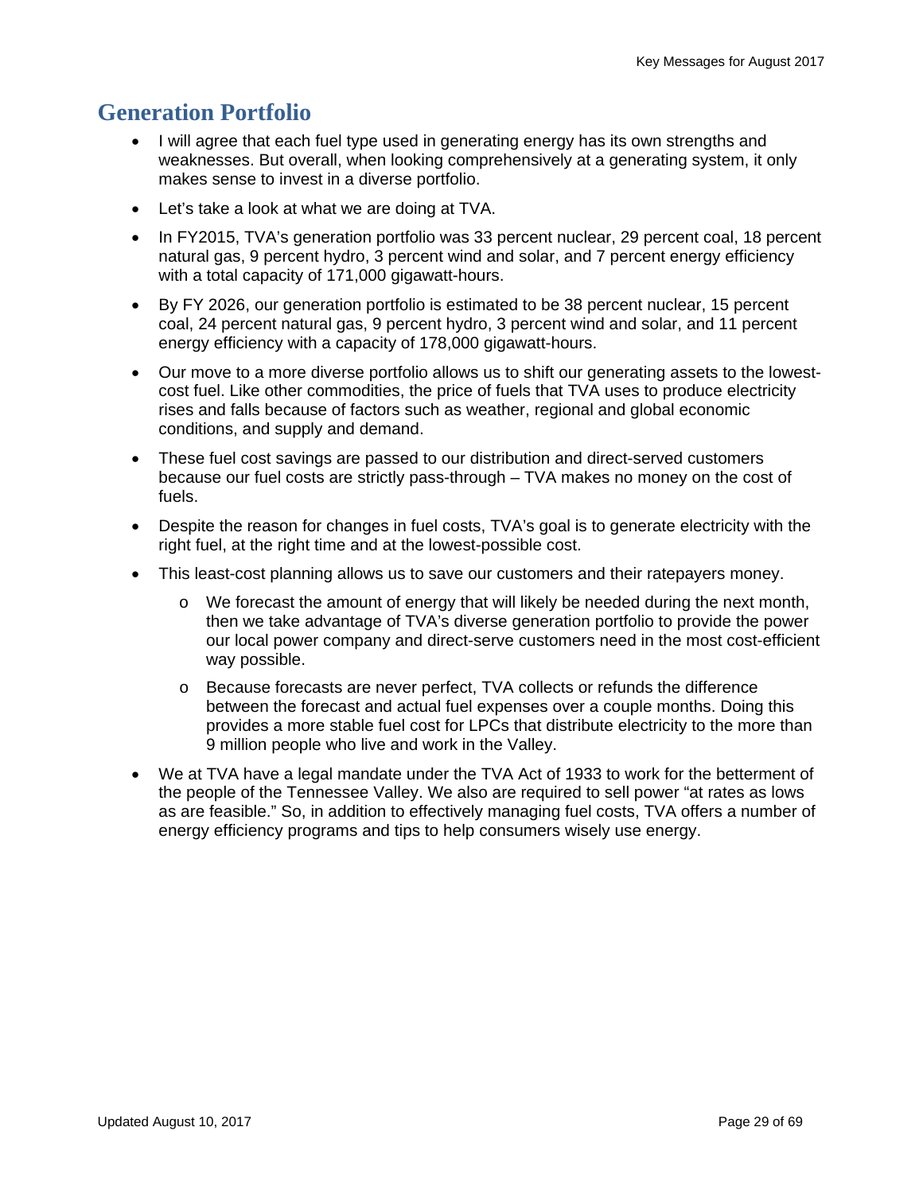## Generation Portfolio

- I will agree that each fuel type used in generating energy has its own strengths and weaknesses. But overall, when looking comprehensively at a generating system, it only makes sense to invest in a diverse portfolio.
- Let's take a look at what we are doing at TVA.
- In FY2015, TVA's generation portfolio was 33 percent nuclear, 29 percent coal, 18 percent natural gas, 9 percent hydro, 3 percent wind and solar, and 7 percent energy efficiency with a total capacity of 171,000 gigawatt-hours.
- By FY 2026, our generation portfolio is estimated to be 38 percent nuclear, 15 percent coal, 24 percent natural gas, 9 percent hydro, 3 percent wind and solar, and 11 percent energy efficiency with a capacity of 178,000 gigawatt-hours.
- Our move to a more diverse portfolio allows us to shift our generating assets to the lowest-cost fuel. Like other commodities, the price of fuels that TVA uses to produce electricity rises and falls because of factors such as weather, regional and global economic conditions, and supply and demand.
- These fuel cost savings are passed to our distribution and direct-served customers because our fuel costs are strictly pass-through – TVA makes no money on the cost of fuels.
- Despite the reason for changes in fuel costs, TVA's goal is to generate electricity with the right fuel, at the right time and at the lowest-possible cost.
- This least-cost planning allows us to save our customers and their ratepayers money.
  - We forecast the amount of energy that will likely be needed during the next month, then we take advantage of TVA's diverse generation portfolio to provide the power our local power company and direct-serve customers need in the most cost-efficient way possible.
  - Because forecasts are never perfect, TVA collects or refunds the difference between the forecast and actual fuel expenses over a couple months. Doing this provides a more stable fuel cost for LPCs that distribute electricity to the more than 9 million people who live and work in the Valley.
- We at TVA have a legal mandate under the TVA Act of 1933 to work for the betterment of the people of the Tennessee Valley. We also are required to sell power "at rates as lows as are feasible." So, in addition to effectively managing fuel costs, TVA offers a number of energy efficiency programs and tips to help consumers wisely use energy.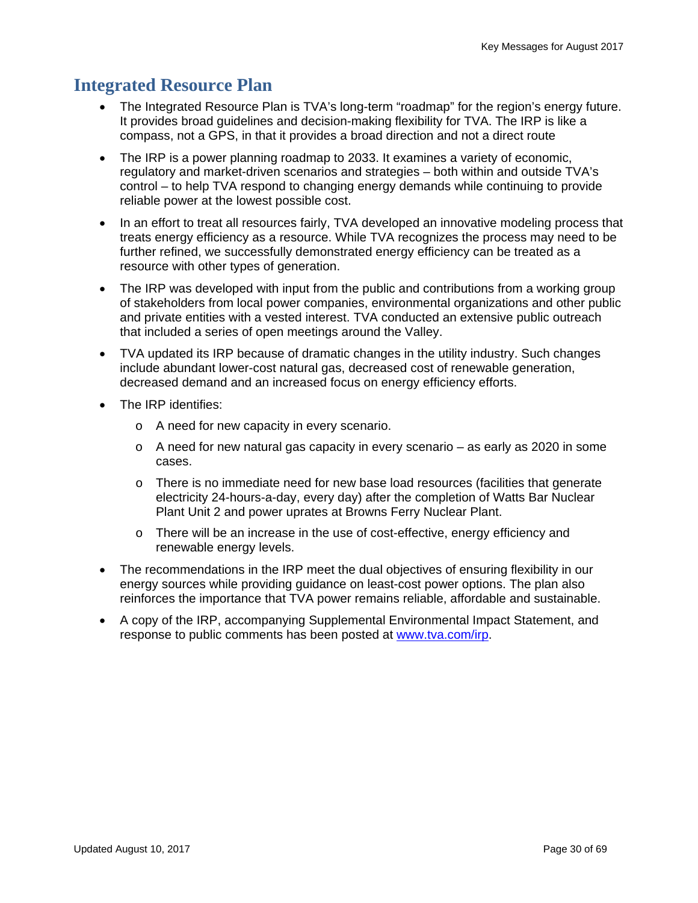## Integrated Resource Plan

- The Integrated Resource Plan is TVA's long-term "roadmap" for the region's energy future. It provides broad guidelines and decision-making flexibility for TVA. The IRP is like a compass, not a GPS, in that it provides a broad direction and not a direct route
- The IRP is a power planning roadmap to 2033. It examines a variety of economic, regulatory and market-driven scenarios and strategies – both within and outside TVA's control – to help TVA respond to changing energy demands while continuing to provide reliable power at the lowest possible cost.
- In an effort to treat all resources fairly, TVA developed an innovative modeling process that treats energy efficiency as a resource. While TVA recognizes the process may need to be further refined, we successfully demonstrated energy efficiency can be treated as a resource with other types of generation.
- The IRP was developed with input from the public and contributions from a working group of stakeholders from local power companies, environmental organizations and other public and private entities with a vested interest. TVA conducted an extensive public outreach that included a series of open meetings around the Valley.
- TVA updated its IRP because of dramatic changes in the utility industry. Such changes include abundant lower-cost natural gas, decreased cost of renewable generation, decreased demand and an increased focus on energy efficiency efforts.
- The IRP identifies:
  - A need for new capacity in every scenario.
  - A need for new natural gas capacity in every scenario – as early as 2020 in some cases.
  - There is no immediate need for new base load resources (facilities that generate electricity 24-hours-a-day, every day) after the completion of Watts Bar Nuclear Plant Unit 2 and power uprates at Browns Ferry Nuclear Plant.
  - There will be an increase in the use of cost-effective, energy efficiency and renewable energy levels.
- The recommendations in the IRP meet the dual objectives of ensuring flexibility in our energy sources while providing guidance on least-cost power options. The plan also reinforces the importance that TVA power remains reliable, affordable and sustainable.
- A copy of the IRP, accompanying Supplemental Environmental Impact Statement, and response to public comments has been posted at www.tva.com/irp.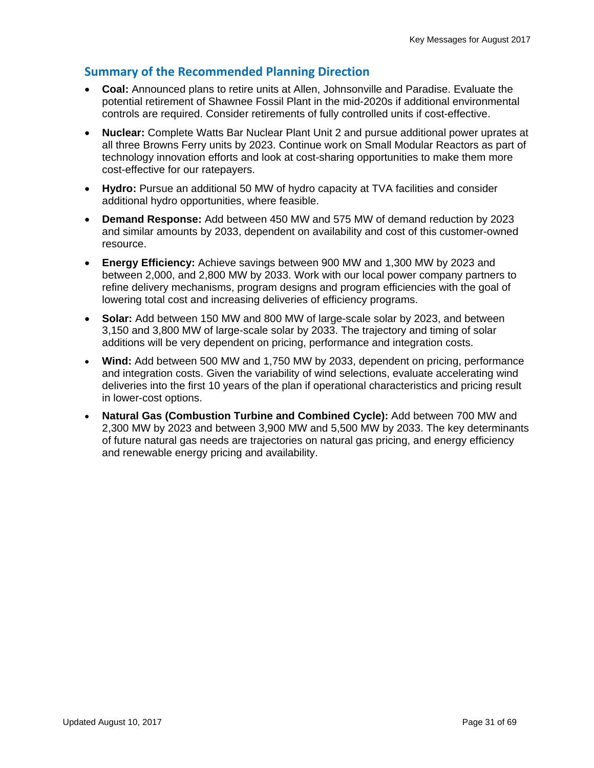## Summary of the Recommended Planning Direction

- **Coal:** Announced plans to retire units at Allen, Johnsonville and Paradise. Evaluate the potential retirement of Shawnee Fossil Plant in the mid-2020s if additional environmental controls are required. Consider retirements of fully controlled units if cost-effective.
- **Nuclear:** Complete Watts Bar Nuclear Plant Unit 2 and pursue additional power uprates at all three Browns Ferry units by 2023. Continue work on Small Modular Reactors as part of technology innovation efforts and look at cost-sharing opportunities to make them more cost-effective for our ratepayers.
- **Hydro:** Pursue an additional 50 MW of hydro capacity at TVA facilities and consider additional hydro opportunities, where feasible.
- **Demand Response:** Add between 450 MW and 575 MW of demand reduction by 2023 and similar amounts by 2033, dependent on availability and cost of this customer-owned resource.
- **Energy Efficiency:** Achieve savings between 900 MW and 1,300 MW by 2023 and between 2,000, and 2,800 MW by 2033. Work with our local power company partners to refine delivery mechanisms, program designs and program efficiencies with the goal of lowering total cost and increasing deliveries of efficiency programs.
- **Solar:** Add between 150 MW and 800 MW of large-scale solar by 2023, and between 3,150 and 3,800 MW of large-scale solar by 2033. The trajectory and timing of solar additions will be very dependent on pricing, performance and integration costs.
- **Wind:** Add between 500 MW and 1,750 MW by 2033, dependent on pricing, performance and integration costs. Given the variability of wind selections, evaluate accelerating wind deliveries into the first 10 years of the plan if operational characteristics and pricing result in lower-cost options.
- **Natural Gas (Combustion Turbine and Combined Cycle):** Add between 700 MW and 2,300 MW by 2023 and between 3,900 MW and 5,500 MW by 2033. The key determinants of future natural gas needs are trajectories on natural gas pricing, and energy efficiency and renewable energy pricing and availability.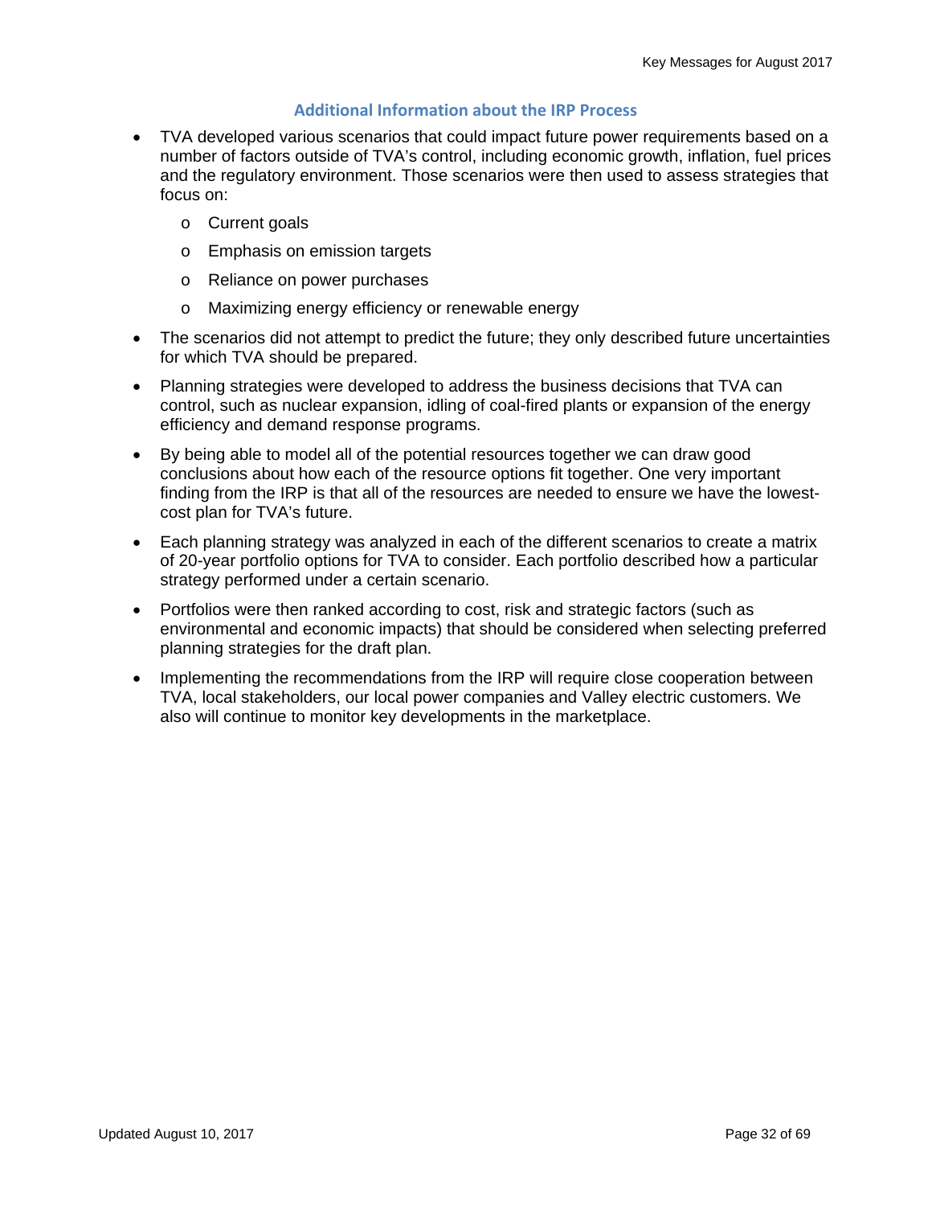## Additional Information about the IRP Process

- TVA developed various scenarios that could impact future power requirements based on a number of factors outside of TVA's control, including economic growth, inflation, fuel prices and the regulatory environment. Those scenarios were then used to assess strategies that focus on:
  - Current goals
  - Emphasis on emission targets
  - Reliance on power purchases
  - Maximizing energy efficiency or renewable energy
- The scenarios did not attempt to predict the future; they only described future uncertainties for which TVA should be prepared.
- Planning strategies were developed to address the business decisions that TVA can control, such as nuclear expansion, idling of coal-fired plants or expansion of the energy efficiency and demand response programs.
- By being able to model all of the potential resources together we can draw good conclusions about how each of the resource options fit together. One very important finding from the IRP is that all of the resources are needed to ensure we have the lowest-cost plan for TVA's future.
- Each planning strategy was analyzed in each of the different scenarios to create a matrix of 20-year portfolio options for TVA to consider. Each portfolio described how a particular strategy performed under a certain scenario.
- Portfolios were then ranked according to cost, risk and strategic factors (such as environmental and economic impacts) that should be considered when selecting preferred planning strategies for the draft plan.
- Implementing the recommendations from the IRP will require close cooperation between TVA, local stakeholders, our local power companies and Valley electric customers. We also will continue to monitor key developments in the marketplace.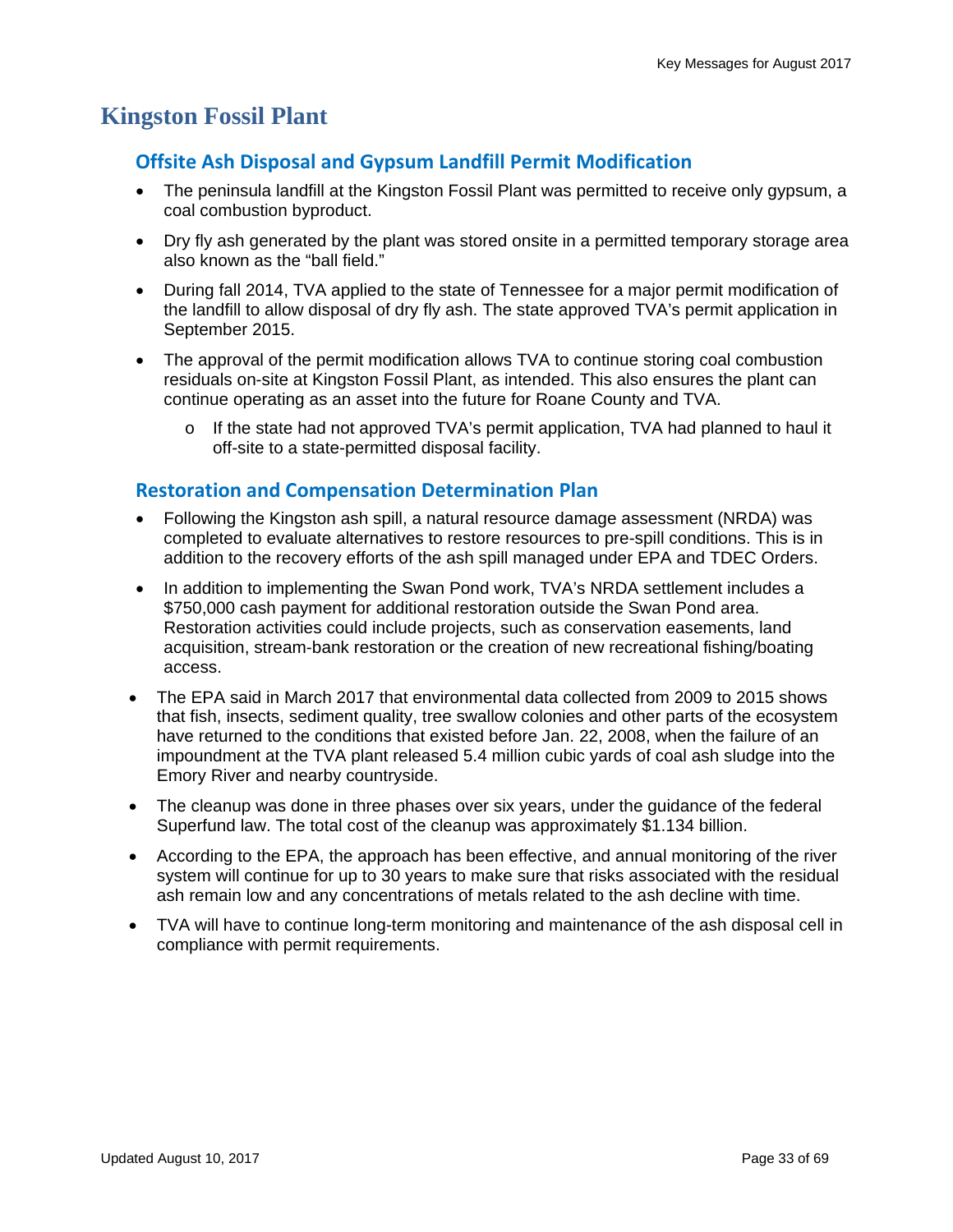# Kingston Fossil Plant

## Offsite Ash Disposal and Gypsum Landfill Permit Modification

- The peninsula landfill at the Kingston Fossil Plant was permitted to receive only gypsum, a coal combustion byproduct.
- Dry fly ash generated by the plant was stored onsite in a permitted temporary storage area also known as the "ball field."
- During fall 2014, TVA applied to the state of Tennessee for a major permit modification of the landfill to allow disposal of dry fly ash. The state approved TVA's permit application in September 2015.
- The approval of the permit modification allows TVA to continue storing coal combustion residuals on-site at Kingston Fossil Plant, as intended. This also ensures the plant can continue operating as an asset into the future for Roane County and TVA.
  - If the state had not approved TVA's permit application, TVA had planned to haul it off-site to a state-permitted disposal facility.

## Restoration and Compensation Determination Plan

- Following the Kingston ash spill, a natural resource damage assessment (NRDA) was completed to evaluate alternatives to restore resources to pre-spill conditions. This is in addition to the recovery efforts of the ash spill managed under EPA and TDEC Orders.
- In addition to implementing the Swan Pond work, TVA's NRDA settlement includes a $750,000 cash payment for additional restoration outside the Swan Pond area. Restoration activities could include projects, such as conservation easements, land acquisition, stream-bank restoration or the creation of new recreational fishing/boating access.
- The EPA said in March 2017 that environmental data collected from 2009 to 2015 shows that fish, insects, sediment quality, tree swallow colonies and other parts of the ecosystem have returned to the conditions that existed before Jan. 22, 2008, when the failure of an impoundment at the TVA plant released 5.4 million cubic yards of coal ash sludge into the Emory River and nearby countryside.
- The cleanup was done in three phases over six years, under the guidance of the federal Superfund law. The total cost of the cleanup was approximately $1.134 billion.
- According to the EPA, the approach has been effective, and annual monitoring of the river system will continue for up to 30 years to make sure that risks associated with the residual ash remain low and any concentrations of metals related to the ash decline with time.
- TVA will have to continue long-term monitoring and maintenance of the ash disposal cell in compliance with permit requirements.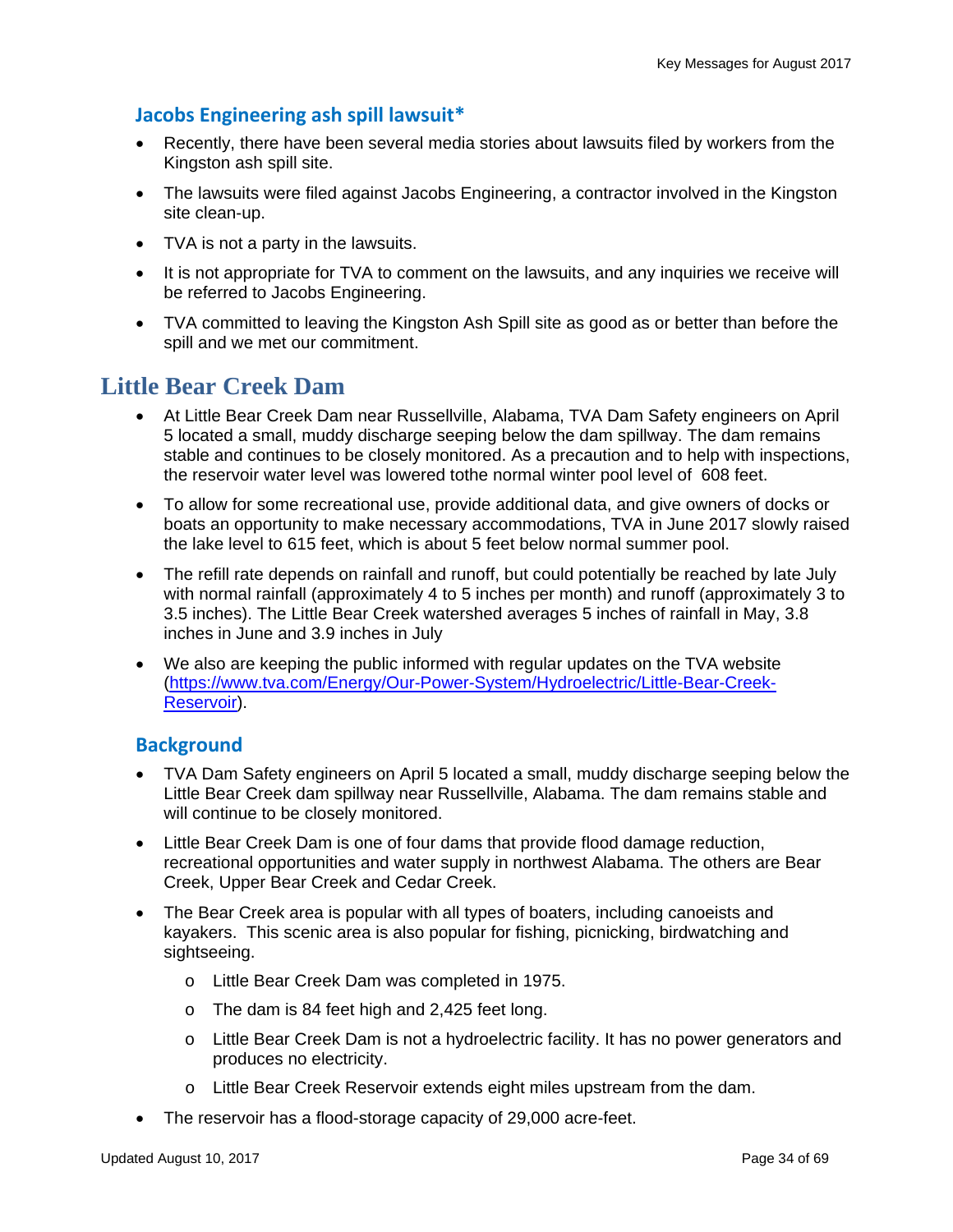### Jacobs Engineering ash spill lawsuit*

- Recently, there have been several media stories about lawsuits filed by workers from the Kingston ash spill site.
- The lawsuits were filed against Jacobs Engineering, a contractor involved in the Kingston site clean-up.
- TVA is not a party in the lawsuits.
- It is not appropriate for TVA to comment on the lawsuits, and any inquiries we receive will be referred to Jacobs Engineering.
- TVA committed to leaving the Kingston Ash Spill site as good as or better than before the spill and we met our commitment.

## Little Bear Creek Dam

- At Little Bear Creek Dam near Russellville, Alabama, TVA Dam Safety engineers on April 5 located a small, muddy discharge seeping below the dam spillway. The dam remains stable and continues to be closely monitored. As a precaution and to help with inspections, the reservoir water level was lowered tothe normal winter pool level of 608 feet.
- To allow for some recreational use, provide additional data, and give owners of docks or boats an opportunity to make necessary accommodations, TVA in June 2017 slowly raised the lake level to 615 feet, which is about 5 feet below normal summer pool.
- The refill rate depends on rainfall and runoff, but could potentially be reached by late July with normal rainfall (approximately 4 to 5 inches per month) and runoff (approximately 3 to 3.5 inches). The Little Bear Creek watershed averages 5 inches of rainfall in May, 3.8 inches in June and 3.9 inches in July
- We also are keeping the public informed with regular updates on the TVA website ([https://www.tva.com/Energy/Our-Power-System/Hydroelectric/Little-Bear-Creek-Reservoir](https://www.tva.com/Energy/Our-Power-System/Hydroelectric/Little-Bear-Creek-Reservoir)).

### Background

- TVA Dam Safety engineers on April 5 located a small, muddy discharge seeping below the Little Bear Creek dam spillway near Russellville, Alabama. The dam remains stable and will continue to be closely monitored.
- Little Bear Creek Dam is one of four dams that provide flood damage reduction, recreational opportunities and water supply in northwest Alabama. The others are Bear Creek, Upper Bear Creek and Cedar Creek.
- The Bear Creek area is popular with all types of boaters, including canoeists and kayakers. This scenic area is also popular for fishing, picnicking, birdwatching and sightseeing.
  - Little Bear Creek Dam was completed in 1975.
  - The dam is 84 feet high and 2,425 feet long.
  - Little Bear Creek Dam is not a hydroelectric facility. It has no power generators and produces no electricity.
  - Little Bear Creek Reservoir extends eight miles upstream from the dam.
- The reservoir has a flood-storage capacity of 29,000 acre-feet.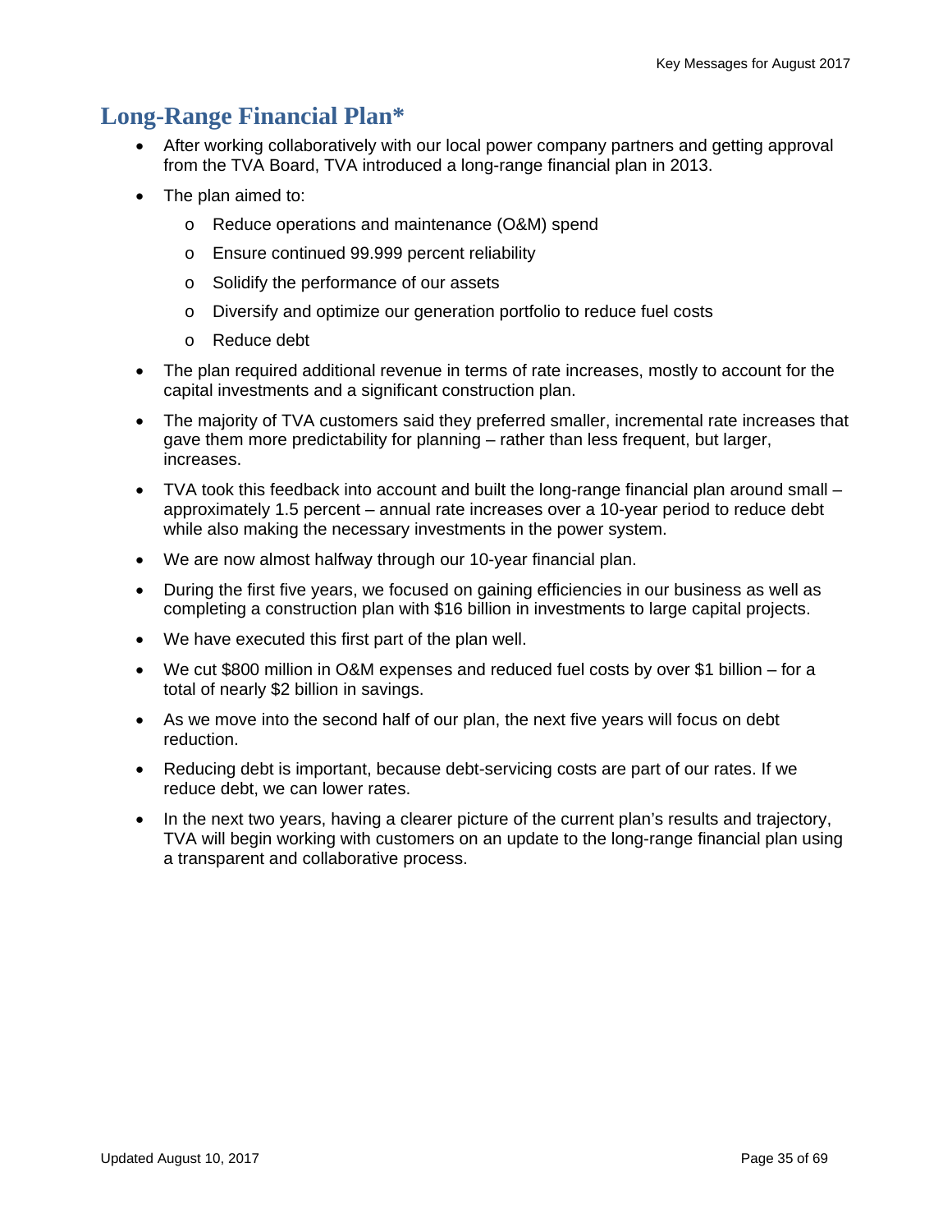## Long-Range Financial Plan*

- After working collaboratively with our local power company partners and getting approval from the TVA Board, TVA introduced a long-range financial plan in 2013.
- The plan aimed to:
  - Reduce operations and maintenance (O&M) spend
  - Ensure continued 99.999 percent reliability
  - Solidify the performance of our assets
  - Diversify and optimize our generation portfolio to reduce fuel costs
  - Reduce debt
- The plan required additional revenue in terms of rate increases, mostly to account for the capital investments and a significant construction plan.
- The majority of TVA customers said they preferred smaller, incremental rate increases that gave them more predictability for planning – rather than less frequent, but larger, increases.
- TVA took this feedback into account and built the long-range financial plan around small – approximately 1.5 percent – annual rate increases over a 10-year period to reduce debt while also making the necessary investments in the power system.
- We are now almost halfway through our 10-year financial plan.
- During the first five years, we focused on gaining efficiencies in our business as well as completing a construction plan with $16 billion in investments to large capital projects.
- We have executed this first part of the plan well.
- We cut $800 million in O&M expenses and reduced fuel costs by over $1 billion – for a total of nearly $2 billion in savings.
- As we move into the second half of our plan, the next five years will focus on debt reduction.
- Reducing debt is important, because debt-servicing costs are part of our rates. If we reduce debt, we can lower rates.
- In the next two years, having a clearer picture of the current plan's results and trajectory, TVA will begin working with customers on an update to the long-range financial plan using a transparent and collaborative process.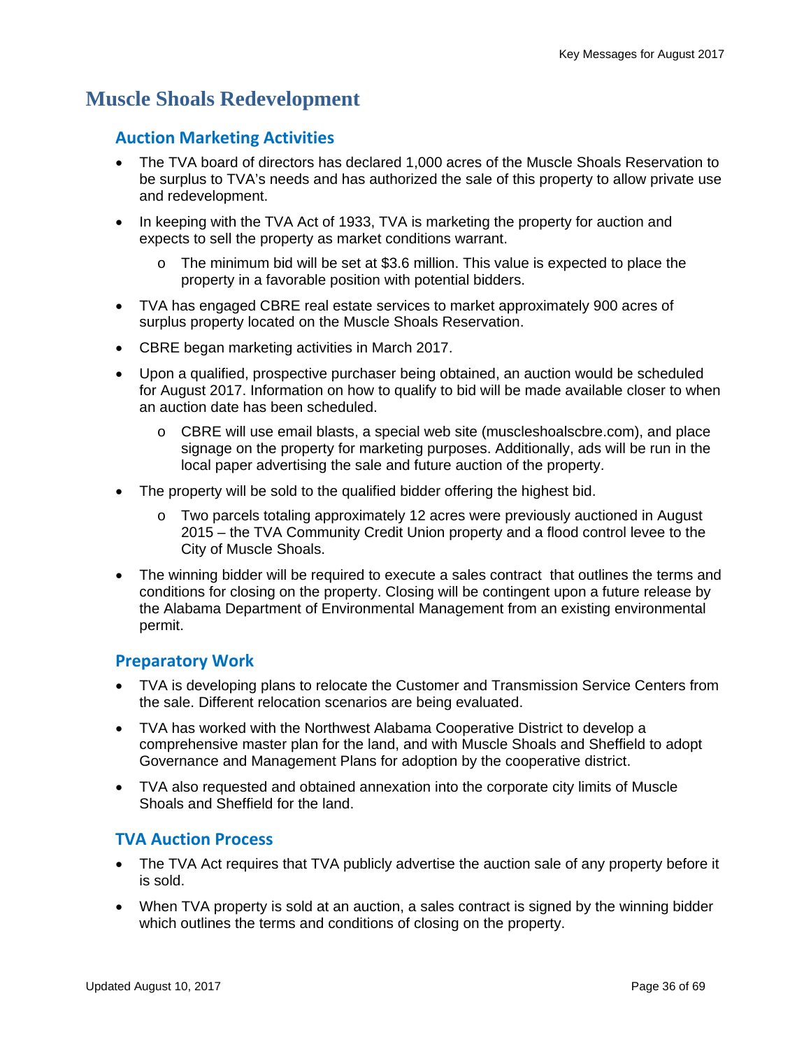# Muscle Shoals Redevelopment

## Auction Marketing Activities

- The TVA board of directors has declared 1,000 acres of the Muscle Shoals Reservation to be surplus to TVA's needs and has authorized the sale of this property to allow private use and redevelopment.
- In keeping with the TVA Act of 1933, TVA is marketing the property for auction and expects to sell the property as market conditions warrant.
  - The minimum bid will be set at $3.6 million. This value is expected to place the property in a favorable position with potential bidders.
- TVA has engaged CBRE real estate services to market approximately 900 acres of surplus property located on the Muscle Shoals Reservation.
- CBRE began marketing activities in March 2017.
- Upon a qualified, prospective purchaser being obtained, an auction would be scheduled for August 2017. Information on how to qualify to bid will be made available closer to when an auction date has been scheduled.
  - CBRE will use email blasts, a special web site (muscleshoalscbre.com), and place signage on the property for marketing purposes. Additionally, ads will be run in the local paper advertising the sale and future auction of the property.
- The property will be sold to the qualified bidder offering the highest bid.
  - Two parcels totaling approximately 12 acres were previously auctioned in August 2015 – the TVA Community Credit Union property and a flood control levee to the City of Muscle Shoals.
- The winning bidder will be required to execute a sales contract that outlines the terms and conditions for closing on the property. Closing will be contingent upon a future release by the Alabama Department of Environmental Management from an existing environmental permit.

## Preparatory Work

- TVA is developing plans to relocate the Customer and Transmission Service Centers from the sale. Different relocation scenarios are being evaluated.
- TVA has worked with the Northwest Alabama Cooperative District to develop a comprehensive master plan for the land, and with Muscle Shoals and Sheffield to adopt Governance and Management Plans for adoption by the cooperative district.
- TVA also requested and obtained annexation into the corporate city limits of Muscle Shoals and Sheffield for the land.

## TVA Auction Process

- The TVA Act requires that TVA publicly advertise the auction sale of any property before it is sold.
- When TVA property is sold at an auction, a sales contract is signed by the winning bidder which outlines the terms and conditions of closing on the property.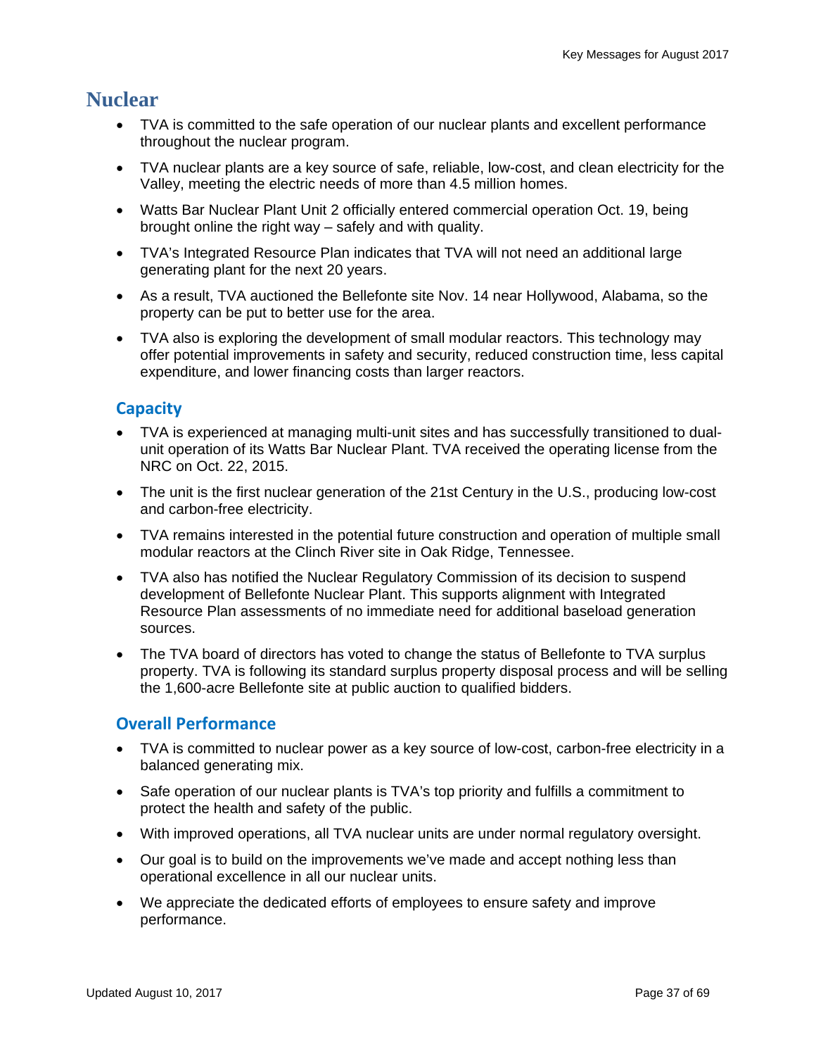# Nuclear

- TVA is committed to the safe operation of our nuclear plants and excellent performance throughout the nuclear program.
- TVA nuclear plants are a key source of safe, reliable, low-cost, and clean electricity for the Valley, meeting the electric needs of more than 4.5 million homes.
- Watts Bar Nuclear Plant Unit 2 officially entered commercial operation Oct. 19, being brought online the right way – safely and with quality.
- TVA's Integrated Resource Plan indicates that TVA will not need an additional large generating plant for the next 20 years.
- As a result, TVA auctioned the Bellefonte site Nov. 14 near Hollywood, Alabama, so the property can be put to better use for the area.
- TVA also is exploring the development of small modular reactors. This technology may offer potential improvements in safety and security, reduced construction time, less capital expenditure, and lower financing costs than larger reactors.

## Capacity

- TVA is experienced at managing multi-unit sites and has successfully transitioned to dual-unit operation of its Watts Bar Nuclear Plant. TVA received the operating license from the NRC on Oct. 22, 2015.
- The unit is the first nuclear generation of the 21st Century in the U.S., producing low-cost and carbon-free electricity.
- TVA remains interested in the potential future construction and operation of multiple small modular reactors at the Clinch River site in Oak Ridge, Tennessee.
- TVA also has notified the Nuclear Regulatory Commission of its decision to suspend development of Bellefonte Nuclear Plant. This supports alignment with Integrated Resource Plan assessments of no immediate need for additional baseload generation sources.
- The TVA board of directors has voted to change the status of Bellefonte to TVA surplus property. TVA is following its standard surplus property disposal process and will be selling the 1,600-acre Bellefonte site at public auction to qualified bidders.

## Overall Performance

- TVA is committed to nuclear power as a key source of low-cost, carbon-free electricity in a balanced generating mix.
- Safe operation of our nuclear plants is TVA's top priority and fulfills a commitment to protect the health and safety of the public.
- With improved operations, all TVA nuclear units are under normal regulatory oversight.
- Our goal is to build on the improvements we've made and accept nothing less than operational excellence in all our nuclear units.
- We appreciate the dedicated efforts of employees to ensure safety and improve performance.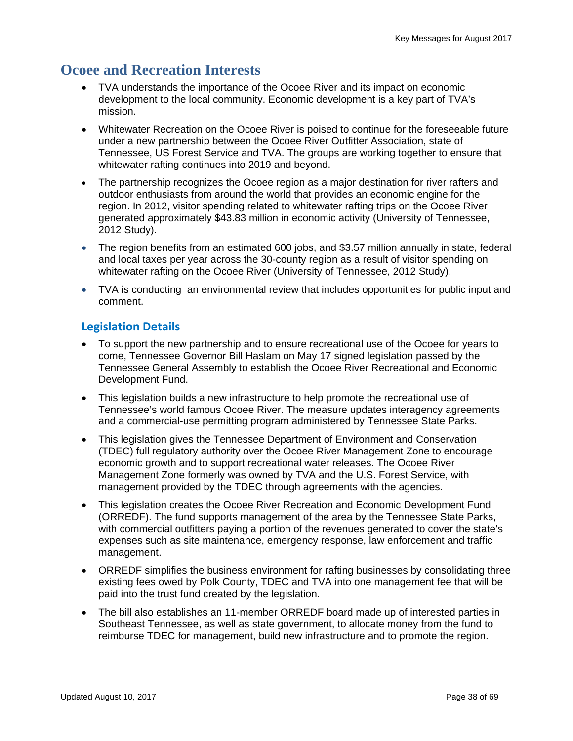# Ocoee and Recreation Interests

- TVA understands the importance of the Ocoee River and its impact on economic development to the local community. Economic development is a key part of TVA's mission.
- Whitewater Recreation on the Ocoee River is poised to continue for the foreseeable future under a new partnership between the Ocoee River Outfitter Association, state of Tennessee, US Forest Service and TVA. The groups are working together to ensure that whitewater rafting continues into 2019 and beyond.
- The partnership recognizes the Ocoee region as a major destination for river rafters and outdoor enthusiasts from around the world that provides an economic engine for the region. In 2012, visitor spending related to whitewater rafting trips on the Ocoee River generated approximately $43.83 million in economic activity (University of Tennessee, 2012 Study).
- The region benefits from an estimated 600 jobs, and $3.57 million annually in state, federal and local taxes per year across the 30-county region as a result of visitor spending on whitewater rafting on the Ocoee River (University of Tennessee, 2012 Study).
- TVA is conducting an environmental review that includes opportunities for public input and comment.

## Legislation Details

- To support the new partnership and to ensure recreational use of the Ocoee for years to come, Tennessee Governor Bill Haslam on May 17 signed legislation passed by the Tennessee General Assembly to establish the Ocoee River Recreational and Economic Development Fund.
- This legislation builds a new infrastructure to help promote the recreational use of Tennessee's world famous Ocoee River. The measure updates interagency agreements and a commercial-use permitting program administered by Tennessee State Parks.
- This legislation gives the Tennessee Department of Environment and Conservation (TDEC) full regulatory authority over the Ocoee River Management Zone to encourage economic growth and to support recreational water releases. The Ocoee River Management Zone formerly was owned by TVA and the U.S. Forest Service, with management provided by the TDEC through agreements with the agencies.
- This legislation creates the Ocoee River Recreation and Economic Development Fund (ORREDF). The fund supports management of the area by the Tennessee State Parks, with commercial outfitters paying a portion of the revenues generated to cover the state's expenses such as site maintenance, emergency response, law enforcement and traffic management.
- ORREDF simplifies the business environment for rafting businesses by consolidating three existing fees owed by Polk County, TDEC and TVA into one management fee that will be paid into the trust fund created by the legislation.
- The bill also establishes an 11-member ORREDF board made up of interested parties in Southeast Tennessee, as well as state government, to allocate money from the fund to reimburse TDEC for management, build new infrastructure and to promote the region.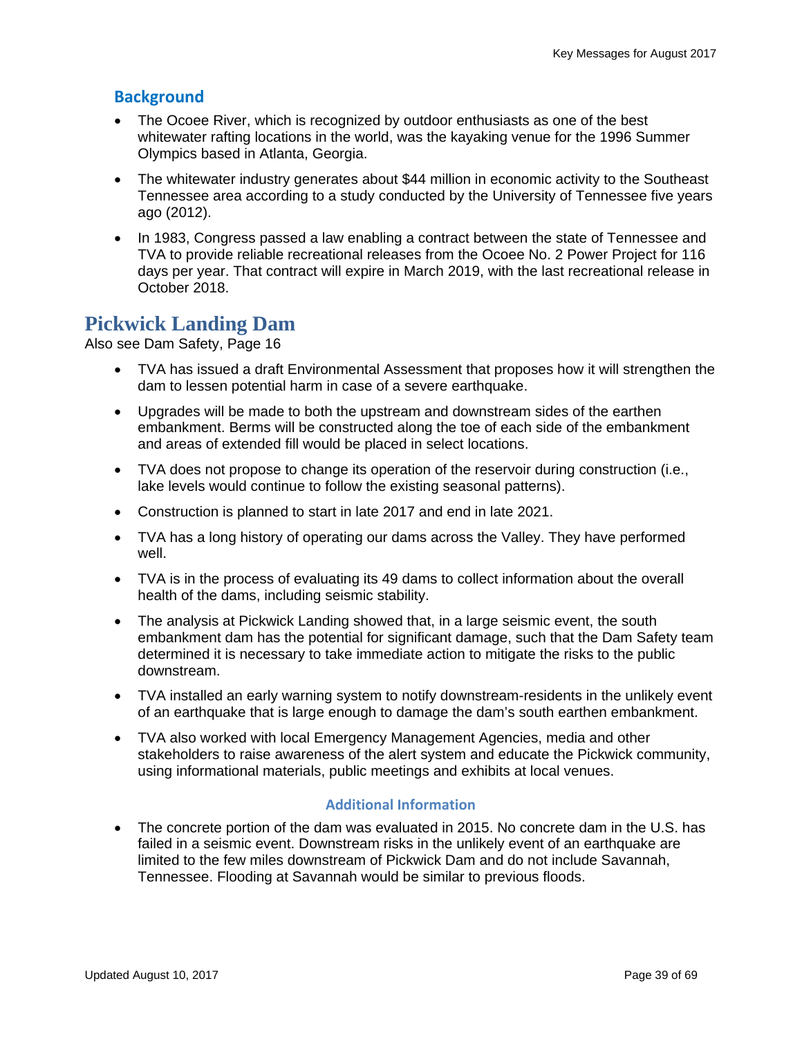### Background

- The Ocoee River, which is recognized by outdoor enthusiasts as one of the best whitewater rafting locations in the world, was the kayaking venue for the 1996 Summer Olympics based in Atlanta, Georgia.
- The whitewater industry generates about $44 million in economic activity to the Southeast Tennessee area according to a study conducted by the University of Tennessee five years ago (2012).
- In 1983, Congress passed a law enabling a contract between the state of Tennessee and TVA to provide reliable recreational releases from the Ocoee No. 2 Power Project for 116 days per year. That contract will expire in March 2019, with the last recreational release in October 2018.

## Pickwick Landing Dam

Also see Dam Safety, Page 16

- TVA has issued a draft Environmental Assessment that proposes how it will strengthen the dam to lessen potential harm in case of a severe earthquake.
- Upgrades will be made to both the upstream and downstream sides of the earthen embankment. Berms will be constructed along the toe of each side of the embankment and areas of extended fill would be placed in select locations.
- TVA does not propose to change its operation of the reservoir during construction (i.e., lake levels would continue to follow the existing seasonal patterns).
- Construction is planned to start in late 2017 and end in late 2021.
- TVA has a long history of operating our dams across the Valley. They have performed well.
- TVA is in the process of evaluating its 49 dams to collect information about the overall health of the dams, including seismic stability.
- The analysis at Pickwick Landing showed that, in a large seismic event, the south embankment dam has the potential for significant damage, such that the Dam Safety team determined it is necessary to take immediate action to mitigate the risks to the public downstream.
- TVA installed an early warning system to notify downstream-residents in the unlikely event of an earthquake that is large enough to damage the dam's south earthen embankment.
- TVA also worked with local Emergency Management Agencies, media and other stakeholders to raise awareness of the alert system and educate the Pickwick community, using informational materials, public meetings and exhibits at local venues.

#### Additional Information

- The concrete portion of the dam was evaluated in 2015. No concrete dam in the U.S. has failed in a seismic event. Downstream risks in the unlikely event of an earthquake are limited to the few miles downstream of Pickwick Dam and do not include Savannah, Tennessee. Flooding at Savannah would be similar to previous floods.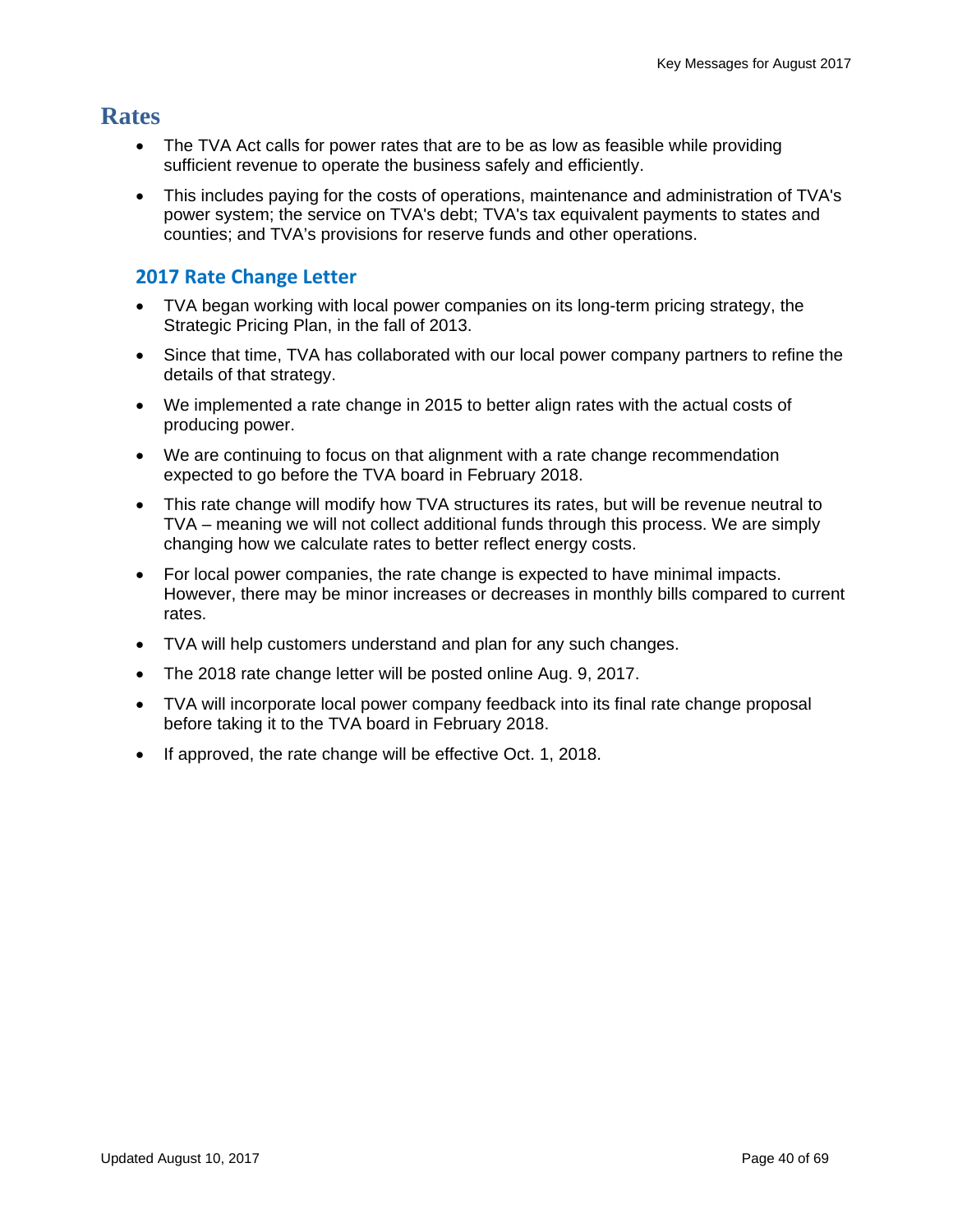# Rates

- The TVA Act calls for power rates that are to be as low as feasible while providing sufficient revenue to operate the business safely and efficiently.
- This includes paying for the costs of operations, maintenance and administration of TVA's power system; the service on TVA's debt; TVA's tax equivalent payments to states and counties; and TVA's provisions for reserve funds and other operations.

## 2017 Rate Change Letter

- TVA began working with local power companies on its long-term pricing strategy, the Strategic Pricing Plan, in the fall of 2013.
- Since that time, TVA has collaborated with our local power company partners to refine the details of that strategy.
- We implemented a rate change in 2015 to better align rates with the actual costs of producing power.
- We are continuing to focus on that alignment with a rate change recommendation expected to go before the TVA board in February 2018.
- This rate change will modify how TVA structures its rates, but will be revenue neutral to TVA – meaning we will not collect additional funds through this process. We are simply changing how we calculate rates to better reflect energy costs.
- For local power companies, the rate change is expected to have minimal impacts. However, there may be minor increases or decreases in monthly bills compared to current rates.
- TVA will help customers understand and plan for any such changes.
- The 2018 rate change letter will be posted online Aug. 9, 2017.
- TVA will incorporate local power company feedback into its final rate change proposal before taking it to the TVA board in February 2018.
- If approved, the rate change will be effective Oct. 1, 2018.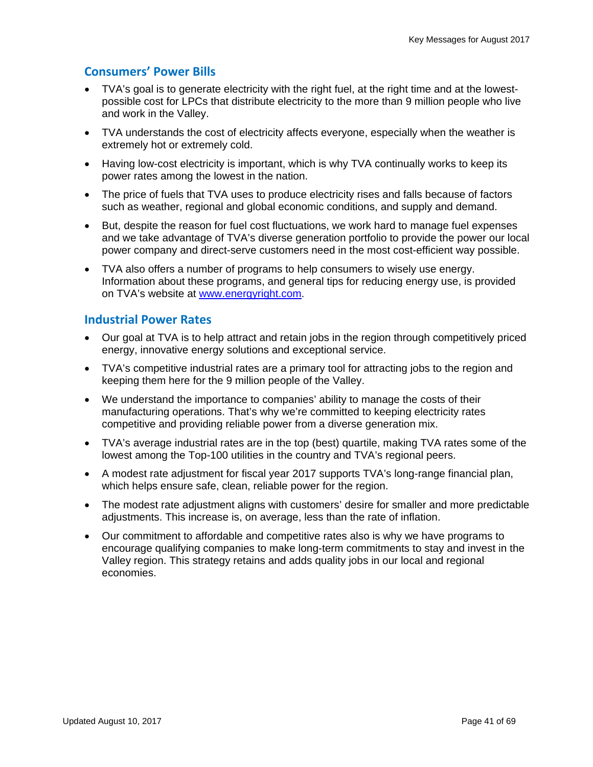## Consumers' Power Bills

- TVA's goal is to generate electricity with the right fuel, at the right time and at the lowest-possible cost for LPCs that distribute electricity to the more than 9 million people who live and work in the Valley.
- TVA understands the cost of electricity affects everyone, especially when the weather is extremely hot or extremely cold.
- Having low-cost electricity is important, which is why TVA continually works to keep its power rates among the lowest in the nation.
- The price of fuels that TVA uses to produce electricity rises and falls because of factors such as weather, regional and global economic conditions, and supply and demand.
- But, despite the reason for fuel cost fluctuations, we work hard to manage fuel expenses and we take advantage of TVA's diverse generation portfolio to provide the power our local power company and direct-serve customers need in the most cost-efficient way possible.
- TVA also offers a number of programs to help consumers to wisely use energy. Information about these programs, and general tips for reducing energy use, is provided on TVA's website at [www.energyright.com](http://www.energyright.com).

## Industrial Power Rates

- Our goal at TVA is to help attract and retain jobs in the region through competitively priced energy, innovative energy solutions and exceptional service.
- TVA's competitive industrial rates are a primary tool for attracting jobs to the region and keeping them here for the 9 million people of the Valley.
- We understand the importance to companies' ability to manage the costs of their manufacturing operations. That's why we're committed to keeping electricity rates competitive and providing reliable power from a diverse generation mix.
- TVA's average industrial rates are in the top (best) quartile, making TVA rates some of the lowest among the Top-100 utilities in the country and TVA's regional peers.
- A modest rate adjustment for fiscal year 2017 supports TVA's long-range financial plan, which helps ensure safe, clean, reliable power for the region.
- The modest rate adjustment aligns with customers' desire for smaller and more predictable adjustments. This increase is, on average, less than the rate of inflation.
- Our commitment to affordable and competitive rates also is why we have programs to encourage qualifying companies to make long-term commitments to stay and invest in the Valley region. This strategy retains and adds quality jobs in our local and regional economies.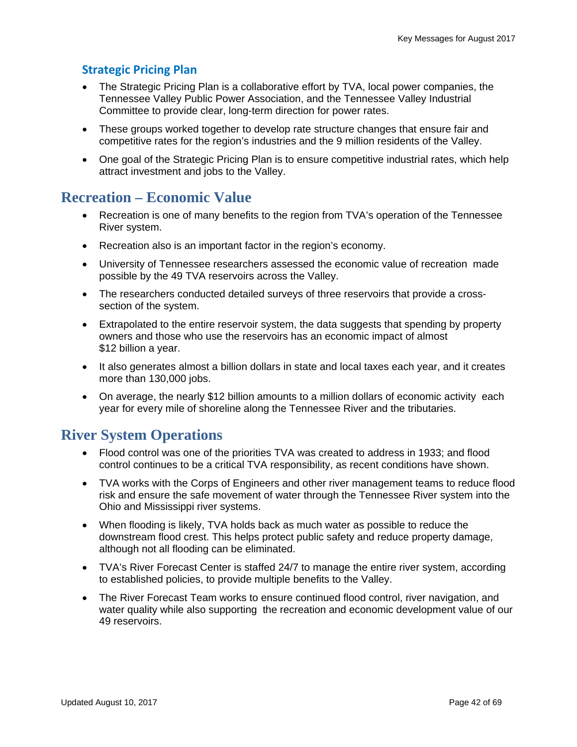### Strategic Pricing Plan

- The Strategic Pricing Plan is a collaborative effort by TVA, local power companies, the Tennessee Valley Public Power Association, and the Tennessee Valley Industrial Committee to provide clear, long-term direction for power rates.
- These groups worked together to develop rate structure changes that ensure fair and competitive rates for the region's industries and the 9 million residents of the Valley.
- One goal of the Strategic Pricing Plan is to ensure competitive industrial rates, which help attract investment and jobs to the Valley.

## Recreation – Economic Value

- Recreation is one of many benefits to the region from TVA's operation of the Tennessee River system.
- Recreation also is an important factor in the region's economy.
- University of Tennessee researchers assessed the economic value of recreation made possible by the 49 TVA reservoirs across the Valley.
- The researchers conducted detailed surveys of three reservoirs that provide a cross-section of the system.
- Extrapolated to the entire reservoir system, the data suggests that spending by property owners and those who use the reservoirs has an economic impact of almost $12 billion a year.
- It also generates almost a billion dollars in state and local taxes each year, and it creates more than 130,000 jobs.
- On average, the nearly $12 billion amounts to a million dollars of economic activity each year for every mile of shoreline along the Tennessee River and the tributaries.

## River System Operations

- Flood control was one of the priorities TVA was created to address in 1933; and flood control continues to be a critical TVA responsibility, as recent conditions have shown.
- TVA works with the Corps of Engineers and other river management teams to reduce flood risk and ensure the safe movement of water through the Tennessee River system into the Ohio and Mississippi river systems.
- When flooding is likely, TVA holds back as much water as possible to reduce the downstream flood crest. This helps protect public safety and reduce property damage, although not all flooding can be eliminated.
- TVA's River Forecast Center is staffed 24/7 to manage the entire river system, according to established policies, to provide multiple benefits to the Valley.
- The River Forecast Team works to ensure continued flood control, river navigation, and water quality while also supporting the recreation and economic development value of our 49 reservoirs.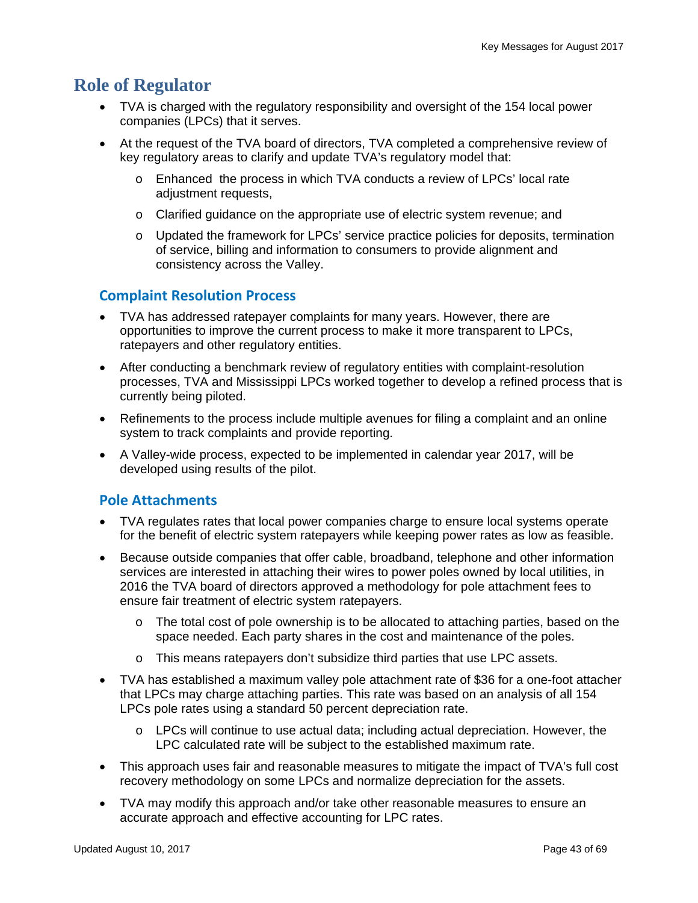# Role of Regulator

- TVA is charged with the regulatory responsibility and oversight of the 154 local power companies (LPCs) that it serves.
- At the request of the TVA board of directors, TVA completed a comprehensive review of key regulatory areas to clarify and update TVA's regulatory model that:
  - Enhanced the process in which TVA conducts a review of LPCs' local rate adjustment requests,
  - Clarified guidance on the appropriate use of electric system revenue; and
  - Updated the framework for LPCs' service practice policies for deposits, termination of service, billing and information to consumers to provide alignment and consistency across the Valley.

## Complaint Resolution Process

- TVA has addressed ratepayer complaints for many years. However, there are opportunities to improve the current process to make it more transparent to LPCs, ratepayers and other regulatory entities.
- After conducting a benchmark review of regulatory entities with complaint-resolution processes, TVA and Mississippi LPCs worked together to develop a refined process that is currently being piloted.
- Refinements to the process include multiple avenues for filing a complaint and an online system to track complaints and provide reporting.
- A Valley-wide process, expected to be implemented in calendar year 2017, will be developed using results of the pilot.

## Pole Attachments

- TVA regulates rates that local power companies charge to ensure local systems operate for the benefit of electric system ratepayers while keeping power rates as low as feasible.
- Because outside companies that offer cable, broadband, telephone and other information services are interested in attaching their wires to power poles owned by local utilities, in 2016 the TVA board of directors approved a methodology for pole attachment fees to ensure fair treatment of electric system ratepayers.
  - The total cost of pole ownership is to be allocated to attaching parties, based on the space needed. Each party shares in the cost and maintenance of the poles.
  - This means ratepayers don't subsidize third parties that use LPC assets.
- TVA has established a maximum valley pole attachment rate of $36 for a one-foot attacher that LPCs may charge attaching parties. This rate was based on an analysis of all 154 LPCs pole rates using a standard 50 percent depreciation rate.
  - LPCs will continue to use actual data; including actual depreciation. However, the LPC calculated rate will be subject to the established maximum rate.
- This approach uses fair and reasonable measures to mitigate the impact of TVA's full cost recovery methodology on some LPCs and normalize depreciation for the assets.
- TVA may modify this approach and/or take other reasonable measures to ensure an accurate approach and effective accounting for LPC rates.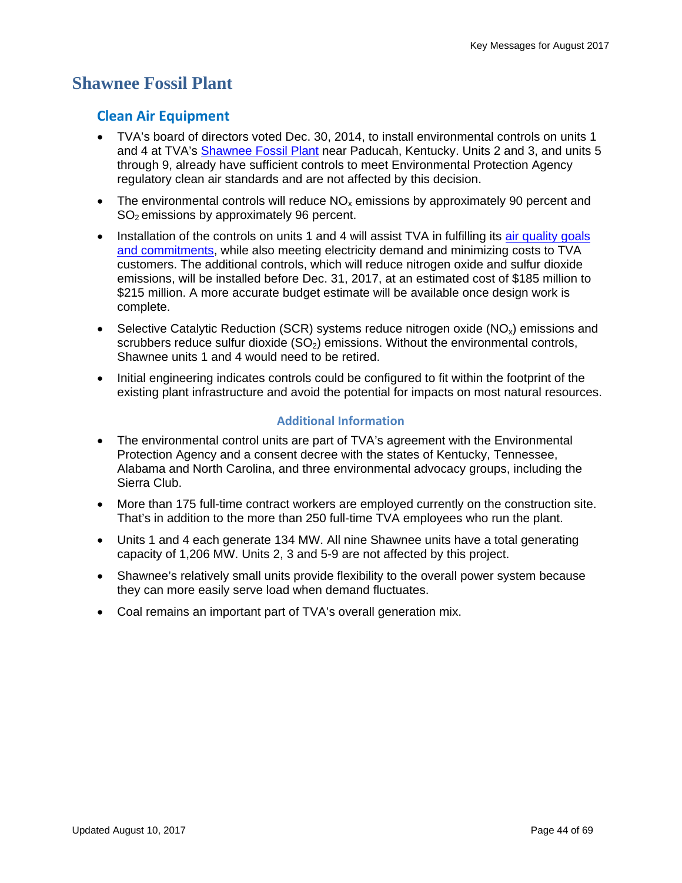# Shawnee Fossil Plant

## Clean Air Equipment

- TVA's board of directors voted Dec. 30, 2014, to install environmental controls on units 1 and 4 at TVA's Shawnee Fossil Plant near Paducah, Kentucky. Units 2 and 3, and units 5 through 9, already have sufficient controls to meet Environmental Protection Agency regulatory clean air standards and are not affected by this decision.
- The environmental controls will reduce $NO_x$ emissions by approximately 90 percent and $SO_2$ emissions by approximately 96 percent.
- Installation of the controls on units 1 and 4 will assist TVA in fulfilling its air quality goals and commitments, while also meeting electricity demand and minimizing costs to TVA customers. The additional controls, which will reduce nitrogen oxide and sulfur dioxide emissions, will be installed before Dec. 31, 2017, at an estimated cost of $185 million to $215 million. A more accurate budget estimate will be available once design work is complete.
- Selective Catalytic Reduction (SCR) systems reduce nitrogen oxide ($NO_x$) emissions and scrubbers reduce sulfur dioxide ($SO_2$) emissions. Without the environmental controls, Shawnee units 1 and 4 would need to be retired.
- Initial engineering indicates controls could be configured to fit within the footprint of the existing plant infrastructure and avoid the potential for impacts on most natural resources.

### Additional Information

- The environmental control units are part of TVA's agreement with the Environmental Protection Agency and a consent decree with the states of Kentucky, Tennessee, Alabama and North Carolina, and three environmental advocacy groups, including the Sierra Club.
- More than 175 full-time contract workers are employed currently on the construction site. That's in addition to the more than 250 full-time TVA employees who run the plant.
- Units 1 and 4 each generate 134 MW. All nine Shawnee units have a total generating capacity of 1,206 MW. Units 2, 3 and 5-9 are not affected by this project.
- Shawnee's relatively small units provide flexibility to the overall power system because they can more easily serve load when demand fluctuates.
- Coal remains an important part of TVA's overall generation mix.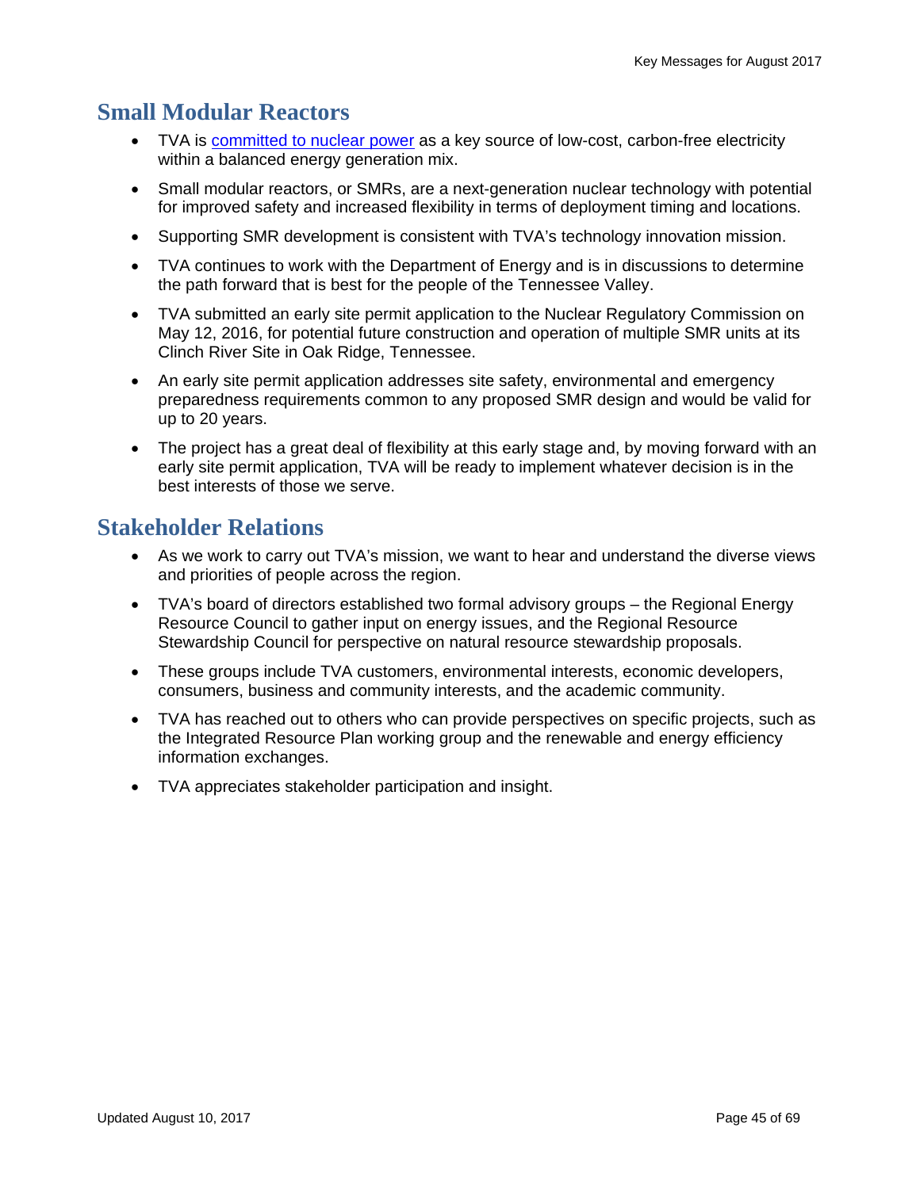## Small Modular Reactors

- TVA is committed to nuclear power as a key source of low-cost, carbon-free electricity within a balanced energy generation mix.
- Small modular reactors, or SMRs, are a next-generation nuclear technology with potential for improved safety and increased flexibility in terms of deployment timing and locations.
- Supporting SMR development is consistent with TVA's technology innovation mission.
- TVA continues to work with the Department of Energy and is in discussions to determine the path forward that is best for the people of the Tennessee Valley.
- TVA submitted an early site permit application to the Nuclear Regulatory Commission on May 12, 2016, for potential future construction and operation of multiple SMR units at its Clinch River Site in Oak Ridge, Tennessee.
- An early site permit application addresses site safety, environmental and emergency preparedness requirements common to any proposed SMR design and would be valid for up to 20 years.
- The project has a great deal of flexibility at this early stage and, by moving forward with an early site permit application, TVA will be ready to implement whatever decision is in the best interests of those we serve.

## Stakeholder Relations

- As we work to carry out TVA's mission, we want to hear and understand the diverse views and priorities of people across the region.
- TVA's board of directors established two formal advisory groups – the Regional Energy Resource Council to gather input on energy issues, and the Regional Resource Stewardship Council for perspective on natural resource stewardship proposals.
- These groups include TVA customers, environmental interests, economic developers, consumers, business and community interests, and the academic community.
- TVA has reached out to others who can provide perspectives on specific projects, such as the Integrated Resource Plan working group and the renewable and energy efficiency information exchanges.
- TVA appreciates stakeholder participation and insight.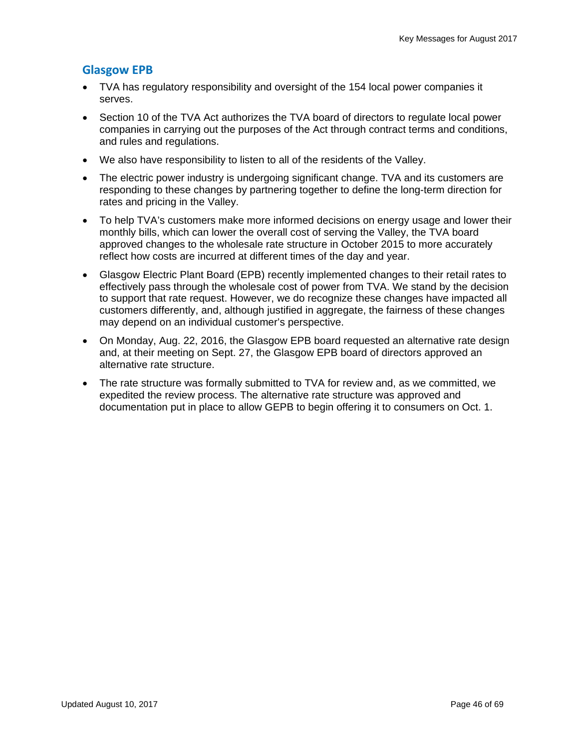## Glasgow EPB

- TVA has regulatory responsibility and oversight of the 154 local power companies it serves.
- Section 10 of the TVA Act authorizes the TVA board of directors to regulate local power companies in carrying out the purposes of the Act through contract terms and conditions, and rules and regulations.
- We also have responsibility to listen to all of the residents of the Valley.
- The electric power industry is undergoing significant change. TVA and its customers are responding to these changes by partnering together to define the long-term direction for rates and pricing in the Valley.
- To help TVA's customers make more informed decisions on energy usage and lower their monthly bills, which can lower the overall cost of serving the Valley, the TVA board approved changes to the wholesale rate structure in October 2015 to more accurately reflect how costs are incurred at different times of the day and year.
- Glasgow Electric Plant Board (EPB) recently implemented changes to their retail rates to effectively pass through the wholesale cost of power from TVA. We stand by the decision to support that rate request. However, we do recognize these changes have impacted all customers differently, and, although justified in aggregate, the fairness of these changes may depend on an individual customer's perspective.
- On Monday, Aug. 22, 2016, the Glasgow EPB board requested an alternative rate design and, at their meeting on Sept. 27, the Glasgow EPB board of directors approved an alternative rate structure.
- The rate structure was formally submitted to TVA for review and, as we committed, we expedited the review process. The alternative rate structure was approved and documentation put in place to allow GEPB to begin offering it to consumers on Oct. 1.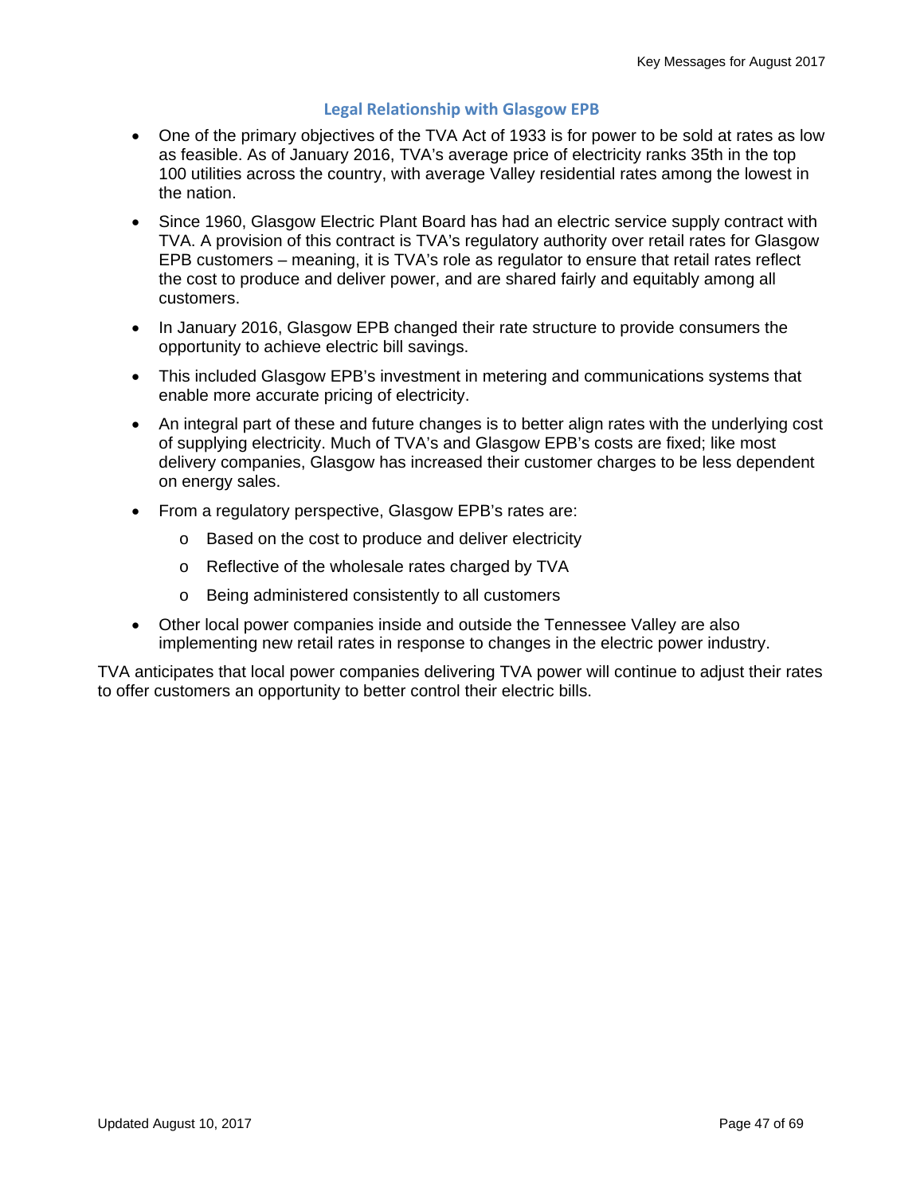## Legal Relationship with Glasgow EPB

- One of the primary objectives of the TVA Act of 1933 is for power to be sold at rates as low as feasible. As of January 2016, TVA's average price of electricity ranks 35th in the top 100 utilities across the country, with average Valley residential rates among the lowest in the nation.
- Since 1960, Glasgow Electric Plant Board has had an electric service supply contract with TVA. A provision of this contract is TVA's regulatory authority over retail rates for Glasgow EPB customers – meaning, it is TVA's role as regulator to ensure that retail rates reflect the cost to produce and deliver power, and are shared fairly and equitably among all customers.
- In January 2016, Glasgow EPB changed their rate structure to provide consumers the opportunity to achieve electric bill savings.
- This included Glasgow EPB's investment in metering and communications systems that enable more accurate pricing of electricity.
- An integral part of these and future changes is to better align rates with the underlying cost of supplying electricity. Much of TVA's and Glasgow EPB's costs are fixed; like most delivery companies, Glasgow has increased their customer charges to be less dependent on energy sales.
- From a regulatory perspective, Glasgow EPB's rates are:
  - Based on the cost to produce and deliver electricity
  - Reflective of the wholesale rates charged by TVA
  - Being administered consistently to all customers
- Other local power companies inside and outside the Tennessee Valley are also implementing new retail rates in response to changes in the electric power industry.

TVA anticipates that local power companies delivering TVA power will continue to adjust their rates to offer customers an opportunity to better control their electric bills.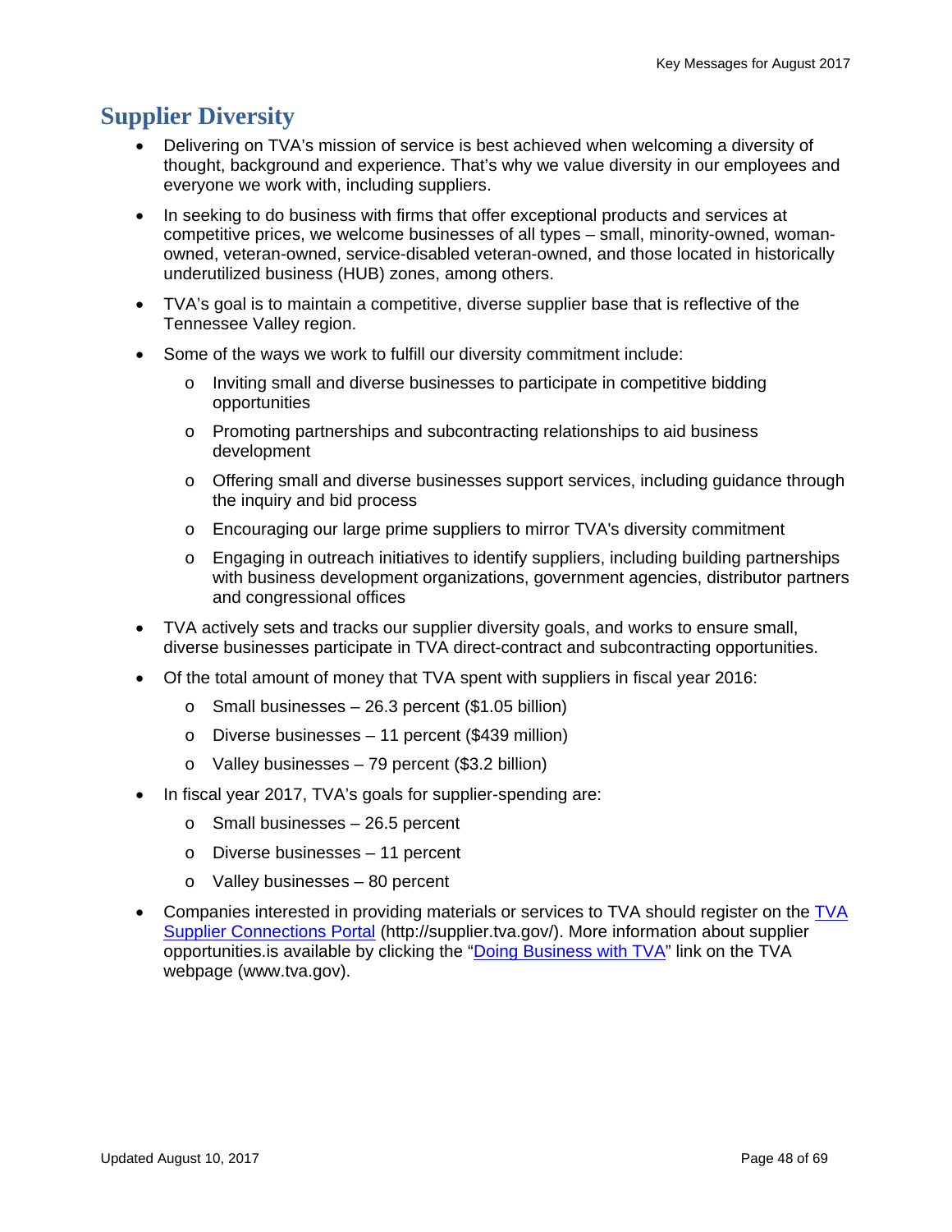## Supplier Diversity

- Delivering on TVA's mission of service is best achieved when welcoming a diversity of thought, background and experience. That's why we value diversity in our employees and everyone we work with, including suppliers.
- In seeking to do business with firms that offer exceptional products and services at competitive prices, we welcome businesses of all types – small, minority-owned, woman-owned, veteran-owned, service-disabled veteran-owned, and those located in historically underutilized business (HUB) zones, among others.
- TVA's goal is to maintain a competitive, diverse supplier base that is reflective of the Tennessee Valley region.
- Some of the ways we work to fulfill our diversity commitment include:
  - Inviting small and diverse businesses to participate in competitive bidding opportunities
  - Promoting partnerships and subcontracting relationships to aid business development
  - Offering small and diverse businesses support services, including guidance through the inquiry and bid process
  - Encouraging our large prime suppliers to mirror TVA's diversity commitment
  - Engaging in outreach initiatives to identify suppliers, including building partnerships with business development organizations, government agencies, distributor partners and congressional offices
- TVA actively sets and tracks our supplier diversity goals, and works to ensure small, diverse businesses participate in TVA direct-contract and subcontracting opportunities.
- Of the total amount of money that TVA spent with suppliers in fiscal year 2016:
  - Small businesses – 26.3 percent ($1.05 billion)
  - Diverse businesses – 11 percent ($439 million)
  - Valley businesses – 79 percent ($3.2 billion)
- In fiscal year 2017, TVA's goals for supplier-spending are:
  - Small businesses – 26.5 percent
  - Diverse businesses – 11 percent
  - Valley businesses – 80 percent
- Companies interested in providing materials or services to TVA should register on the [TVA Supplier Connections Portal](http://supplier.tva.gov/) (http://supplier.tva.gov/). More information about supplier opportunities.is available by clicking the "Doing Business with TVA" link on the TVA webpage (www.tva.gov).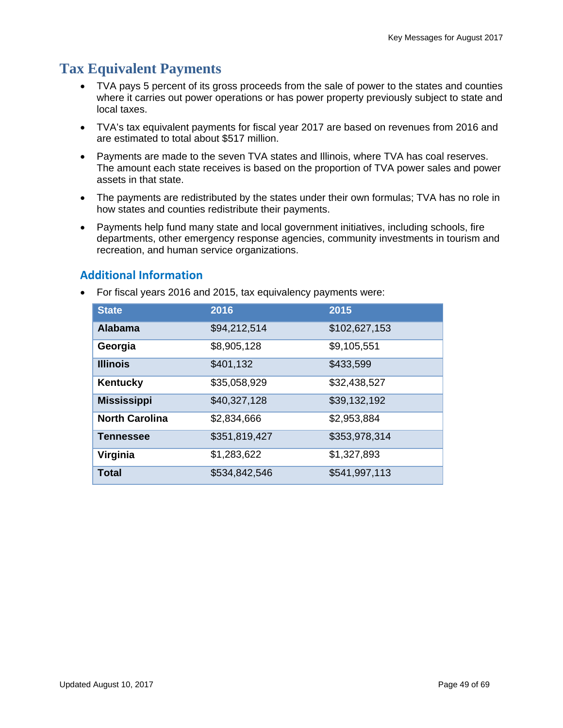# Tax Equivalent Payments

- TVA pays 5 percent of its gross proceeds from the sale of power to the states and counties where it carries out power operations or has power property previously subject to state and local taxes.
- TVA's tax equivalent payments for fiscal year 2017 are based on revenues from 2016 and are estimated to total about $517 million.
- Payments are made to the seven TVA states and Illinois, where TVA has coal reserves. The amount each state receives is based on the proportion of TVA power sales and power assets in that state.
- The payments are redistributed by the states under their own formulas; TVA has no role in how states and counties redistribute their payments.
- Payments help fund many state and local government initiatives, including schools, fire departments, other emergency response agencies, community investments in tourism and recreation, and human service organizations.

## Additional Information

- For fiscal years 2016 and 2015, tax equivalency payments were:

| State | 2016 | 2015 |
|---|---|---|
| **Alabama** | $94,212,514 | $102,627,153 |
| **Georgia** | $8,905,128 | $9,105,551 |
| **Illinois** | $401,132 | $433,599 |
| **Kentucky** | $35,058,929 | $32,438,527 |
| **Mississippi** | $40,327,128 | $39,132,192 |
| **North Carolina** | $2,834,666 | $2,953,884 |
| **Tennessee** | $351,819,427 | $353,978,314 |
| **Virginia** | $1,283,622 | $1,327,893 |
| **Total** | $534,842,546 | $541,997,113 |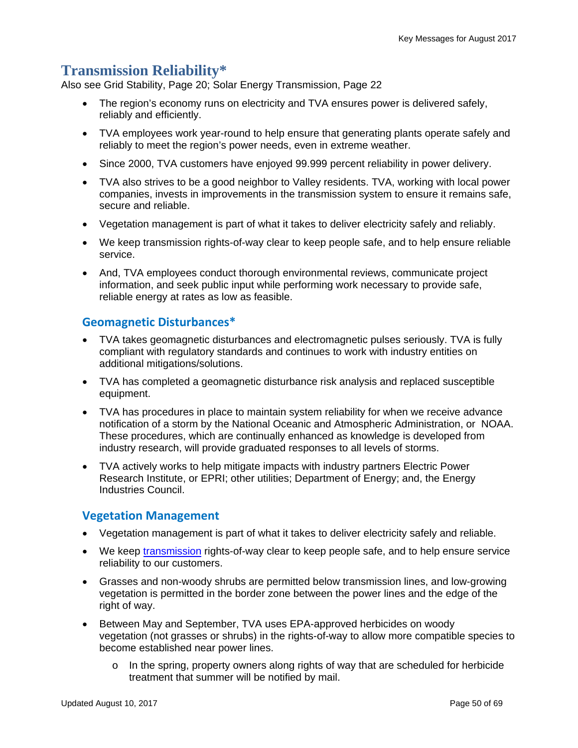# Transmission Reliability*

Also see Grid Stability, Page 20; Solar Energy Transmission, Page 22

- The region's economy runs on electricity and TVA ensures power is delivered safely, reliably and efficiently.
- TVA employees work year-round to help ensure that generating plants operate safely and reliably to meet the region's power needs, even in extreme weather.
- Since 2000, TVA customers have enjoyed 99.999 percent reliability in power delivery.
- TVA also strives to be a good neighbor to Valley residents. TVA, working with local power companies, invests in improvements in the transmission system to ensure it remains safe, secure and reliable.
- Vegetation management is part of what it takes to deliver electricity safely and reliably.
- We keep transmission rights-of-way clear to keep people safe, and to help ensure reliable service.
- And, TVA employees conduct thorough environmental reviews, communicate project information, and seek public input while performing work necessary to provide safe, reliable energy at rates as low as feasible.

## Geomagnetic Disturbances*

- TVA takes geomagnetic disturbances and electromagnetic pulses seriously. TVA is fully compliant with regulatory standards and continues to work with industry entities on additional mitigations/solutions.
- TVA has completed a geomagnetic disturbance risk analysis and replaced susceptible equipment.
- TVA has procedures in place to maintain system reliability for when we receive advance notification of a storm by the National Oceanic and Atmospheric Administration, or NOAA. These procedures, which are continually enhanced as knowledge is developed from industry research, will provide graduated responses to all levels of storms.
- TVA actively works to help mitigate impacts with industry partners Electric Power Research Institute, or EPRI; other utilities; Department of Energy; and, the Energy Industries Council.

## Vegetation Management

- Vegetation management is part of what it takes to deliver electricity safely and reliable.
- We keep transmission rights-of-way clear to keep people safe, and to help ensure service reliability to our customers.
- Grasses and non-woody shrubs are permitted below transmission lines, and low-growing vegetation is permitted in the border zone between the power lines and the edge of the right of way.
- Between May and September, TVA uses EPA-approved herbicides on woody vegetation (not grasses or shrubs) in the rights-of-way to allow more compatible species to become established near power lines.
  - In the spring, property owners along rights of way that are scheduled for herbicide treatment that summer will be notified by mail.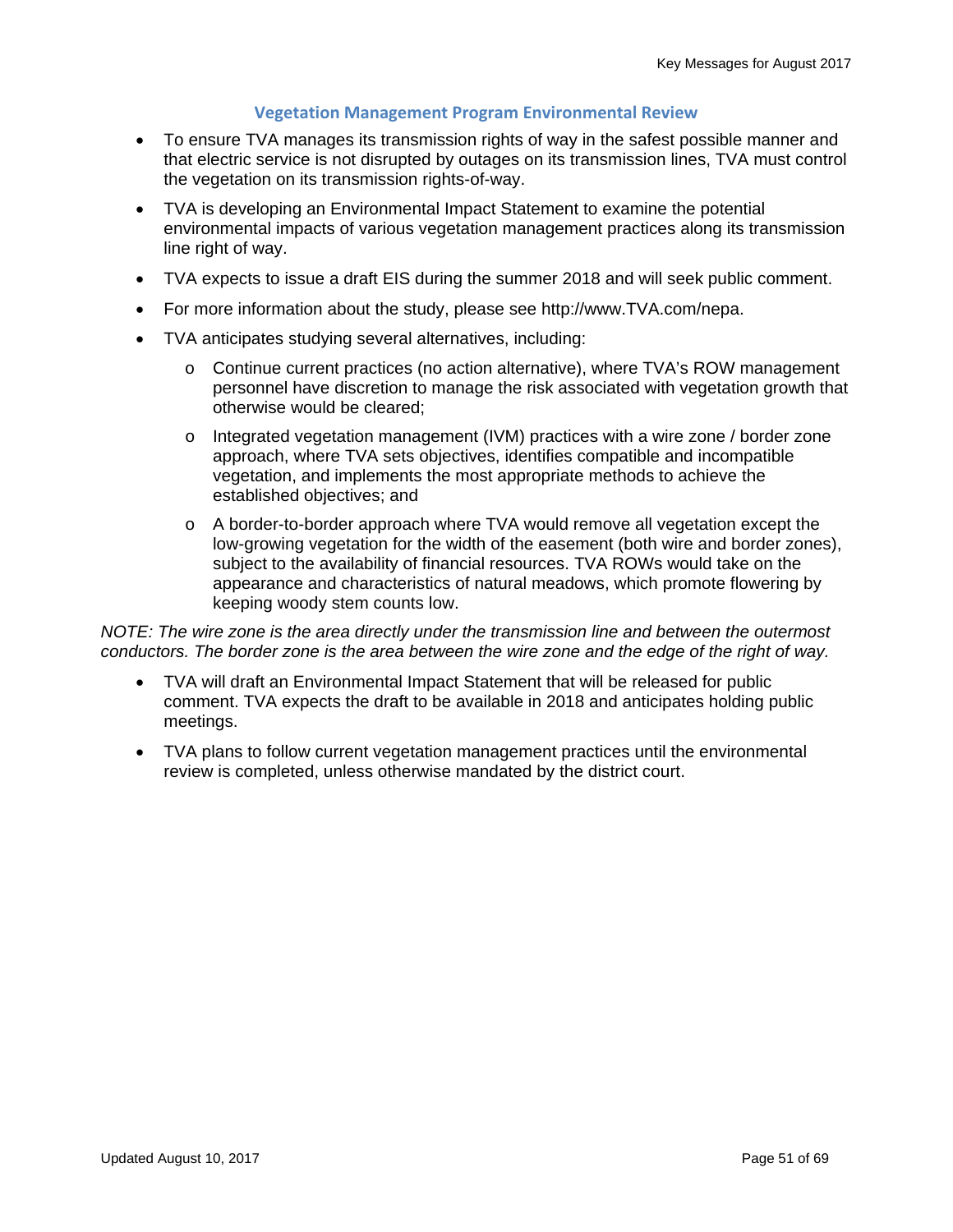## Vegetation Management Program Environmental Review

- To ensure TVA manages its transmission rights of way in the safest possible manner and that electric service is not disrupted by outages on its transmission lines, TVA must control the vegetation on its transmission rights-of-way.
- TVA is developing an Environmental Impact Statement to examine the potential environmental impacts of various vegetation management practices along its transmission line right of way.
- TVA expects to issue a draft EIS during the summer 2018 and will seek public comment.
- For more information about the study, please see http://www.TVA.com/nepa.
- TVA anticipates studying several alternatives, including:
  - Continue current practices (no action alternative), where TVA's ROW management personnel have discretion to manage the risk associated with vegetation growth that otherwise would be cleared;
  - Integrated vegetation management (IVM) practices with a wire zone / border zone approach, where TVA sets objectives, identifies compatible and incompatible vegetation, and implements the most appropriate methods to achieve the established objectives; and
  - A border-to-border approach where TVA would remove all vegetation except the low-growing vegetation for the width of the easement (both wire and border zones), subject to the availability of financial resources. TVA ROWs would take on the appearance and characteristics of natural meadows, which promote flowering by keeping woody stem counts low.

*NOTE: The wire zone is the area directly under the transmission line and between the outermost conductors. The border zone is the area between the wire zone and the edge of the right of way.*

- TVA will draft an Environmental Impact Statement that will be released for public comment. TVA expects the draft to be available in 2018 and anticipates holding public meetings.
- TVA plans to follow current vegetation management practices until the environmental review is completed, unless otherwise mandated by the district court.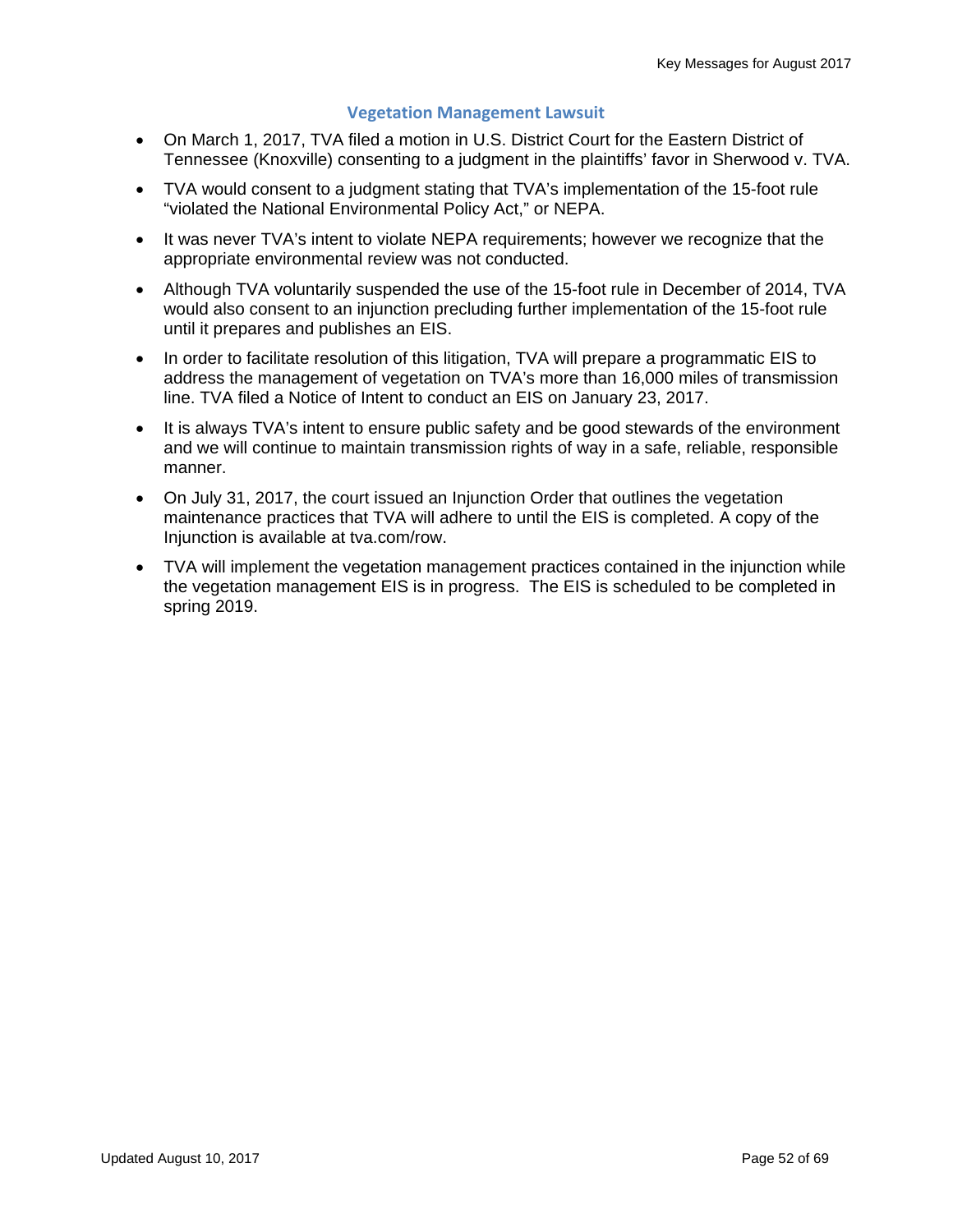## Vegetation Management Lawsuit

- On March 1, 2017, TVA filed a motion in U.S. District Court for the Eastern District of Tennessee (Knoxville) consenting to a judgment in the plaintiffs' favor in Sherwood v. TVA.
- TVA would consent to a judgment stating that TVA's implementation of the 15-foot rule "violated the National Environmental Policy Act," or NEPA.
- It was never TVA's intent to violate NEPA requirements; however we recognize that the appropriate environmental review was not conducted.
- Although TVA voluntarily suspended the use of the 15-foot rule in December of 2014, TVA would also consent to an injunction precluding further implementation of the 15-foot rule until it prepares and publishes an EIS.
- In order to facilitate resolution of this litigation, TVA will prepare a programmatic EIS to address the management of vegetation on TVA's more than 16,000 miles of transmission line. TVA filed a Notice of Intent to conduct an EIS on January 23, 2017.
- It is always TVA's intent to ensure public safety and be good stewards of the environment and we will continue to maintain transmission rights of way in a safe, reliable, responsible manner.
- On July 31, 2017, the court issued an Injunction Order that outlines the vegetation maintenance practices that TVA will adhere to until the EIS is completed. A copy of the Injunction is available at tva.com/row.
- TVA will implement the vegetation management practices contained in the injunction while the vegetation management EIS is in progress. The EIS is scheduled to be completed in spring 2019.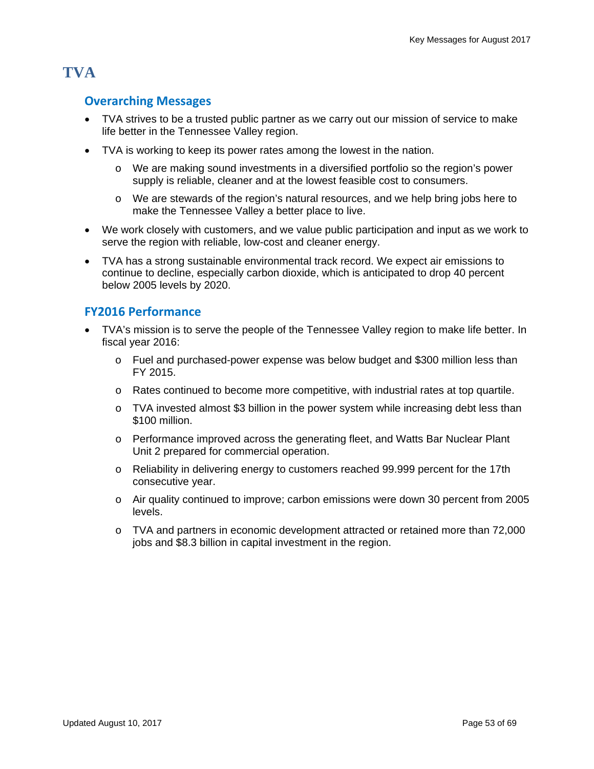# TVA

## Overarching Messages

- TVA strives to be a trusted public partner as we carry out our mission of service to make life better in the Tennessee Valley region.
- TVA is working to keep its power rates among the lowest in the nation.
  - We are making sound investments in a diversified portfolio so the region's power supply is reliable, cleaner and at the lowest feasible cost to consumers.
  - We are stewards of the region's natural resources, and we help bring jobs here to make the Tennessee Valley a better place to live.
- We work closely with customers, and we value public participation and input as we work to serve the region with reliable, low-cost and cleaner energy.
- TVA has a strong sustainable environmental track record. We expect air emissions to continue to decline, especially carbon dioxide, which is anticipated to drop 40 percent below 2005 levels by 2020.

## FY2016 Performance

- TVA's mission is to serve the people of the Tennessee Valley region to make life better. In fiscal year 2016:
  - Fuel and purchased-power expense was below budget and $300 million less than FY 2015.
  - Rates continued to become more competitive, with industrial rates at top quartile.
  - TVA invested almost $3 billion in the power system while increasing debt less than $100 million.
  - Performance improved across the generating fleet, and Watts Bar Nuclear Plant Unit 2 prepared for commercial operation.
  - Reliability in delivering energy to customers reached 99.999 percent for the 17th consecutive year.
  - Air quality continued to improve; carbon emissions were down 30 percent from 2005 levels.
  - TVA and partners in economic development attracted or retained more than 72,000 jobs and $8.3 billion in capital investment in the region.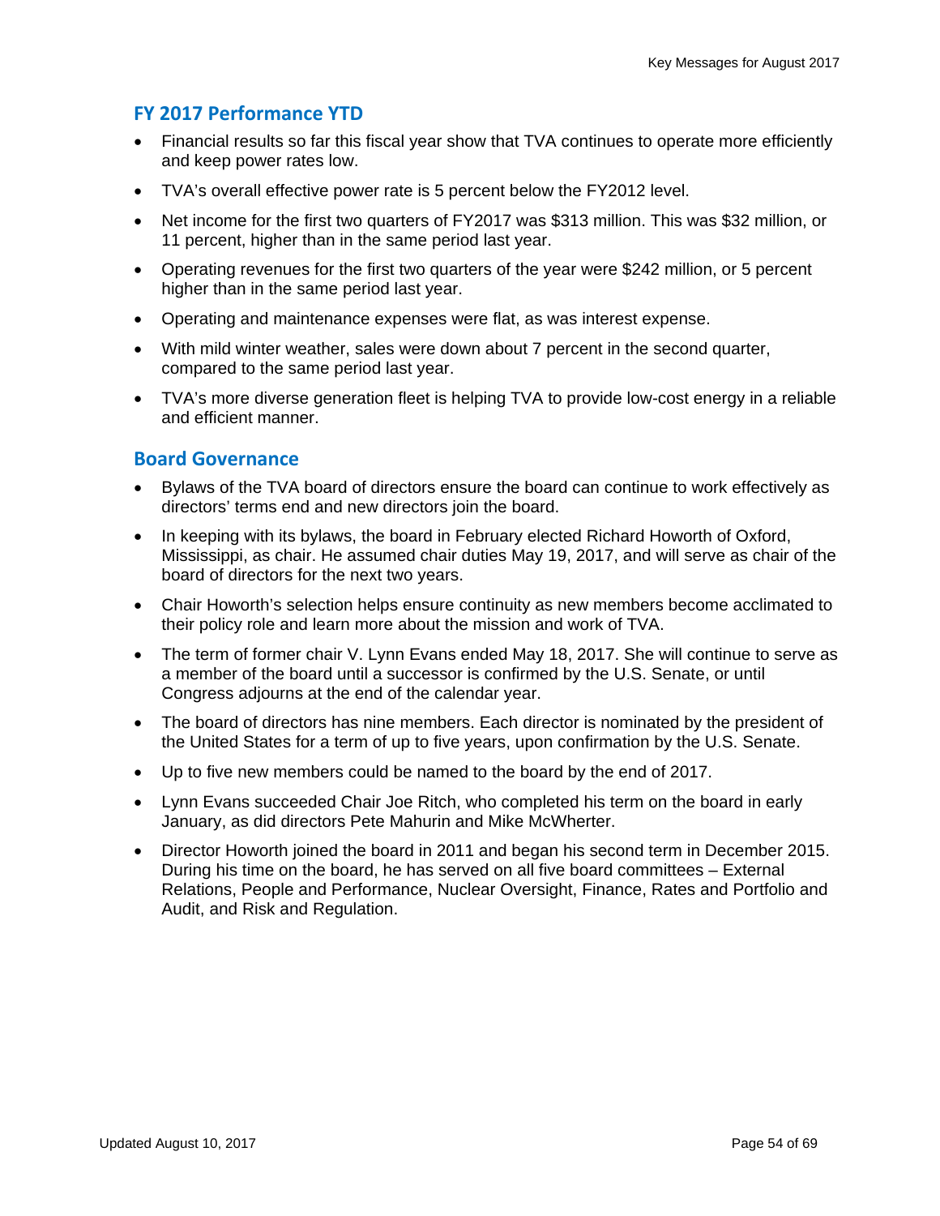## FY 2017 Performance YTD

- Financial results so far this fiscal year show that TVA continues to operate more efficiently and keep power rates low.
- TVA's overall effective power rate is 5 percent below the FY2012 level.
- Net income for the first two quarters of FY2017 was $313 million. This was $32 million, or 11 percent, higher than in the same period last year.
- Operating revenues for the first two quarters of the year were $242 million, or 5 percent higher than in the same period last year.
- Operating and maintenance expenses were flat, as was interest expense.
- With mild winter weather, sales were down about 7 percent in the second quarter, compared to the same period last year.
- TVA's more diverse generation fleet is helping TVA to provide low-cost energy in a reliable and efficient manner.

## Board Governance

- Bylaws of the TVA board of directors ensure the board can continue to work effectively as directors' terms end and new directors join the board.
- In keeping with its bylaws, the board in February elected Richard Howorth of Oxford, Mississippi, as chair. He assumed chair duties May 19, 2017, and will serve as chair of the board of directors for the next two years.
- Chair Howorth's selection helps ensure continuity as new members become acclimated to their policy role and learn more about the mission and work of TVA.
- The term of former chair V. Lynn Evans ended May 18, 2017. She will continue to serve as a member of the board until a successor is confirmed by the U.S. Senate, or until Congress adjourns at the end of the calendar year.
- The board of directors has nine members. Each director is nominated by the president of the United States for a term of up to five years, upon confirmation by the U.S. Senate.
- Up to five new members could be named to the board by the end of 2017.
- Lynn Evans succeeded Chair Joe Ritch, who completed his term on the board in early January, as did directors Pete Mahurin and Mike McWherter.
- Director Howorth joined the board in 2011 and began his second term in December 2015. During his time on the board, he has served on all five board committees – External Relations, People and Performance, Nuclear Oversight, Finance, Rates and Portfolio and Audit, and Risk and Regulation.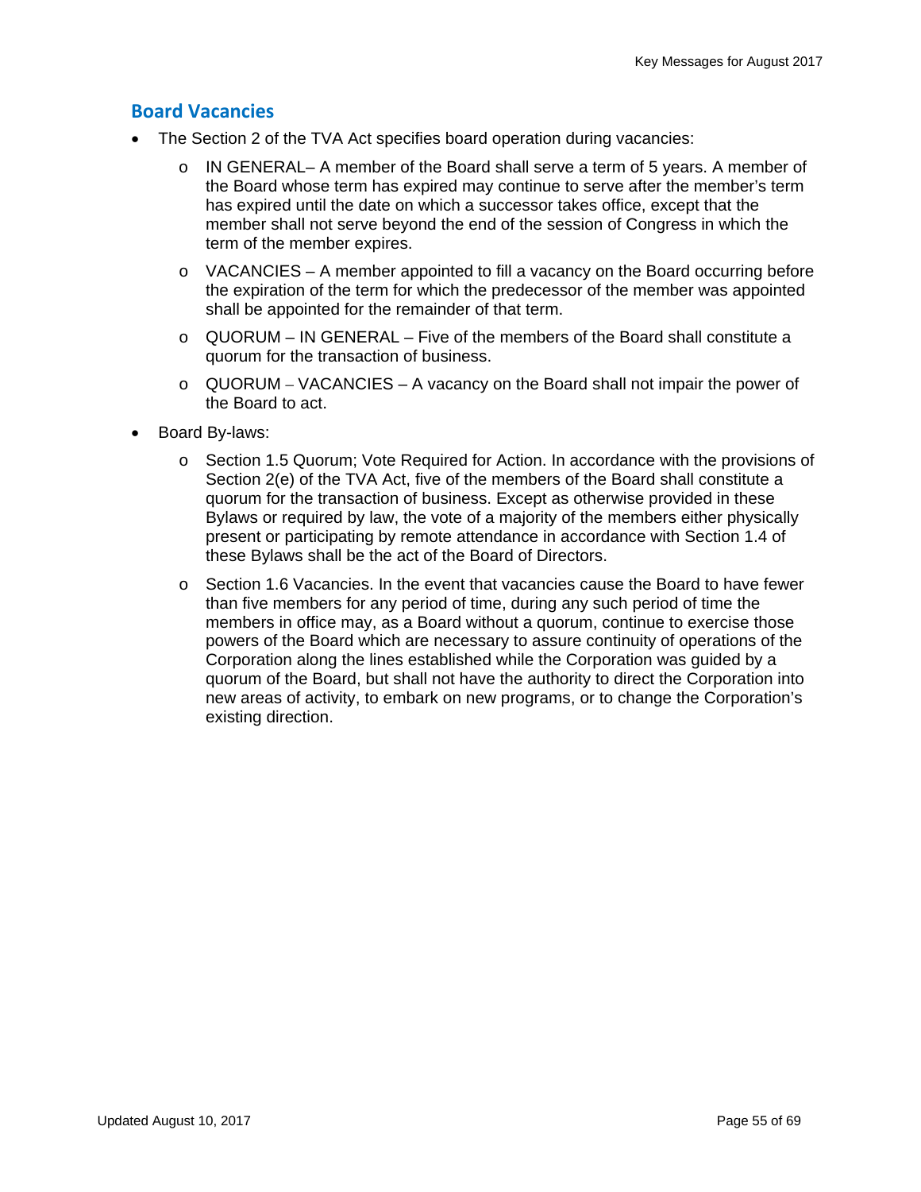## Board Vacancies

- The Section 2 of the TVA Act specifies board operation during vacancies:
  - IN GENERAL– A member of the Board shall serve a term of 5 years. A member of the Board whose term has expired may continue to serve after the member's term has expired until the date on which a successor takes office, except that the member shall not serve beyond the end of the session of Congress in which the term of the member expires.
  - VACANCIES – A member appointed to fill a vacancy on the Board occurring before the expiration of the term for which the predecessor of the member was appointed shall be appointed for the remainder of that term.
  - QUORUM – IN GENERAL – Five of the members of the Board shall constitute a quorum for the transaction of business.
  - QUORUM – VACANCIES – A vacancy on the Board shall not impair the power of the Board to act.
- Board By-laws:
  - Section 1.5 Quorum; Vote Required for Action. In accordance with the provisions of Section 2(e) of the TVA Act, five of the members of the Board shall constitute a quorum for the transaction of business. Except as otherwise provided in these Bylaws or required by law, the vote of a majority of the members either physically present or participating by remote attendance in accordance with Section 1.4 of these Bylaws shall be the act of the Board of Directors.
  - Section 1.6 Vacancies. In the event that vacancies cause the Board to have fewer than five members for any period of time, during any such period of time the members in office may, as a Board without a quorum, continue to exercise those powers of the Board which are necessary to assure continuity of operations of the Corporation along the lines established while the Corporation was guided by a quorum of the Board, but shall not have the authority to direct the Corporation into new areas of activity, to embark on new programs, or to change the Corporation's existing direction.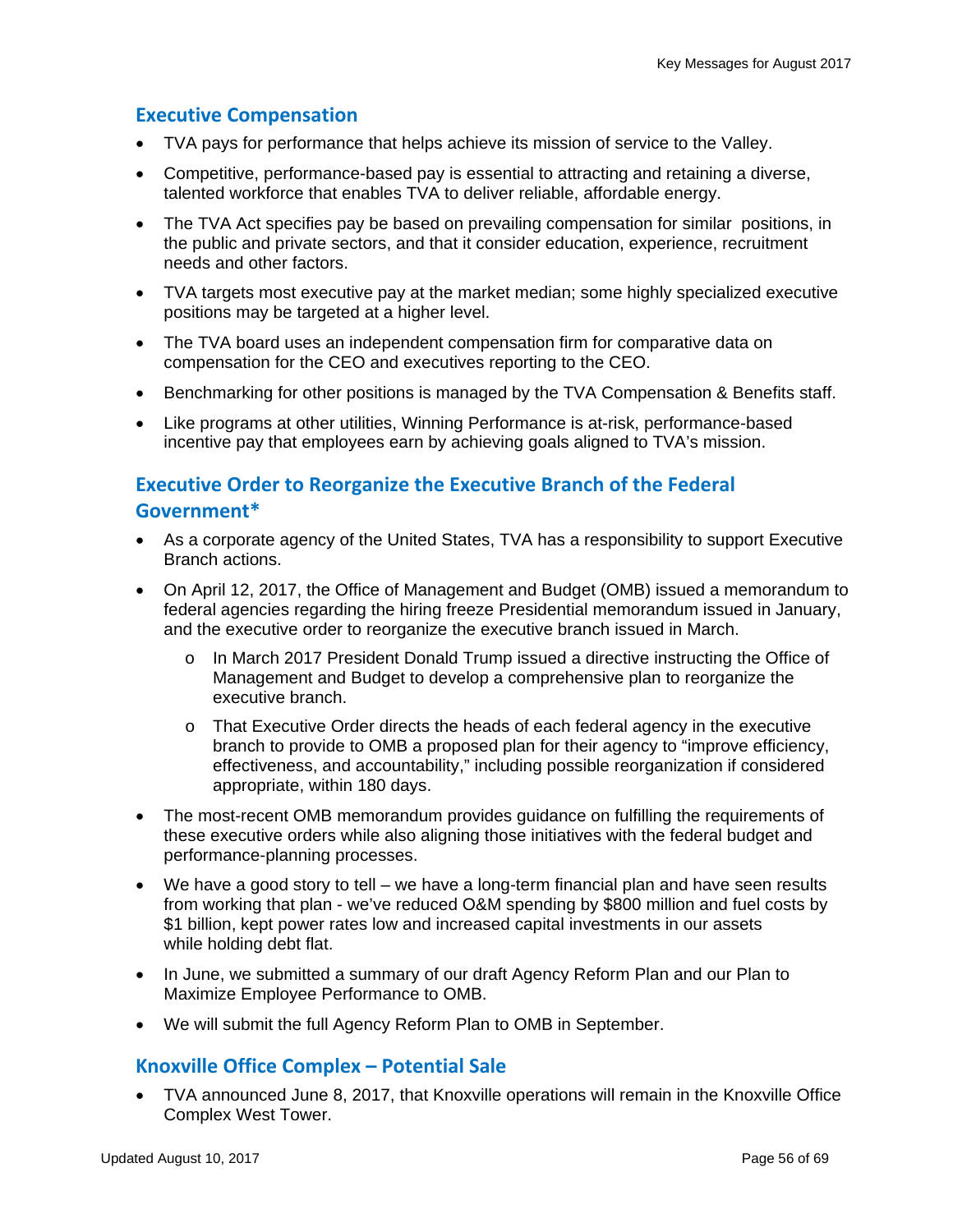## Executive Compensation

- TVA pays for performance that helps achieve its mission of service to the Valley.
- Competitive, performance-based pay is essential to attracting and retaining a diverse, talented workforce that enables TVA to deliver reliable, affordable energy.
- The TVA Act specifies pay be based on prevailing compensation for similar positions, in the public and private sectors, and that it consider education, experience, recruitment needs and other factors.
- TVA targets most executive pay at the market median; some highly specialized executive positions may be targeted at a higher level.
- The TVA board uses an independent compensation firm for comparative data on compensation for the CEO and executives reporting to the CEO.
- Benchmarking for other positions is managed by the TVA Compensation & Benefits staff.
- Like programs at other utilities, Winning Performance is at-risk, performance-based incentive pay that employees earn by achieving goals aligned to TVA's mission.

## Executive Order to Reorganize the Executive Branch of the Federal Government*

- As a corporate agency of the United States, TVA has a responsibility to support Executive Branch actions.
- On April 12, 2017, the Office of Management and Budget (OMB) issued a memorandum to federal agencies regarding the hiring freeze Presidential memorandum issued in January, and the executive order to reorganize the executive branch issued in March.
  - In March 2017 President Donald Trump issued a directive instructing the Office of Management and Budget to develop a comprehensive plan to reorganize the executive branch.
  - That Executive Order directs the heads of each federal agency in the executive branch to provide to OMB a proposed plan for their agency to "improve efficiency, effectiveness, and accountability," including possible reorganization if considered appropriate, within 180 days.
- The most-recent OMB memorandum provides guidance on fulfilling the requirements of these executive orders while also aligning those initiatives with the federal budget and performance-planning processes.
- We have a good story to tell – we have a long-term financial plan and have seen results from working that plan - we've reduced O&M spending by $800 million and fuel costs by $1 billion, kept power rates low and increased capital investments in our assets while holding debt flat.
- In June, we submitted a summary of our draft Agency Reform Plan and our Plan to Maximize Employee Performance to OMB.
- We will submit the full Agency Reform Plan to OMB in September.

## Knoxville Office Complex – Potential Sale

- TVA announced June 8, 2017, that Knoxville operations will remain in the Knoxville Office Complex West Tower.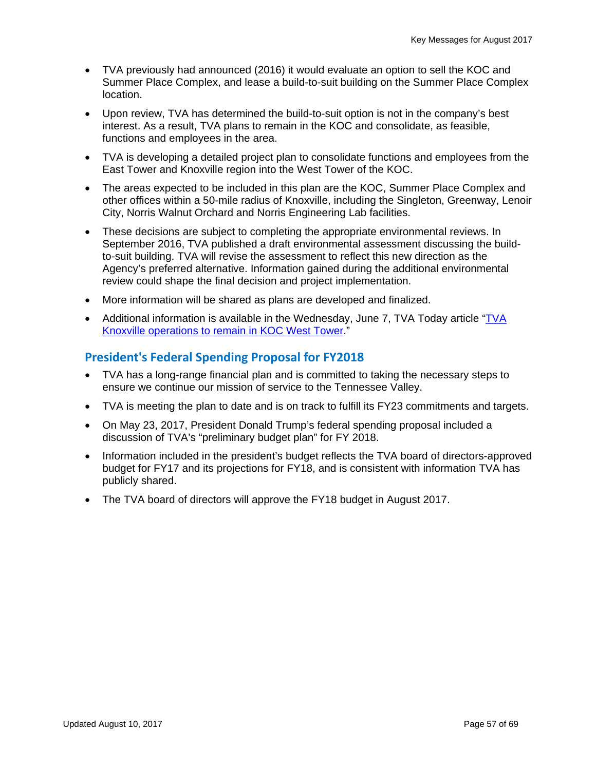- TVA previously had announced (2016) it would evaluate an option to sell the KOC and Summer Place Complex, and lease a build-to-suit building on the Summer Place Complex location.
- Upon review, TVA has determined the build-to-suit option is not in the company's best interest. As a result, TVA plans to remain in the KOC and consolidate, as feasible, functions and employees in the area.
- TVA is developing a detailed project plan to consolidate functions and employees from the East Tower and Knoxville region into the West Tower of the KOC.
- The areas expected to be included in this plan are the KOC, Summer Place Complex and other offices within a 50-mile radius of Knoxville, including the Singleton, Greenway, Lenoir City, Norris Walnut Orchard and Norris Engineering Lab facilities.
- These decisions are subject to completing the appropriate environmental reviews. In September 2016, TVA published a draft environmental assessment discussing the build-to-suit building. TVA will revise the assessment to reflect this new direction as the Agency's preferred alternative. Information gained during the additional environmental review could shape the final decision and project implementation.
- More information will be shared as plans are developed and finalized.
- Additional information is available in the Wednesday, June 7, TVA Today article "TVA Knoxville operations to remain in KOC West Tower."

## President's Federal Spending Proposal for FY2018

- TVA has a long-range financial plan and is committed to taking the necessary steps to ensure we continue our mission of service to the Tennessee Valley.
- TVA is meeting the plan to date and is on track to fulfill its FY23 commitments and targets.
- On May 23, 2017, President Donald Trump's federal spending proposal included a discussion of TVA's "preliminary budget plan" for FY 2018.
- Information included in the president's budget reflects the TVA board of directors-approved budget for FY17 and its projections for FY18, and is consistent with information TVA has publicly shared.
- The TVA board of directors will approve the FY18 budget in August 2017.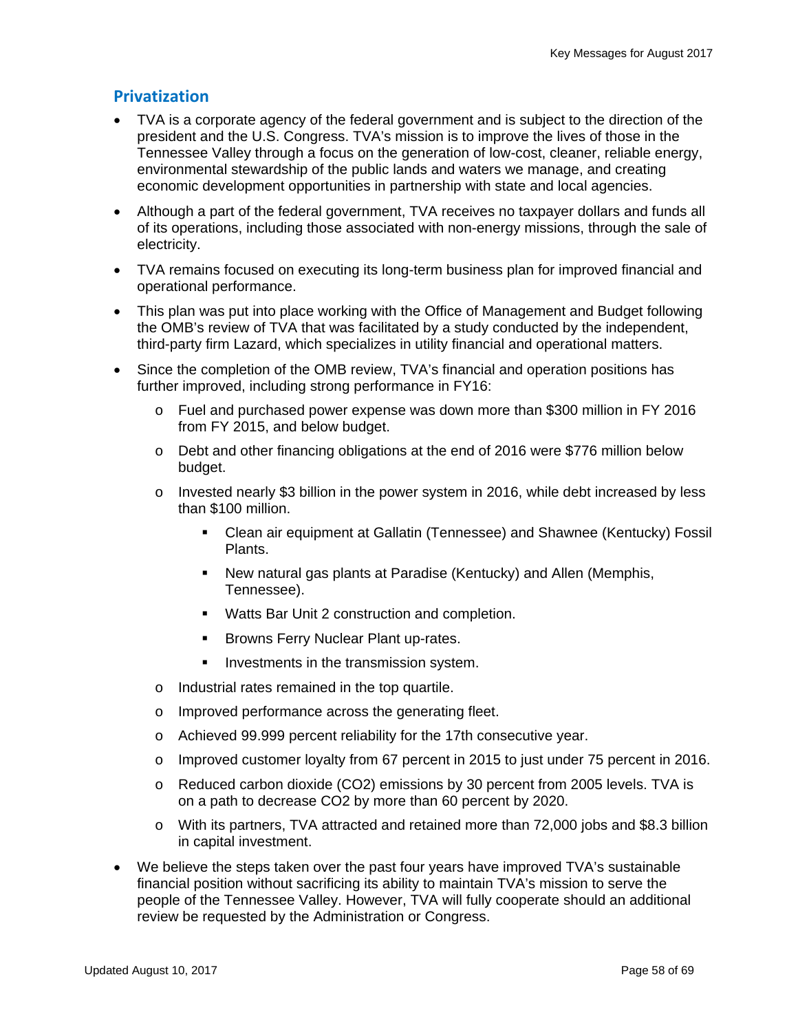## Privatization

- TVA is a corporate agency of the federal government and is subject to the direction of the president and the U.S. Congress. TVA's mission is to improve the lives of those in the Tennessee Valley through a focus on the generation of low-cost, cleaner, reliable energy, environmental stewardship of the public lands and waters we manage, and creating economic development opportunities in partnership with state and local agencies.
- Although a part of the federal government, TVA receives no taxpayer dollars and funds all of its operations, including those associated with non-energy missions, through the sale of electricity.
- TVA remains focused on executing its long-term business plan for improved financial and operational performance.
- This plan was put into place working with the Office of Management and Budget following the OMB's review of TVA that was facilitated by a study conducted by the independent, third-party firm Lazard, which specializes in utility financial and operational matters.
- Since the completion of the OMB review, TVA's financial and operation positions has further improved, including strong performance in FY16:
    - Fuel and purchased power expense was down more than $300 million in FY 2016 from FY 2015, and below budget.
    - Debt and other financing obligations at the end of 2016 were $776 million below budget.
    - Invested nearly $3 billion in the power system in 2016, while debt increased by less than $100 million.
        - Clean air equipment at Gallatin (Tennessee) and Shawnee (Kentucky) Fossil Plants.
        - New natural gas plants at Paradise (Kentucky) and Allen (Memphis, Tennessee).
        - Watts Bar Unit 2 construction and completion.
        - Browns Ferry Nuclear Plant up-rates.
        - Investments in the transmission system.
    - Industrial rates remained in the top quartile.
    - Improved performance across the generating fleet.
    - Achieved 99.999 percent reliability for the 17th consecutive year.
    - Improved customer loyalty from 67 percent in 2015 to just under 75 percent in 2016.
    - Reduced carbon dioxide ($CO_2$) emissions by 30 percent from 2005 levels. TVA is on a path to decrease $CO_2$ by more than 60 percent by 2020.
    - With its partners, TVA attracted and retained more than 72,000 jobs and $8.3 billion in capital investment.
- We believe the steps taken over the past four years have improved TVA's sustainable financial position without sacrificing its ability to maintain TVA's mission to serve the people of the Tennessee Valley. However, TVA will fully cooperate should an additional review be requested by the Administration or Congress.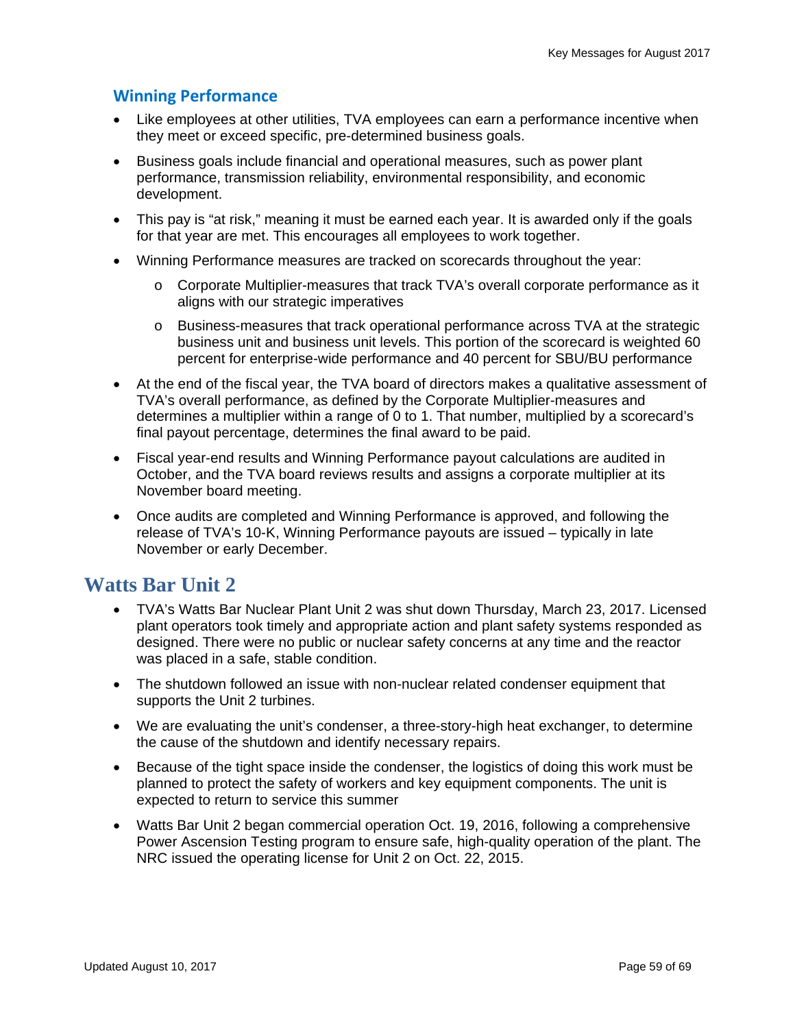### Winning Performance

- Like employees at other utilities, TVA employees can earn a performance incentive when they meet or exceed specific, pre-determined business goals.
- Business goals include financial and operational measures, such as power plant performance, transmission reliability, environmental responsibility, and economic development.
- This pay is "at risk," meaning it must be earned each year. It is awarded only if the goals for that year are met. This encourages all employees to work together.
- Winning Performance measures are tracked on scorecards throughout the year:
  - Corporate Multiplier-measures that track TVA's overall corporate performance as it aligns with our strategic imperatives
  - Business-measures that track operational performance across TVA at the strategic business unit and business unit levels. This portion of the scorecard is weighted 60 percent for enterprise-wide performance and 40 percent for SBU/BU performance
- At the end of the fiscal year, the TVA board of directors makes a qualitative assessment of TVA's overall performance, as defined by the Corporate Multiplier-measures and determines a multiplier within a range of 0 to 1. That number, multiplied by a scorecard's final payout percentage, determines the final award to be paid.
- Fiscal year-end results and Winning Performance payout calculations are audited in October, and the TVA board reviews results and assigns a corporate multiplier at its November board meeting.
- Once audits are completed and Winning Performance is approved, and following the release of TVA's 10-K, Winning Performance payouts are issued – typically in late November or early December.

## Watts Bar Unit 2

- TVA's Watts Bar Nuclear Plant Unit 2 was shut down Thursday, March 23, 2017. Licensed plant operators took timely and appropriate action and plant safety systems responded as designed. There were no public or nuclear safety concerns at any time and the reactor was placed in a safe, stable condition.
- The shutdown followed an issue with non-nuclear related condenser equipment that supports the Unit 2 turbines.
- We are evaluating the unit's condenser, a three-story-high heat exchanger, to determine the cause of the shutdown and identify necessary repairs.
- Because of the tight space inside the condenser, the logistics of doing this work must be planned to protect the safety of workers and key equipment components. The unit is expected to return to service this summer
- Watts Bar Unit 2 began commercial operation Oct. 19, 2016, following a comprehensive Power Ascension Testing program to ensure safe, high-quality operation of the plant. The NRC issued the operating license for Unit 2 on Oct. 22, 2015.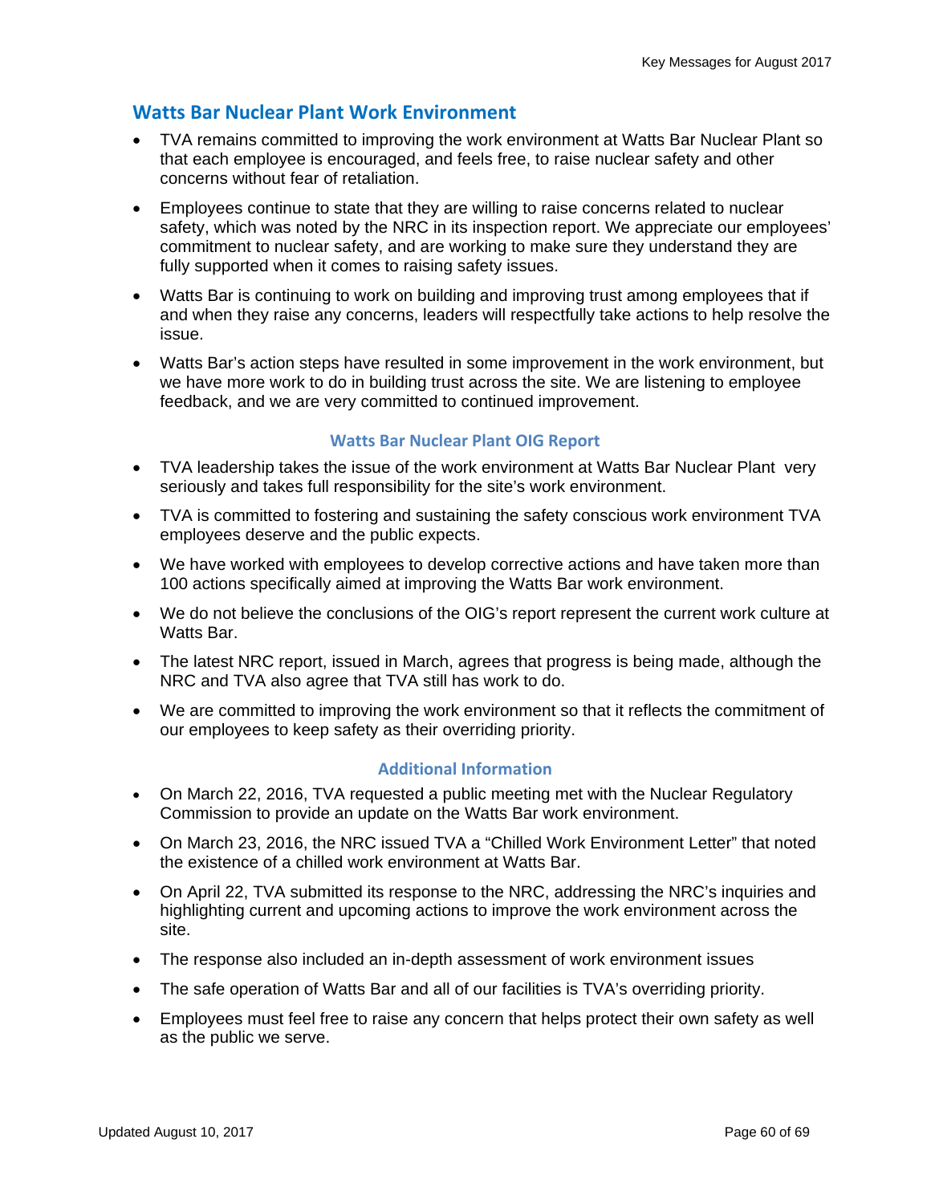## Watts Bar Nuclear Plant Work Environment

- TVA remains committed to improving the work environment at Watts Bar Nuclear Plant so that each employee is encouraged, and feels free, to raise nuclear safety and other concerns without fear of retaliation.
- Employees continue to state that they are willing to raise concerns related to nuclear safety, which was noted by the NRC in its inspection report. We appreciate our employees' commitment to nuclear safety, and are working to make sure they understand they are fully supported when it comes to raising safety issues.
- Watts Bar is continuing to work on building and improving trust among employees that if and when they raise any concerns, leaders will respectfully take actions to help resolve the issue.
- Watts Bar's action steps have resulted in some improvement in the work environment, but we have more work to do in building trust across the site. We are listening to employee feedback, and we are very committed to continued improvement.

### Watts Bar Nuclear Plant OIG Report

- TVA leadership takes the issue of the work environment at Watts Bar Nuclear Plant very seriously and takes full responsibility for the site's work environment.
- TVA is committed to fostering and sustaining the safety conscious work environment TVA employees deserve and the public expects.
- We have worked with employees to develop corrective actions and have taken more than 100 actions specifically aimed at improving the Watts Bar work environment.
- We do not believe the conclusions of the OIG's report represent the current work culture at Watts Bar.
- The latest NRC report, issued in March, agrees that progress is being made, although the NRC and TVA also agree that TVA still has work to do.
- We are committed to improving the work environment so that it reflects the commitment of our employees to keep safety as their overriding priority.

### Additional Information

- On March 22, 2016, TVA requested a public meeting met with the Nuclear Regulatory Commission to provide an update on the Watts Bar work environment.
- On March 23, 2016, the NRC issued TVA a "Chilled Work Environment Letter" that noted the existence of a chilled work environment at Watts Bar.
- On April 22, TVA submitted its response to the NRC, addressing the NRC's inquiries and highlighting current and upcoming actions to improve the work environment across the site.
- The response also included an in-depth assessment of work environment issues
- The safe operation of Watts Bar and all of our facilities is TVA's overriding priority.
- Employees must feel free to raise any concern that helps protect their own safety as well as the public we serve.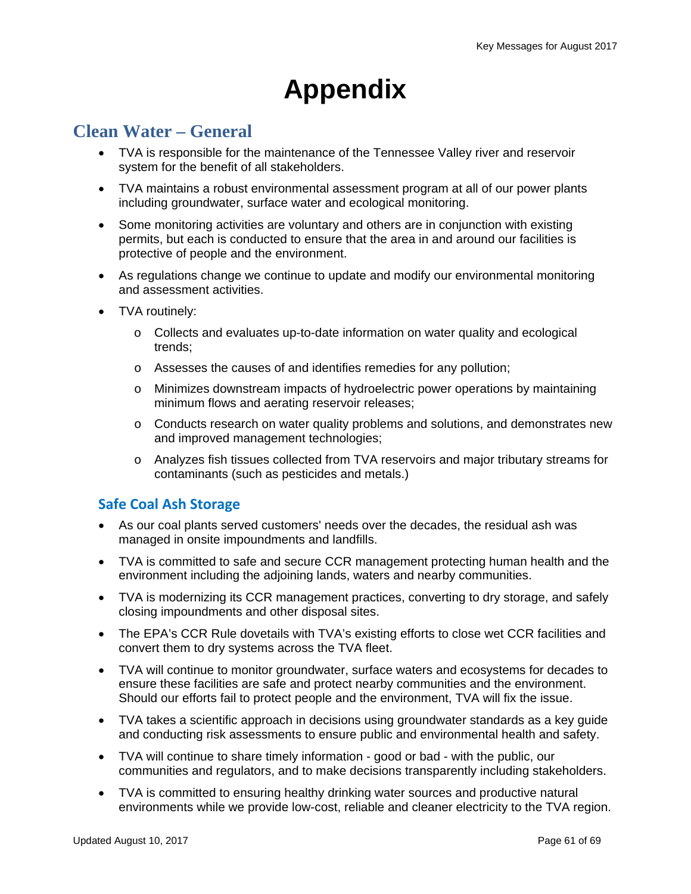# Appendix

## Clean Water – General

- TVA is responsible for the maintenance of the Tennessee Valley river and reservoir system for the benefit of all stakeholders.
- TVA maintains a robust environmental assessment program at all of our power plants including groundwater, surface water and ecological monitoring.
- Some monitoring activities are voluntary and others are in conjunction with existing permits, but each is conducted to ensure that the area in and around our facilities is protective of people and the environment.
- As regulations change we continue to update and modify our environmental monitoring and assessment activities.
- TVA routinely:
  - Collects and evaluates up-to-date information on water quality and ecological trends;
  - Assesses the causes of and identifies remedies for any pollution;
  - Minimizes downstream impacts of hydroelectric power operations by maintaining minimum flows and aerating reservoir releases;
  - Conducts research on water quality problems and solutions, and demonstrates new and improved management technologies;
  - Analyzes fish tissues collected from TVA reservoirs and major tributary streams for contaminants (such as pesticides and metals.)

### Safe Coal Ash Storage

- As our coal plants served customers' needs over the decades, the residual ash was managed in onsite impoundments and landfills.
- TVA is committed to safe and secure CCR management protecting human health and the environment including the adjoining lands, waters and nearby communities.
- TVA is modernizing its CCR management practices, converting to dry storage, and safely closing impoundments and other disposal sites.
- The EPA's CCR Rule dovetails with TVA's existing efforts to close wet CCR facilities and convert them to dry systems across the TVA fleet.
- TVA will continue to monitor groundwater, surface waters and ecosystems for decades to ensure these facilities are safe and protect nearby communities and the environment. Should our efforts fail to protect people and the environment, TVA will fix the issue.
- TVA takes a scientific approach in decisions using groundwater standards as a key guide and conducting risk assessments to ensure public and environmental health and safety.
- TVA will continue to share timely information - good or bad - with the public, our communities and regulators, and to make decisions transparently including stakeholders.
- TVA is committed to ensuring healthy drinking water sources and productive natural environments while we provide low-cost, reliable and cleaner electricity to the TVA region.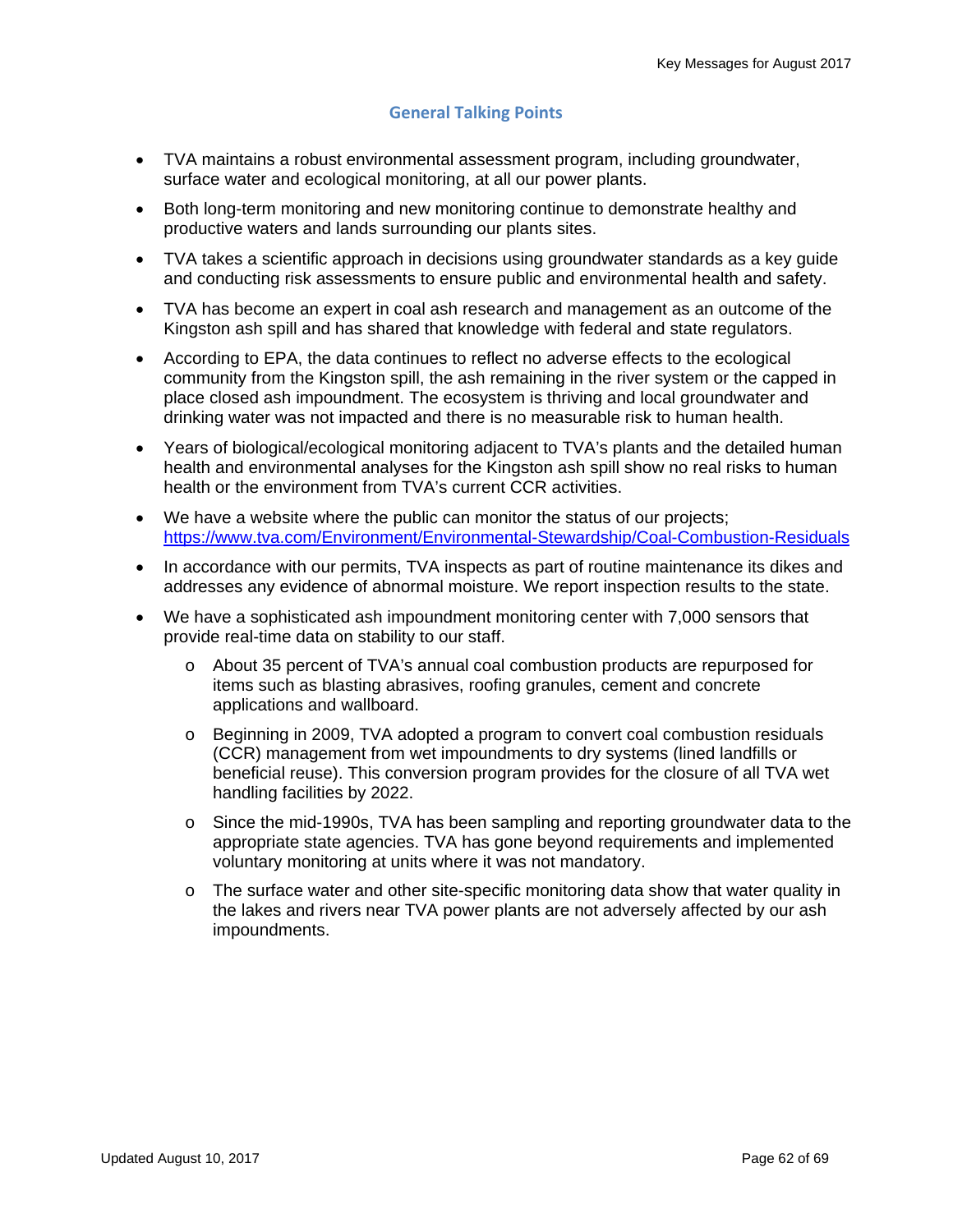## General Talking Points

- TVA maintains a robust environmental assessment program, including groundwater, surface water and ecological monitoring, at all our power plants.
- Both long-term monitoring and new monitoring continue to demonstrate healthy and productive waters and lands surrounding our plants sites.
- TVA takes a scientific approach in decisions using groundwater standards as a key guide and conducting risk assessments to ensure public and environmental health and safety.
- TVA has become an expert in coal ash research and management as an outcome of the Kingston ash spill and has shared that knowledge with federal and state regulators.
- According to EPA, the data continues to reflect no adverse effects to the ecological community from the Kingston spill, the ash remaining in the river system or the capped in place closed ash impoundment. The ecosystem is thriving and local groundwater and drinking water was not impacted and there is no measurable risk to human health.
- Years of biological/ecological monitoring adjacent to TVA's plants and the detailed human health and environmental analyses for the Kingston ash spill show no real risks to human health or the environment from TVA's current CCR activities.
- We have a website where the public can monitor the status of our projects; https://www.tva.com/Environment/Environmental-Stewardship/Coal-Combustion-Residuals
- In accordance with our permits, TVA inspects as part of routine maintenance its dikes and addresses any evidence of abnormal moisture. We report inspection results to the state.
- We have a sophisticated ash impoundment monitoring center with 7,000 sensors that provide real-time data on stability to our staff.
  - About 35 percent of TVA's annual coal combustion products are repurposed for items such as blasting abrasives, roofing granules, cement and concrete applications and wallboard.
  - Beginning in 2009, TVA adopted a program to convert coal combustion residuals (CCR) management from wet impoundments to dry systems (lined landfills or beneficial reuse). This conversion program provides for the closure of all TVA wet handling facilities by 2022.
  - Since the mid-1990s, TVA has been sampling and reporting groundwater data to the appropriate state agencies. TVA has gone beyond requirements and implemented voluntary monitoring at units where it was not mandatory.
  - The surface water and other site-specific monitoring data show that water quality in the lakes and rivers near TVA power plants are not adversely affected by our ash impoundments.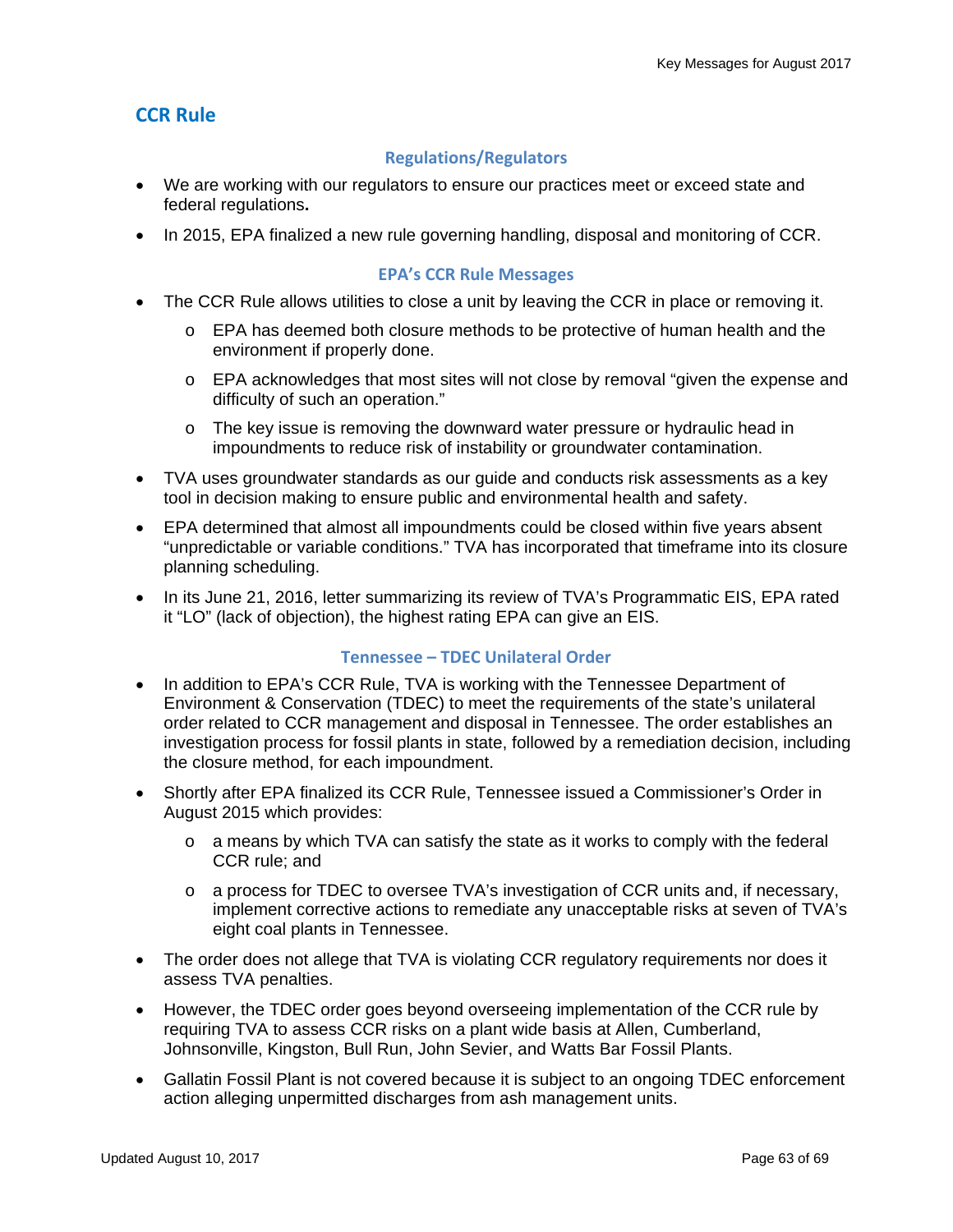## CCR Rule

### Regulations/Regulators

- We are working with our regulators to ensure our practices meet or exceed state and federal regulations**.**
- In 2015, EPA finalized a new rule governing handling, disposal and monitoring of CCR.

### EPA's CCR Rule Messages

- The CCR Rule allows utilities to close a unit by leaving the CCR in place or removing it.
  - EPA has deemed both closure methods to be protective of human health and the environment if properly done.
  - EPA acknowledges that most sites will not close by removal "given the expense and difficulty of such an operation."
  - The key issue is removing the downward water pressure or hydraulic head in impoundments to reduce risk of instability or groundwater contamination.
- TVA uses groundwater standards as our guide and conducts risk assessments as a key tool in decision making to ensure public and environmental health and safety.
- EPA determined that almost all impoundments could be closed within five years absent "unpredictable or variable conditions." TVA has incorporated that timeframe into its closure planning scheduling.
- In its June 21, 2016, letter summarizing its review of TVA's Programmatic EIS, EPA rated it "LO" (lack of objection), the highest rating EPA can give an EIS.

### Tennessee – TDEC Unilateral Order

- In addition to EPA's CCR Rule, TVA is working with the Tennessee Department of Environment & Conservation (TDEC) to meet the requirements of the state's unilateral order related to CCR management and disposal in Tennessee. The order establishes an investigation process for fossil plants in state, followed by a remediation decision, including the closure method, for each impoundment.
- Shortly after EPA finalized its CCR Rule, Tennessee issued a Commissioner's Order in August 2015 which provides:
  - a means by which TVA can satisfy the state as it works to comply with the federal CCR rule; and
  - a process for TDEC to oversee TVA's investigation of CCR units and, if necessary, implement corrective actions to remediate any unacceptable risks at seven of TVA's eight coal plants in Tennessee.
- The order does not allege that TVA is violating CCR regulatory requirements nor does it assess TVA penalties.
- However, the TDEC order goes beyond overseeing implementation of the CCR rule by requiring TVA to assess CCR risks on a plant wide basis at Allen, Cumberland, Johnsonville, Kingston, Bull Run, John Sevier, and Watts Bar Fossil Plants.
- Gallatin Fossil Plant is not covered because it is subject to an ongoing TDEC enforcement action alleging unpermitted discharges from ash management units.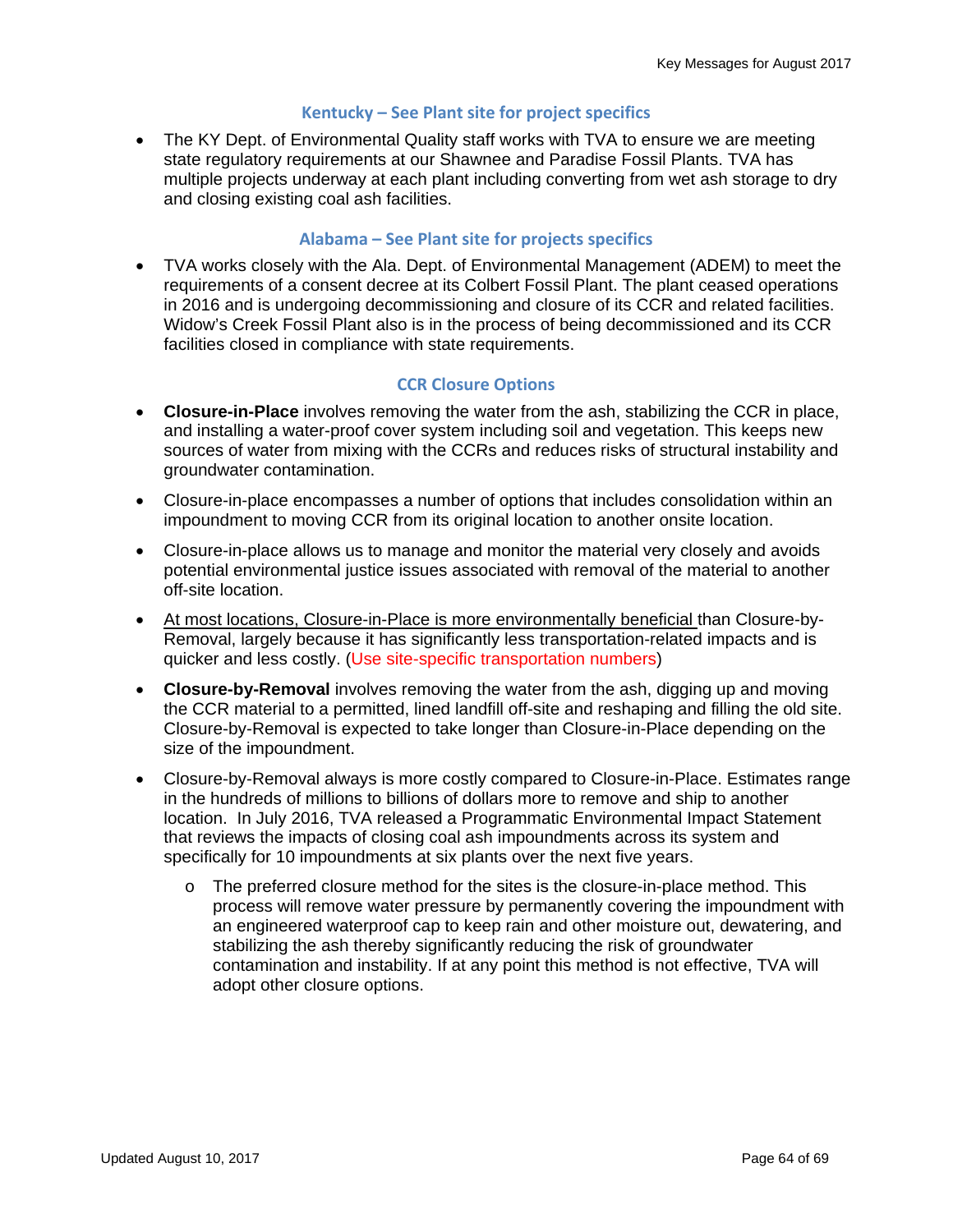## Kentucky – See Plant site for project specifics

- The KY Dept. of Environmental Quality staff works with TVA to ensure we are meeting state regulatory requirements at our Shawnee and Paradise Fossil Plants. TVA has multiple projects underway at each plant including converting from wet ash storage to dry and closing existing coal ash facilities.

## Alabama – See Plant site for projects specifics

- TVA works closely with the Ala. Dept. of Environmental Management (ADEM) to meet the requirements of a consent decree at its Colbert Fossil Plant. The plant ceased operations in 2016 and is undergoing decommissioning and closure of its CCR and related facilities. Widow's Creek Fossil Plant also is in the process of being decommissioned and its CCR facilities closed in compliance with state requirements.

## CCR Closure Options

- **Closure-in-Place** involves removing the water from the ash, stabilizing the CCR in place, and installing a water-proof cover system including soil and vegetation. This keeps new sources of water from mixing with the CCRs and reduces risks of structural instability and groundwater contamination.
- Closure-in-place encompasses a number of options that includes consolidation within an impoundment to moving CCR from its original location to another onsite location.
- Closure-in-place allows us to manage and monitor the material very closely and avoids potential environmental justice issues associated with removal of the material to another off-site location.
- <u>At most locations, Closure-in-Place is more environmentally beneficial</u> than Closure-by-Removal, largely because it has significantly less transportation-related impacts and is quicker and less costly. (Use site-specific transportation numbers)
- **Closure-by-Removal** involves removing the water from the ash, digging up and moving the CCR material to a permitted, lined landfill off-site and reshaping and filling the old site. Closure-by-Removal is expected to take longer than Closure-in-Place depending on the size of the impoundment.
- Closure-by-Removal always is more costly compared to Closure-in-Place. Estimates range in the hundreds of millions to billions of dollars more to remove and ship to another location. In July 2016, TVA released a Programmatic Environmental Impact Statement that reviews the impacts of closing coal ash impoundments across its system and specifically for 10 impoundments at six plants over the next five years.
  - The preferred closure method for the sites is the closure-in-place method. This process will remove water pressure by permanently covering the impoundment with an engineered waterproof cap to keep rain and other moisture out, dewatering, and stabilizing the ash thereby significantly reducing the risk of groundwater contamination and instability. If at any point this method is not effective, TVA will adopt other closure options.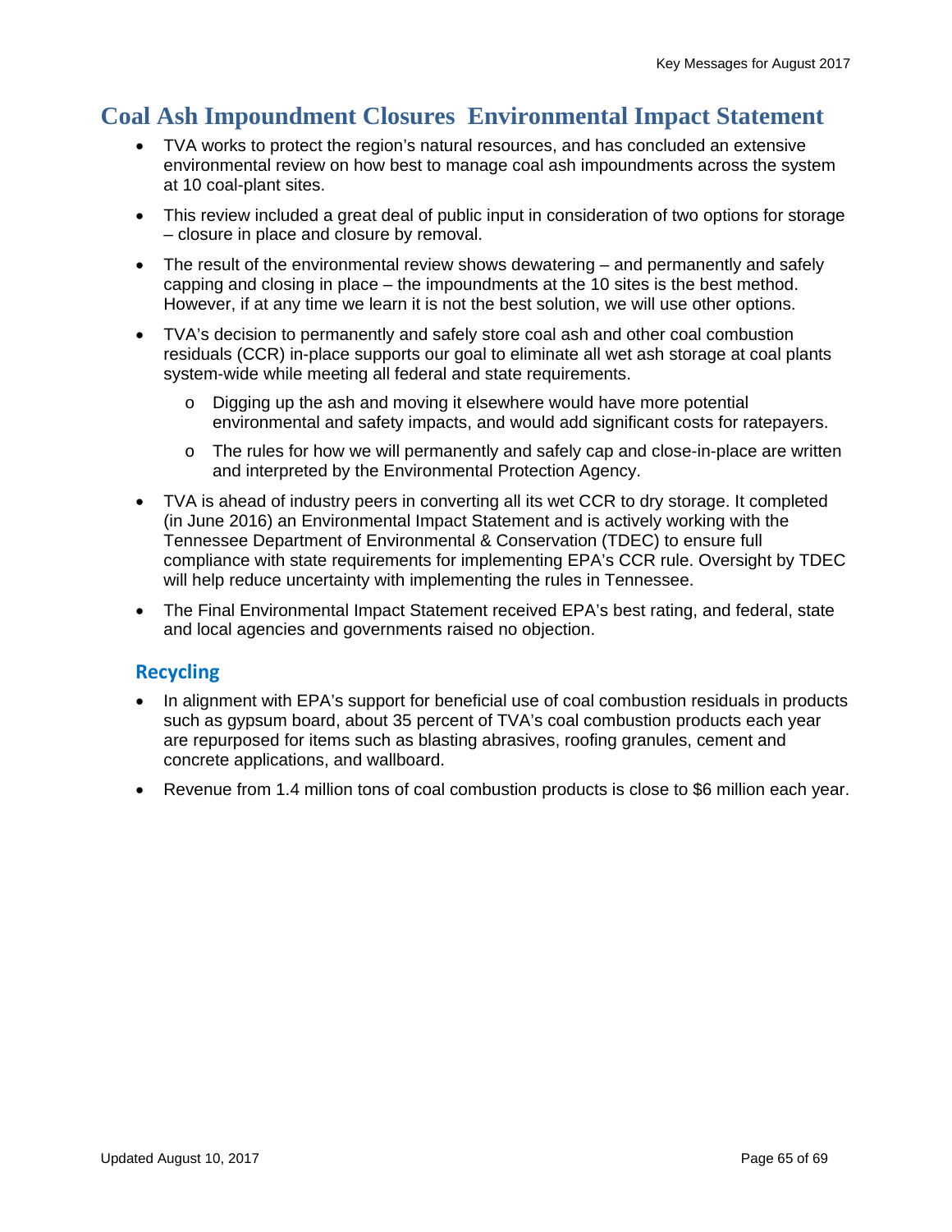# Coal Ash Impoundment Closures  Environmental Impact Statement

- TVA works to protect the region's natural resources, and has concluded an extensive environmental review on how best to manage coal ash impoundments across the system at 10 coal-plant sites.
- This review included a great deal of public input in consideration of two options for storage – closure in place and closure by removal.
- The result of the environmental review shows dewatering – and permanently and safely capping and closing in place – the impoundments at the 10 sites is the best method. However, if at any time we learn it is not the best solution, we will use other options.
- TVA's decision to permanently and safely store coal ash and other coal combustion residuals (CCR) in-place supports our goal to eliminate all wet ash storage at coal plants system-wide while meeting all federal and state requirements.
  - Digging up the ash and moving it elsewhere would have more potential environmental and safety impacts, and would add significant costs for ratepayers.
  - The rules for how we will permanently and safely cap and close-in-place are written and interpreted by the Environmental Protection Agency.
- TVA is ahead of industry peers in converting all its wet CCR to dry storage. It completed (in June 2016) an Environmental Impact Statement and is actively working with the Tennessee Department of Environmental & Conservation (TDEC) to ensure full compliance with state requirements for implementing EPA's CCR rule. Oversight by TDEC will help reduce uncertainty with implementing the rules in Tennessee.
- The Final Environmental Impact Statement received EPA's best rating, and federal, state and local agencies and governments raised no objection.

## Recycling

- In alignment with EPA's support for beneficial use of coal combustion residuals in products such as gypsum board, about 35 percent of TVA's coal combustion products each year are repurposed for items such as blasting abrasives, roofing granules, cement and concrete applications, and wallboard.
- Revenue from 1.4 million tons of coal combustion products is close to $6 million each year.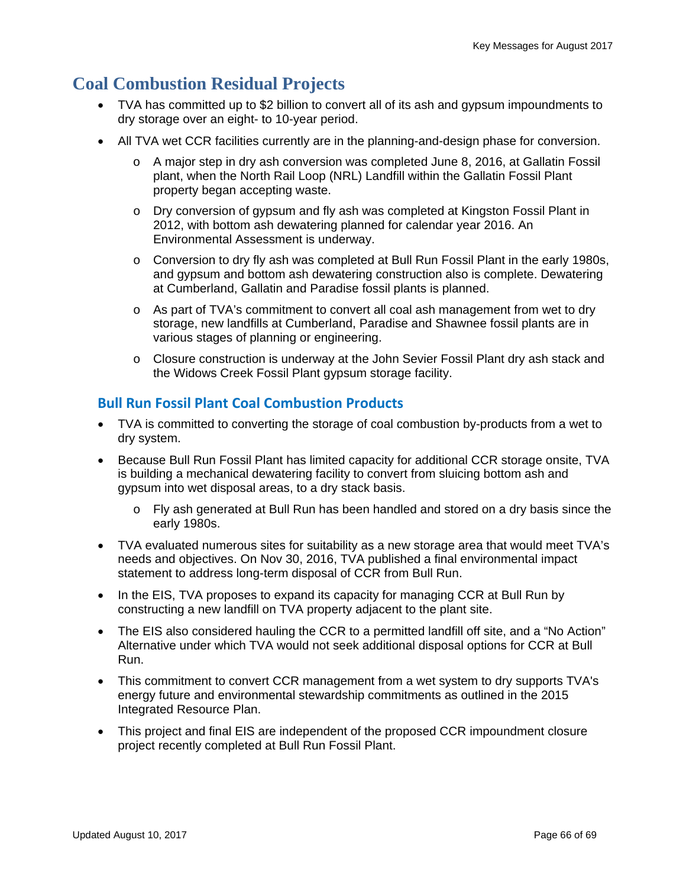# Coal Combustion Residual Projects

- TVA has committed up to $2 billion to convert all of its ash and gypsum impoundments to dry storage over an eight- to 10-year period.
- All TVA wet CCR facilities currently are in the planning-and-design phase for conversion.
  - A major step in dry ash conversion was completed June 8, 2016, at Gallatin Fossil plant, when the North Rail Loop (NRL) Landfill within the Gallatin Fossil Plant property began accepting waste.
  - Dry conversion of gypsum and fly ash was completed at Kingston Fossil Plant in 2012, with bottom ash dewatering planned for calendar year 2016. An Environmental Assessment is underway.
  - Conversion to dry fly ash was completed at Bull Run Fossil Plant in the early 1980s, and gypsum and bottom ash dewatering construction also is complete. Dewatering at Cumberland, Gallatin and Paradise fossil plants is planned.
  - As part of TVA's commitment to convert all coal ash management from wet to dry storage, new landfills at Cumberland, Paradise and Shawnee fossil plants are in various stages of planning or engineering.
  - Closure construction is underway at the John Sevier Fossil Plant dry ash stack and the Widows Creek Fossil Plant gypsum storage facility.

## Bull Run Fossil Plant Coal Combustion Products

- TVA is committed to converting the storage of coal combustion by-products from a wet to dry system.
- Because Bull Run Fossil Plant has limited capacity for additional CCR storage onsite, TVA is building a mechanical dewatering facility to convert from sluicing bottom ash and gypsum into wet disposal areas, to a dry stack basis.
  - Fly ash generated at Bull Run has been handled and stored on a dry basis since the early 1980s.
- TVA evaluated numerous sites for suitability as a new storage area that would meet TVA's needs and objectives. On Nov 30, 2016, TVA published a final environmental impact statement to address long-term disposal of CCR from Bull Run.
- In the EIS, TVA proposes to expand its capacity for managing CCR at Bull Run by constructing a new landfill on TVA property adjacent to the plant site.
- The EIS also considered hauling the CCR to a permitted landfill off site, and a "No Action" Alternative under which TVA would not seek additional disposal options for CCR at Bull Run.
- This commitment to convert CCR management from a wet system to dry supports TVA's energy future and environmental stewardship commitments as outlined in the 2015 Integrated Resource Plan.
- This project and final EIS are independent of the proposed CCR impoundment closure project recently completed at Bull Run Fossil Plant.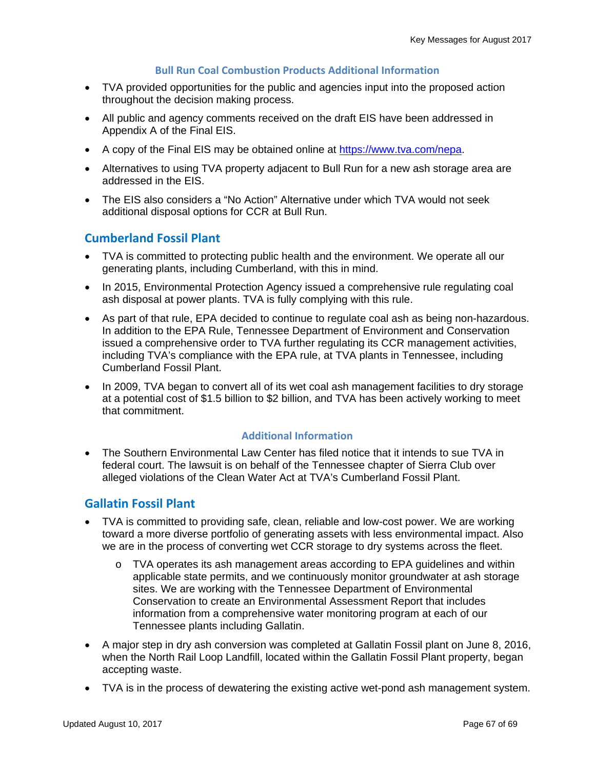### Bull Run Coal Combustion Products Additional Information

- TVA provided opportunities for the public and agencies input into the proposed action throughout the decision making process.
- All public and agency comments received on the draft EIS have been addressed in Appendix A of the Final EIS.
- A copy of the Final EIS may be obtained online at https://www.tva.com/nepa.
- Alternatives to using TVA property adjacent to Bull Run for a new ash storage area are addressed in the EIS.
- The EIS also considers a "No Action" Alternative under which TVA would not seek additional disposal options for CCR at Bull Run.

## Cumberland Fossil Plant

- TVA is committed to protecting public health and the environment. We operate all our generating plants, including Cumberland, with this in mind.
- In 2015, Environmental Protection Agency issued a comprehensive rule regulating coal ash disposal at power plants. TVA is fully complying with this rule.
- As part of that rule, EPA decided to continue to regulate coal ash as being non-hazardous. In addition to the EPA Rule, Tennessee Department of Environment and Conservation issued a comprehensive order to TVA further regulating its CCR management activities, including TVA's compliance with the EPA rule, at TVA plants in Tennessee, including Cumberland Fossil Plant.
- In 2009, TVA began to convert all of its wet coal ash management facilities to dry storage at a potential cost of $1.5 billion to $2 billion, and TVA has been actively working to meet that commitment.

### Additional Information

- The Southern Environmental Law Center has filed notice that it intends to sue TVA in federal court. The lawsuit is on behalf of the Tennessee chapter of Sierra Club over alleged violations of the Clean Water Act at TVA's Cumberland Fossil Plant.

## Gallatin Fossil Plant

- TVA is committed to providing safe, clean, reliable and low-cost power. We are working toward a more diverse portfolio of generating assets with less environmental impact. Also we are in the process of converting wet CCR storage to dry systems across the fleet.
    - TVA operates its ash management areas according to EPA guidelines and within applicable state permits, and we continuously monitor groundwater at ash storage sites. We are working with the Tennessee Department of Environmental Conservation to create an Environmental Assessment Report that includes information from a comprehensive water monitoring program at each of our Tennessee plants including Gallatin.
- A major step in dry ash conversion was completed at Gallatin Fossil plant on June 8, 2016, when the North Rail Loop Landfill, located within the Gallatin Fossil Plant property, began accepting waste.
- TVA is in the process of dewatering the existing active wet-pond ash management system.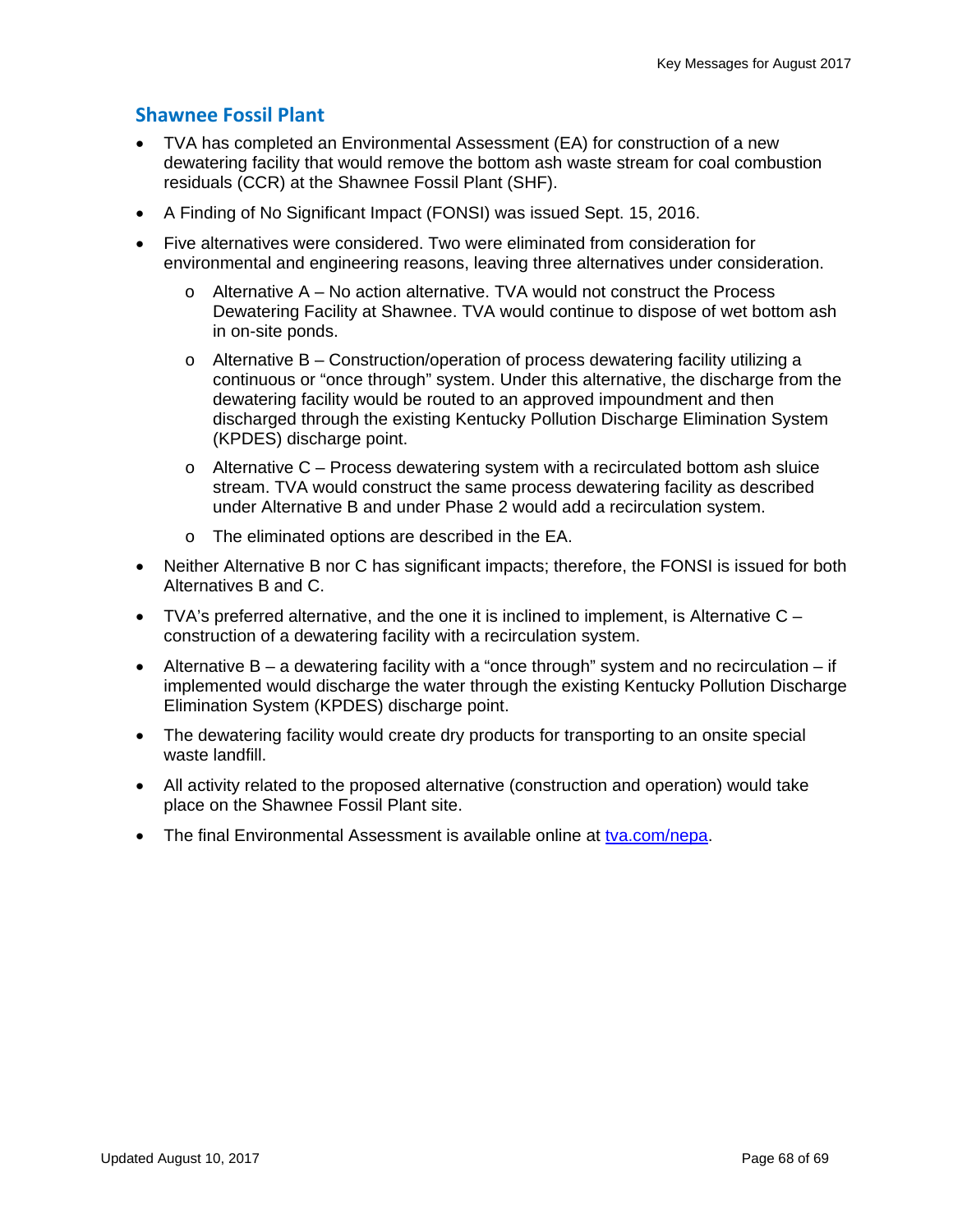## Shawnee Fossil Plant

- TVA has completed an Environmental Assessment (EA) for construction of a new dewatering facility that would remove the bottom ash waste stream for coal combustion residuals (CCR) at the Shawnee Fossil Plant (SHF).
- A Finding of No Significant Impact (FONSI) was issued Sept. 15, 2016.
- Five alternatives were considered. Two were eliminated from consideration for environmental and engineering reasons, leaving three alternatives under consideration.
  - Alternative A – No action alternative. TVA would not construct the Process Dewatering Facility at Shawnee. TVA would continue to dispose of wet bottom ash in on-site ponds.
  - Alternative B – Construction/operation of process dewatering facility utilizing a continuous or "once through" system. Under this alternative, the discharge from the dewatering facility would be routed to an approved impoundment and then discharged through the existing Kentucky Pollution Discharge Elimination System (KPDES) discharge point.
  - Alternative C – Process dewatering system with a recirculated bottom ash sluice stream. TVA would construct the same process dewatering facility as described under Alternative B and under Phase 2 would add a recirculation system.
  - The eliminated options are described in the EA.
- Neither Alternative B nor C has significant impacts; therefore, the FONSI is issued for both Alternatives B and C.
- TVA's preferred alternative, and the one it is inclined to implement, is Alternative C – construction of a dewatering facility with a recirculation system.
- Alternative B – a dewatering facility with a "once through" system and no recirculation – if implemented would discharge the water through the existing Kentucky Pollution Discharge Elimination System (KPDES) discharge point.
- The dewatering facility would create dry products for transporting to an onsite special waste landfill.
- All activity related to the proposed alternative (construction and operation) would take place on the Shawnee Fossil Plant site.
- The final Environmental Assessment is available online at [tva.com/nepa](tva.com/nepa).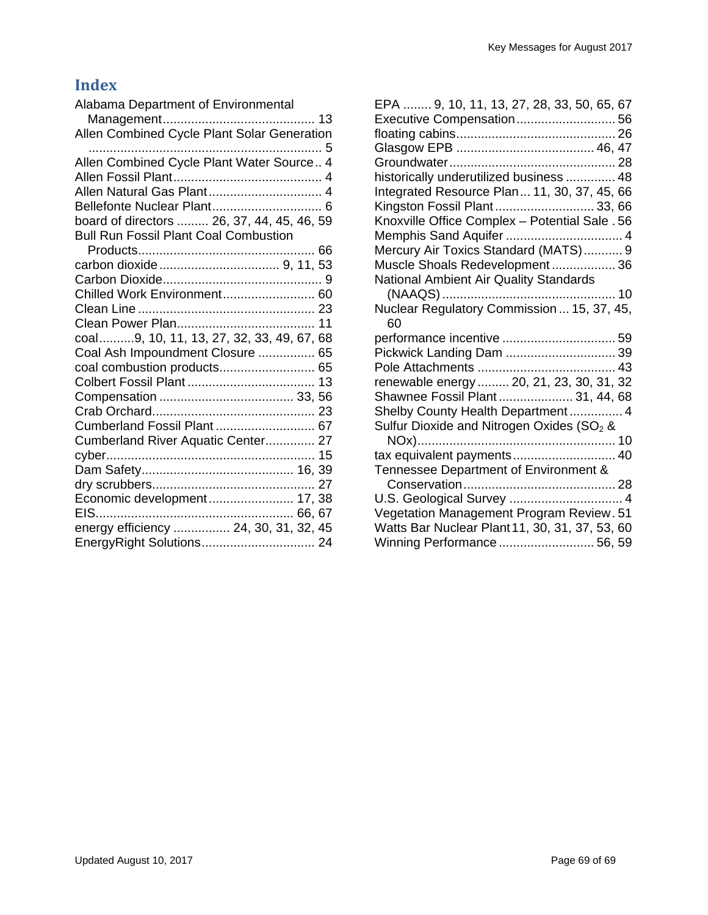# Index

Alabama Department of Environmental Management........................................ 13
Allen Combined Cycle Plant Solar Generation ................................................................ 5
Allen Combined Cycle Plant Water Source.. 4
Allen Fossil Plant........................................ 4
Allen Natural Gas Plant .............................. 4
Bellefonte Nuclear Plant.............................. 6
board of directors ......... 26, 37, 44, 45, 46, 59
Bull Run Fossil Plant Coal Combustion Products.................................................. 66
carbon dioxide ................................ 9, 11, 53
Carbon Dioxide........................................... 9
Chilled Work Environment......................... 60
Clean Line ................................................ 23
Clean Power Plan...................................... 11
coal..........9, 10, 11, 13, 27, 32, 33, 49, 67, 68
Coal Ash Impoundment Closure ................ 65
coal combustion products.......................... 65
Colbert Fossil Plant ................................... 13
Compensation ..................................... 33, 56
Crab Orchard............................................. 23
Cumberland Fossil Plant ........................... 67
Cumberland River Aquatic Center.............. 27
cyber.......................................................... 15
Dam Safety.......................................... 16, 39
dry scrubbers............................................. 27
Economic development........................ 17, 38
EIS........................................................ 66, 67
energy efficiency ................ 24, 30, 31, 32, 45
EnergyRight Solutions................................ 24
EPA ........ 9, 10, 11, 13, 27, 28, 33, 50, 65, 67
Executive Compensation............................ 56
floating cabins............................................ 26
Glasgow EPB ....................................... 46, 47
Groundwater.............................................. 28
historically underutilized business .............. 48
Integrated Resource Plan ... 11, 30, 37, 45, 66
Kingston Fossil Plant ............................ 33, 66
Knoxville Office Complex – Potential Sale . 56
Memphis Sand Aquifer ................................. 4
Mercury Air Toxics Standard (MATS)........... 9
Muscle Shoals Redevelopment .................. 36
National Ambient Air Quality Standards (NAAQS) ................................................. 10
Nuclear Regulatory Commission ... 15, 37, 45, 60
performance incentive ................................ 59
Pickwick Landing Dam ............................... 39
Pole Attachments ....................................... 43
renewable energy ......... 20, 21, 23, 30, 31, 32
Shawnee Fossil Plant..................... 31, 44, 68
Shelby County Health Department ............... 4
Sulfur Dioxide and Nitrogen Oxides ($SO_2$ & NOx)........................................................ 10
tax equivalent payments............................. 40
Tennessee Department of Environment & Conservation........................................... 28
U.S. Geological Survey ................................ 4
Vegetation Management Program Review. 51
Watts Bar Nuclear Plant 11, 30, 31, 37, 53, 60
Winning Performance ........................... 56, 59